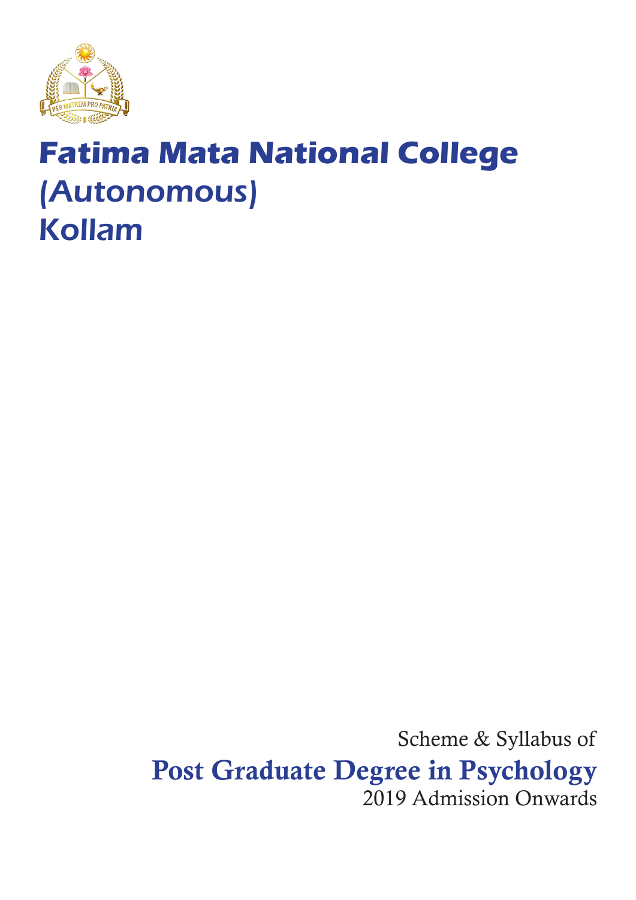# Fatima Mata National College
## (Autonomous)
## Kollam

Scheme & Syllabus of

**Post Graduate Degree in Psychology**

2019 Admission Onwards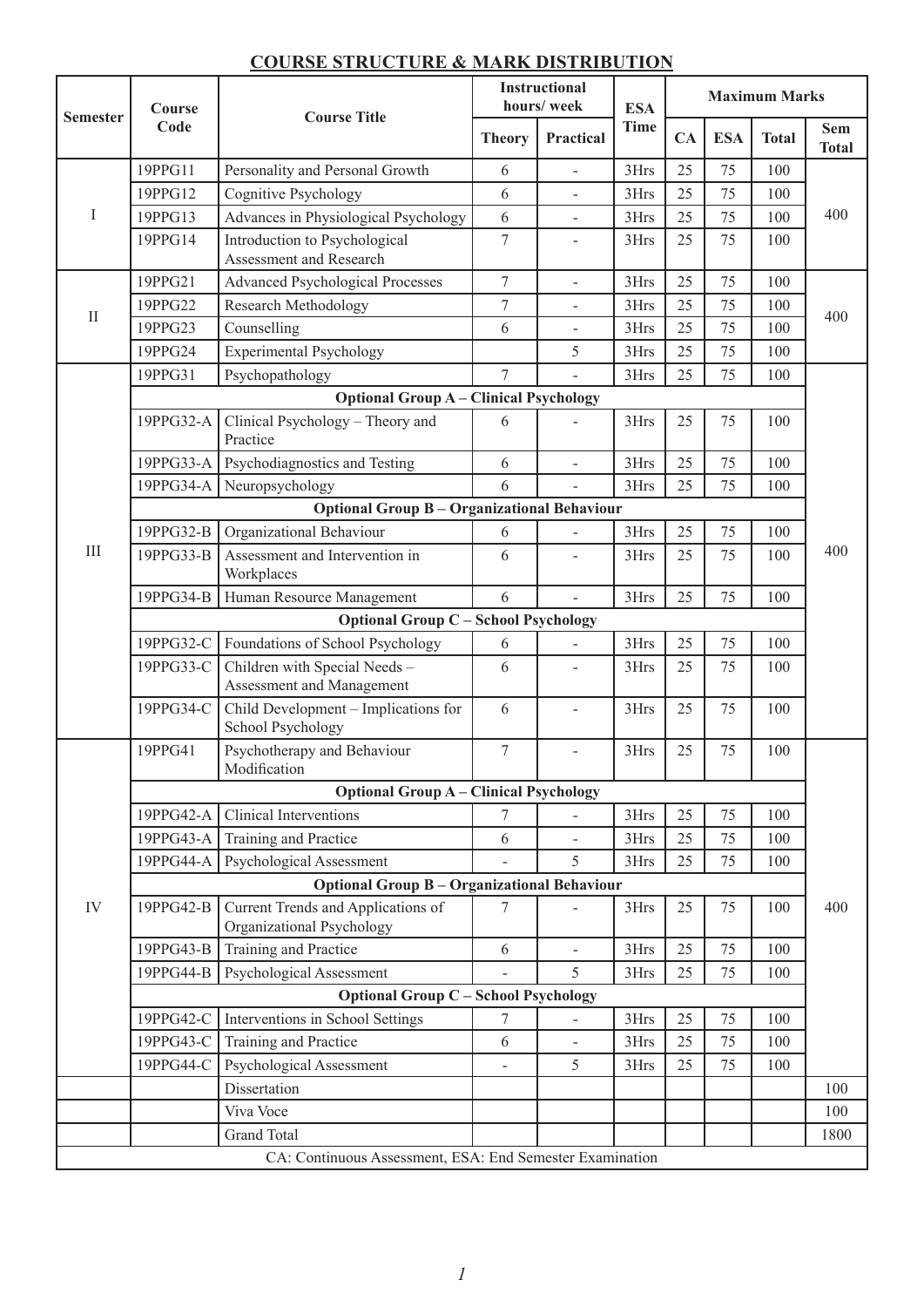## COURSE STRUCTURE & MARK DISTRIBUTION

| Semester | Course Code | Course Title | Instructional hours/ week | | ESA Time | Maximum Marks | | | |
|---|---|---|---|---|---|---|---|---|---|
| | | | Theory | Practical | | CA | ESA | Total | Sem Total |
| I | 19PPG11 | Personality and Personal Growth | 6 | - | 3Hrs | 25 | 75 | 100 | 400 |
| | 19PPG12 | Cognitive Psychology | 6 | - | 3Hrs | 25 | 75 | 100 | |
| | 19PPG13 | Advances in Physiological Psychology | 6 | - | 3Hrs | 25 | 75 | 100 | |
| | 19PPG14 | Introduction to Psychological Assessment and Research | 7 | - | 3Hrs | 25 | 75 | 100 | |
| II | 19PPG21 | Advanced Psychological Processes | 7 | - | 3Hrs | 25 | 75 | 100 | 400 |
| | 19PPG22 | Research Methodology | 7 | - | 3Hrs | 25 | 75 | 100 | |
| | 19PPG23 | Counselling | 6 | - | 3Hrs | 25 | 75 | 100 | |
| | 19PPG24 | Experimental Psychology | | 5 | 3Hrs | 25 | 75 | 100 | |
| III | 19PPG31 | Psychopathology | 7 | - | 3Hrs | 25 | 75 | 100 | 400 |
| | **Optional Group A – Clinical Psychology** | | | | | | | | |
| | 19PPG32-A | Clinical Psychology – Theory and Practice | 6 | - | 3Hrs | 25 | 75 | 100 | |
| | 19PPG33-A | Psychodiagnostics and Testing | 6 | - | 3Hrs | 25 | 75 | 100 | |
| | 19PPG34-A | Neuropsychology | 6 | - | 3Hrs | 25 | 75 | 100 | |
| | **Optional Group B – Organizational Behaviour** | | | | | | | | |
| | 19PPG32-B | Organizational Behaviour | 6 | - | 3Hrs | 25 | 75 | 100 | |
| | 19PPG33-B | Assessment and Intervention in Workplaces | 6 | - | 3Hrs | 25 | 75 | 100 | |
| | 19PPG34-B | Human Resource Management | 6 | - | 3Hrs | 25 | 75 | 100 | |
| | **Optional Group C – School Psychology** | | | | | | | | |
| | 19PPG32-C | Foundations of School Psychology | 6 | - | 3Hrs | 25 | 75 | 100 | |
| | 19PPG33-C | Children with Special Needs – Assessment and Management | 6 | - | 3Hrs | 25 | 75 | 100 | |
| | 19PPG34-C | Child Development – Implications for School Psychology | 6 | - | 3Hrs | 25 | 75 | 100 | |
| IV | 19PPG41 | Psychotherapy and Behaviour Modification | 7 | - | 3Hrs | 25 | 75 | 100 | 400 |
| | **Optional Group A – Clinical Psychology** | | | | | | | | |
| | 19PPG42-A | Clinical Interventions | 7 | - | 3Hrs | 25 | 75 | 100 | |
| | 19PPG43-A | Training and Practice | 6 | - | 3Hrs | 25 | 75 | 100 | |
| | 19PPG44-A | Psychological Assessment | - | 5 | 3Hrs | 25 | 75 | 100 | |
| | **Optional Group B – Organizational Behaviour** | | | | | | | | |
| | 19PPG42-B | Current Trends and Applications of Organizational Psychology | 7 | - | 3Hrs | 25 | 75 | 100 | |
| | 19PPG43-B | Training and Practice | 6 | - | 3Hrs | 25 | 75 | 100 | |
| | 19PPG44-B | Psychological Assessment | - | 5 | 3Hrs | 25 | 75 | 100 | |
| | **Optional Group C – School Psychology** | | | | | | | | |
| | 19PPG42-C | Interventions in School Settings | 7 | - | 3Hrs | 25 | 75 | 100 | |
| | 19PPG43-C | Training and Practice | 6 | - | 3Hrs | 25 | 75 | 100 | |
| | 19PPG44-C | Psychological Assessment | - | 5 | 3Hrs | 25 | 75 | 100 | |
| | | Dissertation | | | | | | | 100 |
| | | Viva Voce | | | | | | | 100 |
| | | Grand Total | | | | | | | 1800 |

CA: Continuous Assessment, ESA: End Semester Examination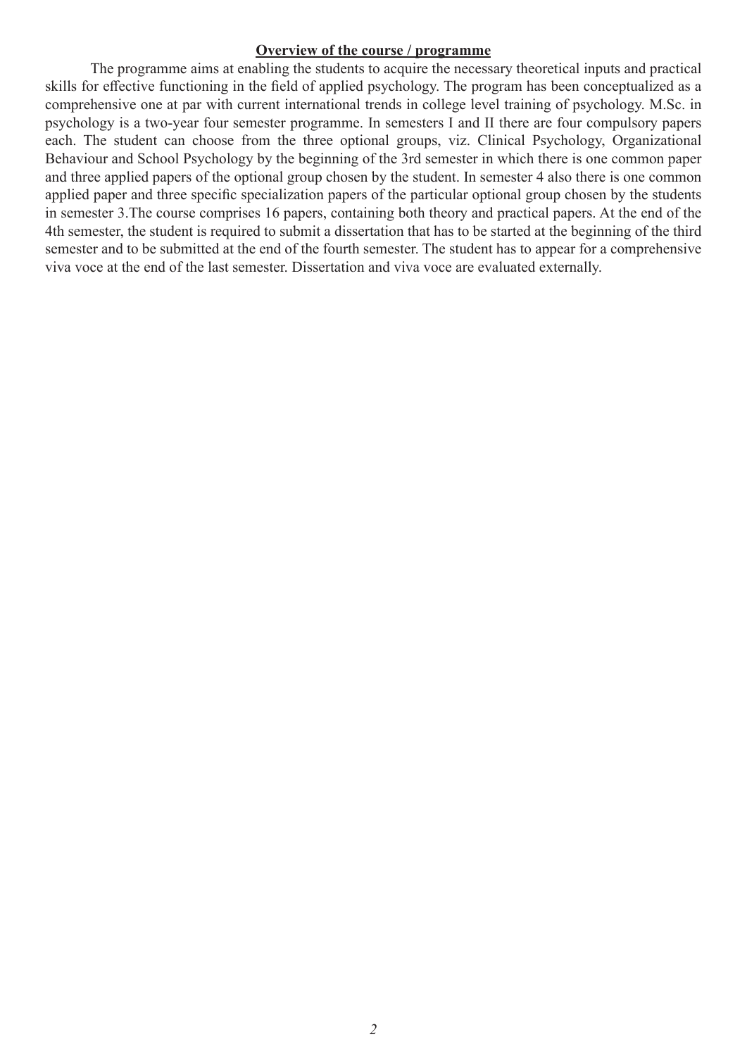## Overview of the course / programme

The programme aims at enabling the students to acquire the necessary theoretical inputs and practical skills for effective functioning in the field of applied psychology. The program has been conceptualized as a comprehensive one at par with current international trends in college level training of psychology. M.Sc. in psychology is a two-year four semester programme. In semesters I and II there are four compulsory papers each. The student can choose from the three optional groups, viz. Clinical Psychology, Organizational Behaviour and School Psychology by the beginning of the 3rd semester in which there is one common paper and three applied papers of the optional group chosen by the student. In semester 4 also there is one common applied paper and three specific specialization papers of the particular optional group chosen by the students in semester 3.The course comprises 16 papers, containing both theory and practical papers. At the end of the 4th semester, the student is required to submit a dissertation that has to be started at the beginning of the third semester and to be submitted at the end of the fourth semester. The student has to appear for a comprehensive viva voce at the end of the last semester. Dissertation and viva voce are evaluated externally.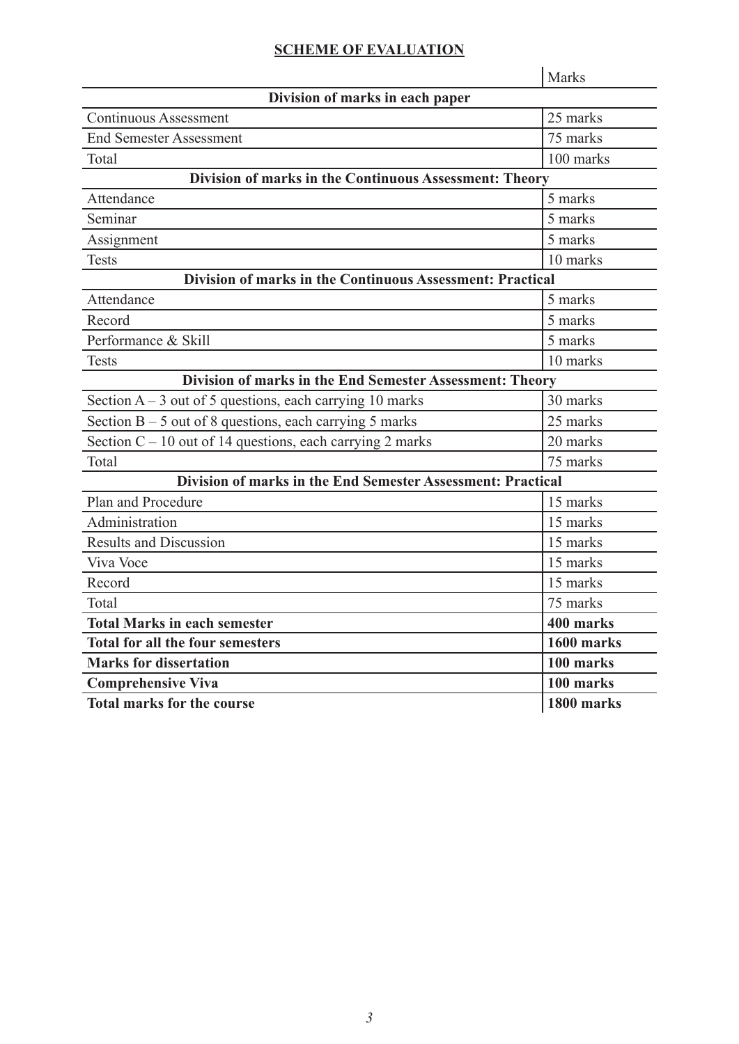## SCHEME OF EVALUATION

| | Marks |
|---|---|
| **Division of marks in each paper** | |
| Continuous Assessment | 25 marks |
| End Semester Assessment | 75 marks |
| Total | 100 marks |
| **Division of marks in the Continuous Assessment: Theory** | |
| Attendance | 5 marks |
| Seminar | 5 marks |
| Assignment | 5 marks |
| Tests | 10 marks |
| **Division of marks in the Continuous Assessment: Practical** | |
| Attendance | 5 marks |
| Record | 5 marks |
| Performance & Skill | 5 marks |
| Tests | 10 marks |
| **Division of marks in the End Semester Assessment: Theory** | |
| Section A – 3 out of 5 questions, each carrying 10 marks | 30 marks |
| Section B – 5 out of 8 questions, each carrying 5 marks | 25 marks |
| Section C – 10 out of 14 questions, each carrying 2 marks | 20 marks |
| Total | 75 marks |
| **Division of marks in the End Semester Assessment: Practical** | |
| Plan and Procedure | 15 marks |
| Administration | 15 marks |
| Results and Discussion | 15 marks |
| Viva Voce | 15 marks |
| Record | 15 marks |
| Total | 75 marks |
| **Total Marks in each semester** | **400 marks** |
| **Total for all the four semesters** | **1600 marks** |
| **Marks for dissertation** | **100 marks** |
| **Comprehensive Viva** | **100 marks** |
| **Total marks for the course** | **1800 marks** |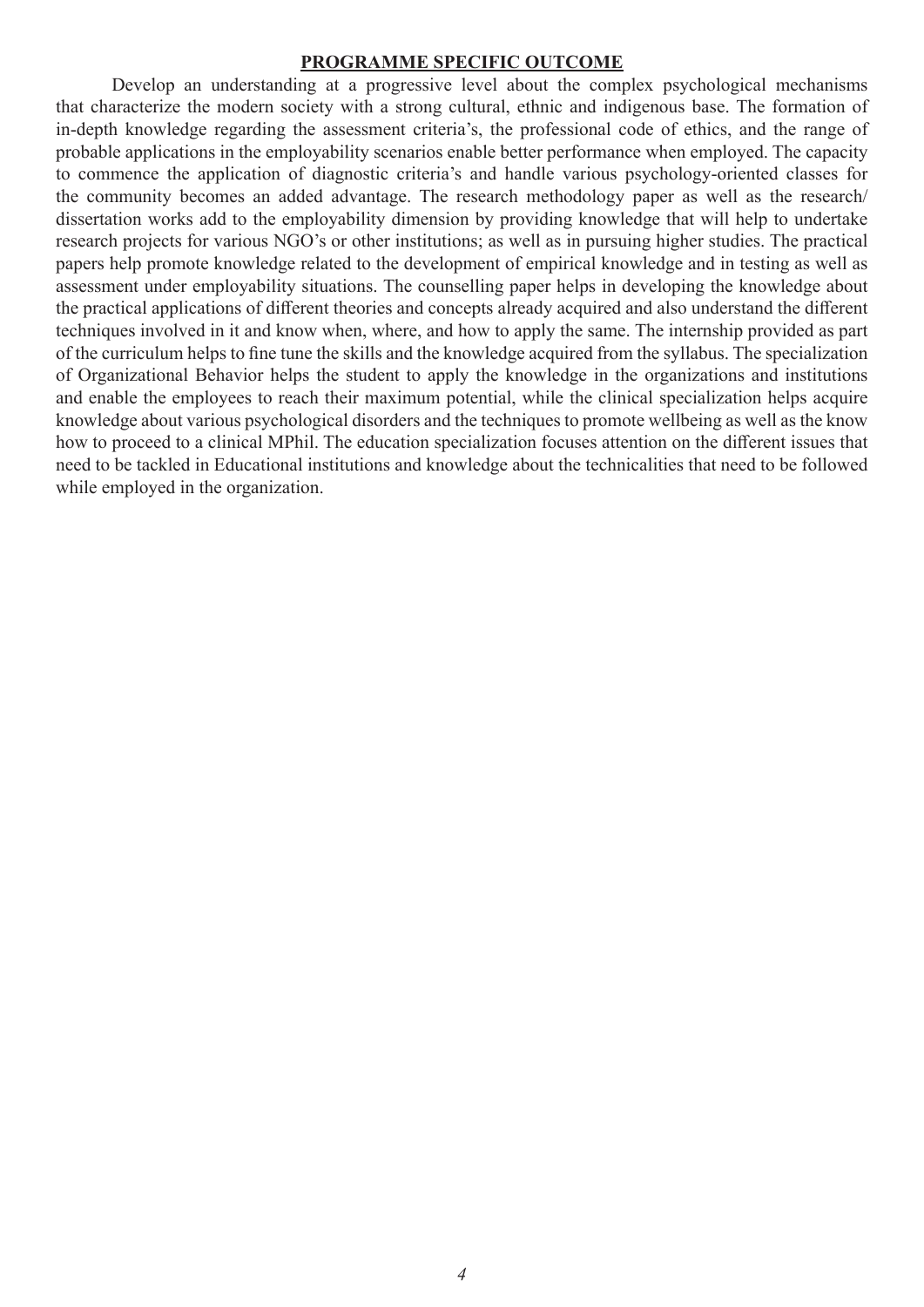## PROGRAMME SPECIFIC OUTCOME

Develop an understanding at a progressive level about the complex psychological mechanisms that characterize the modern society with a strong cultural, ethnic and indigenous base. The formation of in-depth knowledge regarding the assessment criteria's, the professional code of ethics, and the range of probable applications in the employability scenarios enable better performance when employed. The capacity to commence the application of diagnostic criteria's and handle various psychology-oriented classes for the community becomes an added advantage. The research methodology paper as well as the research/ dissertation works add to the employability dimension by providing knowledge that will help to undertake research projects for various NGO's or other institutions; as well as in pursuing higher studies. The practical papers help promote knowledge related to the development of empirical knowledge and in testing as well as assessment under employability situations. The counselling paper helps in developing the knowledge about the practical applications of different theories and concepts already acquired and also understand the different techniques involved in it and know when, where, and how to apply the same. The internship provided as part of the curriculum helps to fine tune the skills and the knowledge acquired from the syllabus. The specialization of Organizational Behavior helps the student to apply the knowledge in the organizations and institutions and enable the employees to reach their maximum potential, while the clinical specialization helps acquire knowledge about various psychological disorders and the techniques to promote wellbeing as well as the know how to proceed to a clinical MPhil. The education specialization focuses attention on the different issues that need to be tackled in Educational institutions and knowledge about the technicalities that need to be followed while employed in the organization.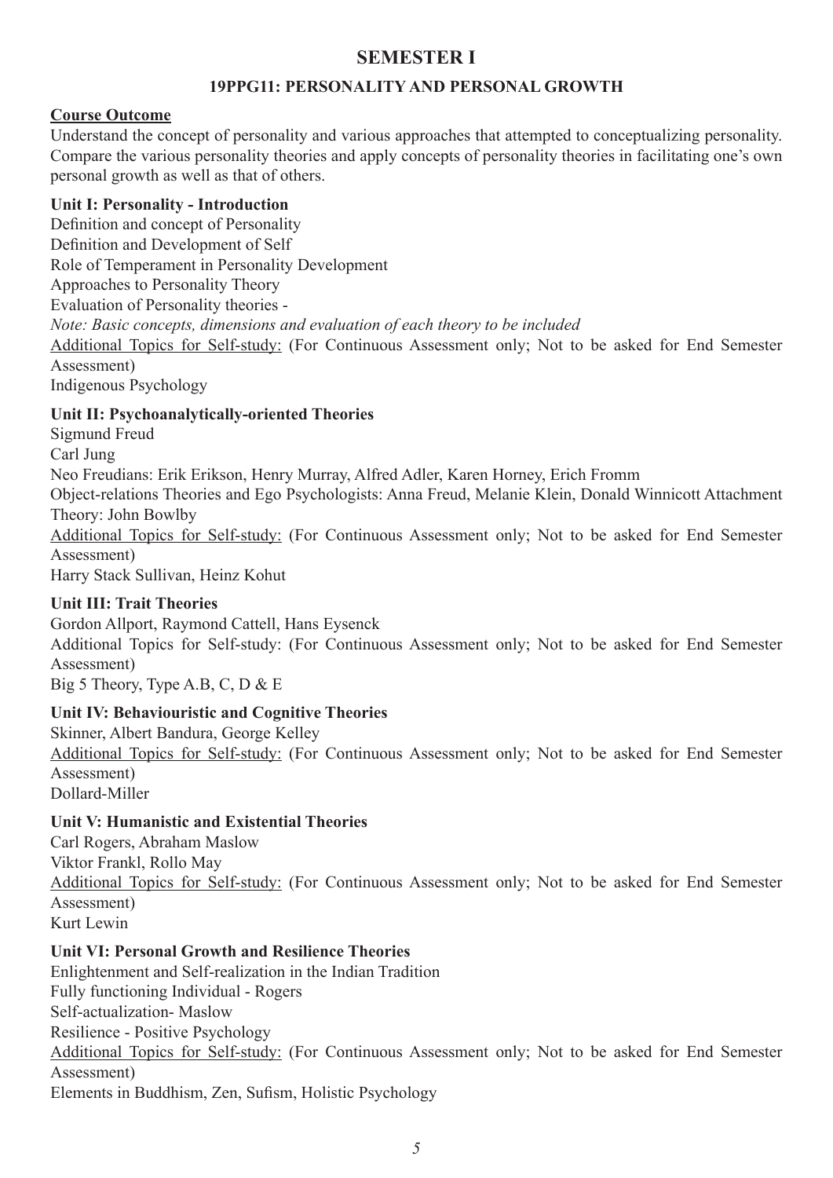# SEMESTER I

## 19PPG11: PERSONALITY AND PERSONAL GROWTH

**Course Outcome**

Understand the concept of personality and various approaches that attempted to conceptualizing personality. Compare the various personality theories and apply concepts of personality theories in facilitating one's own personal growth as well as that of others.

**Unit I: Personality - Introduction**

Definition and concept of Personality
Definition and Development of Self
Role of Temperament in Personality Development
Approaches to Personality Theory
Evaluation of Personality theories -
*Note: Basic concepts, dimensions and evaluation of each theory to be included*
Additional Topics for Self-study: (For Continuous Assessment only; Not to be asked for End Semester Assessment)
Indigenous Psychology

**Unit II: Psychoanalytically-oriented Theories**

Sigmund Freud
Carl Jung
Neo Freudians: Erik Erikson, Henry Murray, Alfred Adler, Karen Horney, Erich Fromm
Object-relations Theories and Ego Psychologists: Anna Freud, Melanie Klein, Donald Winnicott Attachment Theory: John Bowlby
Additional Topics for Self-study: (For Continuous Assessment only; Not to be asked for End Semester Assessment)
Harry Stack Sullivan, Heinz Kohut

**Unit III: Trait Theories**

Gordon Allport, Raymond Cattell, Hans Eysenck
Additional Topics for Self-study: (For Continuous Assessment only; Not to be asked for End Semester Assessment)
Big 5 Theory, Type A.B, C, D & E

**Unit IV: Behaviouristic and Cognitive Theories**

Skinner, Albert Bandura, George Kelley
Additional Topics for Self-study: (For Continuous Assessment only; Not to be asked for End Semester Assessment)
Dollard-Miller

**Unit V: Humanistic and Existential Theories**

Carl Rogers, Abraham Maslow
Viktor Frankl, Rollo May
Additional Topics for Self-study: (For Continuous Assessment only; Not to be asked for End Semester Assessment)
Kurt Lewin

**Unit VI: Personal Growth and Resilience Theories**

Enlightenment and Self-realization in the Indian Tradition
Fully functioning Individual - Rogers
Self-actualization- Maslow
Resilience - Positive Psychology
Additional Topics for Self-study: (For Continuous Assessment only; Not to be asked for End Semester Assessment)
Elements in Buddhism, Zen, Sufism, Holistic Psychology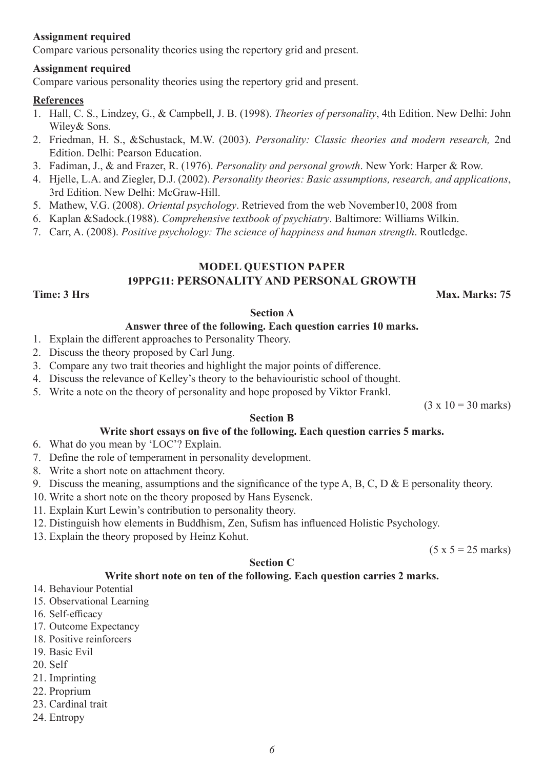**Assignment required**

Compare various personality theories using the repertory grid and present.

**Assignment required**

Compare various personality theories using the repertory grid and present.

**References**

1. Hall, C. S., Lindzey, G., & Campbell, J. B. (1998). *Theories of personality*, 4th Edition. New Delhi: John Wiley& Sons.
2. Friedman, H. S., &Schustack, M.W. (2003). *Personality: Classic theories and modern research,* 2nd Edition. Delhi: Pearson Education.
3. Fadiman, J., & and Frazer, R. (1976). *Personality and personal growth*. New York: Harper & Row.
4. Hjelle, L.A. and Ziegler, D.J. (2002). *Personality theories: Basic assumptions, research, and applications*, 3rd Edition. New Delhi: McGraw-Hill.
5. Mathew, V.G. (2008). *Oriental psychology*. Retrieved from the web November10, 2008 from
6. Kaplan &Sadock.(1988). *Comprehensive textbook of psychiatry*. Baltimore: Williams Wilkin.
7. Carr, A. (2008). *Positive psychology: The science of happiness and human strength*. Routledge.

## MODEL QUESTION PAPER

## 19PPG11: PERSONALITY AND PERSONAL GROWTH

**Time: 3 Hrs** **Max. Marks: 75**

### Section A

**Answer three of the following. Each question carries 10 marks.**

1. Explain the different approaches to Personality Theory.
2. Discuss the theory proposed by Carl Jung.
3. Compare any two trait theories and highlight the major points of difference.
4. Discuss the relevance of Kelley's theory to the behaviouristic school of thought.
5. Write a note on the theory of personality and hope proposed by Viktor Frankl.

(3 x 10 = 30 marks)

### Section B

**Write short essays on five of the following. Each question carries 5 marks.**

6. What do you mean by 'LOC'? Explain.
7. Define the role of temperament in personality development.
8. Write a short note on attachment theory.
9. Discuss the meaning, assumptions and the significance of the type A, B, C, D & E personality theory.
10. Write a short note on the theory proposed by Hans Eysenck.
11. Explain Kurt Lewin's contribution to personality theory.
12. Distinguish how elements in Buddhism, Zen, Sufism has influenced Holistic Psychology.
13. Explain the theory proposed by Heinz Kohut.

(5 x 5 = 25 marks)

### Section C

**Write short note on ten of the following. Each question carries 2 marks.**

14. Behaviour Potential
15. Observational Learning
16. Self-efficacy
17. Outcome Expectancy
18. Positive reinforcers
19. Basic Evil
20. Self
21. Imprinting
22. Proprium
23. Cardinal trait
24. Entropy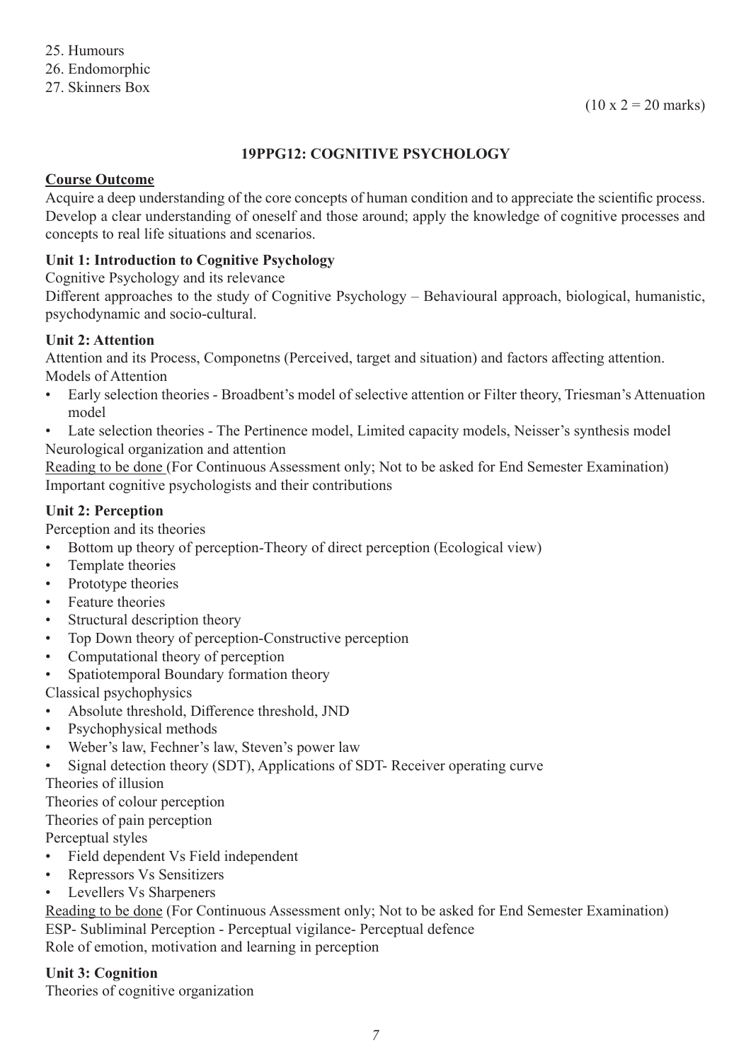25. Humours
26. Endomorphic
27. Skinners Box

(10 x 2 = 20 marks)

## 19PPG12: COGNITIVE PSYCHOLOGY

**Course Outcome**

Acquire a deep understanding of the core concepts of human condition and to appreciate the scientific process. Develop a clear understanding of oneself and those around; apply the knowledge of cognitive processes and concepts to real life situations and scenarios.

### Unit 1: Introduction to Cognitive Psychology

Cognitive Psychology and its relevance

Different approaches to the study of Cognitive Psychology – Behavioural approach, biological, humanistic, psychodynamic and socio-cultural.

### Unit 2: Attention

Attention and its Process, Componetns (Perceived, target and situation) and factors affecting attention.

Models of Attention

- Early selection theories - Broadbent's model of selective attention or Filter theory, Triesman's Attenuation model
- Late selection theories - The Pertinence model, Limited capacity models, Neisser's synthesis model

Neurological organization and attention

Reading to be done (For Continuous Assessment only; Not to be asked for End Semester Examination)

Important cognitive psychologists and their contributions

### Unit 2: Perception

Perception and its theories

- Bottom up theory of perception-Theory of direct perception (Ecological view)
- Template theories
- Prototype theories
- Feature theories
- Structural description theory
- Top Down theory of perception-Constructive perception
- Computational theory of perception
- Spatiotemporal Boundary formation theory

Classical psychophysics

- Absolute threshold, Difference threshold, JND
- Psychophysical methods
- Weber's law, Fechner's law, Steven's power law
- Signal detection theory (SDT), Applications of SDT- Receiver operating curve

Theories of illusion

Theories of colour perception

Theories of pain perception

Perceptual styles

- Field dependent Vs Field independent
- Repressors Vs Sensitizers
- Levellers Vs Sharpeners

Reading to be done (For Continuous Assessment only; Not to be asked for End Semester Examination)

ESP- Subliminal Perception - Perceptual vigilance- Perceptual defence

Role of emotion, motivation and learning in perception

### Unit 3: Cognition

Theories of cognitive organization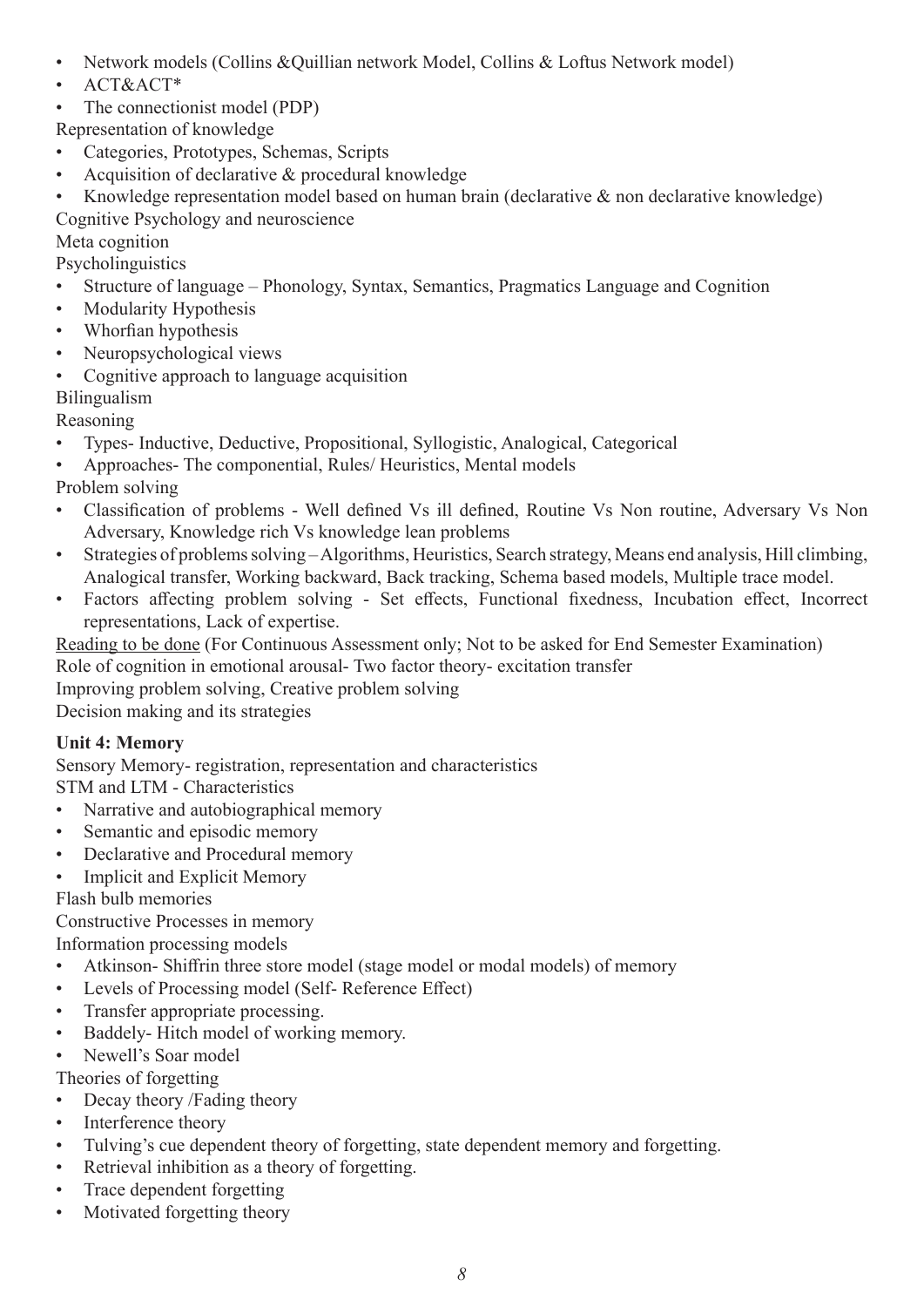- Network models (Collins &Quillian network Model, Collins & Loftus Network model)
- ACT&ACT*
- The connectionist model (PDP)

Representation of knowledge

- Categories, Prototypes, Schemas, Scripts
- Acquisition of declarative & procedural knowledge
- Knowledge representation model based on human brain (declarative & non declarative knowledge)

Cognitive Psychology and neuroscience

Meta cognition

Psycholinguistics

- Structure of language – Phonology, Syntax, Semantics, Pragmatics Language and Cognition
- Modularity Hypothesis
- Whorfian hypothesis
- Neuropsychological views
- Cognitive approach to language acquisition

Bilingualism

Reasoning

- Types- Inductive, Deductive, Propositional, Syllogistic, Analogical, Categorical
- Approaches- The componential, Rules/ Heuristics, Mental models

Problem solving

- Classification of problems - Well defined Vs ill defined, Routine Vs Non routine, Adversary Vs Non Adversary, Knowledge rich Vs knowledge lean problems
- Strategies of problems solving – Algorithms, Heuristics, Search strategy, Means end analysis, Hill climbing, Analogical transfer, Working backward, Back tracking, Schema based models, Multiple trace model.
- Factors affecting problem solving - Set effects, Functional fixedness, Incubation effect, Incorrect representations, Lack of expertise.

Reading to be done (For Continuous Assessment only; Not to be asked for End Semester Examination)

Role of cognition in emotional arousal- Two factor theory- excitation transfer

Improving problem solving, Creative problem solving

Decision making and its strategies

**Unit 4: Memory**

Sensory Memory- registration, representation and characteristics

STM and LTM - Characteristics

- Narrative and autobiographical memory
- Semantic and episodic memory
- Declarative and Procedural memory
- Implicit and Explicit Memory

Flash bulb memories

Constructive Processes in memory

Information processing models

- Atkinson- Shiffrin three store model (stage model or modal models) of memory
- Levels of Processing model (Self- Reference Effect)
- Transfer appropriate processing.
- Baddely- Hitch model of working memory.
- Newell's Soar model

Theories of forgetting

- Decay theory /Fading theory
- Interference theory
- Tulving's cue dependent theory of forgetting, state dependent memory and forgetting.
- Retrieval inhibition as a theory of forgetting.
- Trace dependent forgetting
- Motivated forgetting theory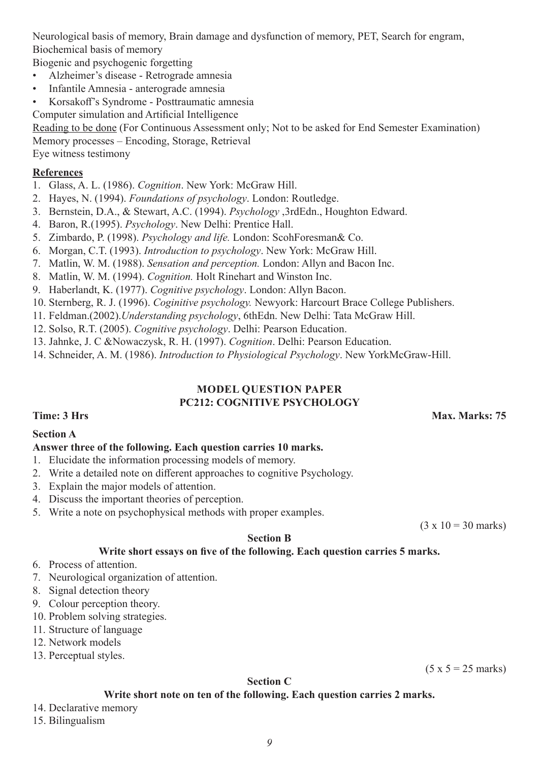Neurological basis of memory, Brain damage and dysfunction of memory, PET, Search for engram, Biochemical basis of memory

Biogenic and psychogenic forgetting

- Alzheimer's disease - Retrograde amnesia
- Infantile Amnesia - anterograde amnesia
- Korsakoff's Syndrome - Posttraumatic amnesia

Computer simulation and Artificial Intelligence

Reading to be done (For Continuous Assessment only; Not to be asked for End Semester Examination)

Memory processes – Encoding, Storage, Retrieval

Eye witness testimony

**References**

1. Glass, A. L. (1986). *Cognition*. New York: McGraw Hill.
2. Hayes, N. (1994). *Foundations of psychology*. London: Routledge.
3. Bernstein, D.A., & Stewart, A.C. (1994). *Psychology* ,3rdEdn., Houghton Edward.
4. Baron, R.(1995). *Psychology*. New Delhi: Prentice Hall.
5. Zimbardo, P. (1998). *Psychology and life.* London: ScohForesman& Co.
6. Morgan, C.T. (1993). *Introduction to psychology*. New York: McGraw Hill.
7. Matlin, W. M. (1988). *Sensation and perception.* London: Allyn and Bacon Inc.
8. Matlin, W. M. (1994). *Cognition.* Holt Rinehart and Winston Inc.
9. Haberlandt, K. (1977). *Cognitive psychology*. London: Allyn Bacon.
10. Sternberg, R. J. (1996). *Coginitive psychology.* Newyork: Harcourt Brace College Publishers.
11. Feldman.(2002).*Understanding psychology*, 6thEdn. New Delhi: Tata McGraw Hill.
12. Solso, R.T. (2005). *Cognitive psychology*. Delhi: Pearson Education.
13. Jahnke, J. C &Nowaczysk, R. H. (1997). *Cognition*. Delhi: Pearson Education.
14. Schneider, A. M. (1986). *Introduction to Physiological Psychology*. New YorkMcGraw-Hill.

## MODEL QUESTION PAPER
## PC212: COGNITIVE PSYCHOLOGY

**Time: 3 Hrs** **Max. Marks: 75**

**Section A**

**Answer three of the following. Each question carries 10 marks.**

1. Elucidate the information processing models of memory.
2. Write a detailed note on different approaches to cognitive Psychology.
3. Explain the major models of attention.
4. Discuss the important theories of perception.
5. Write a note on psychophysical methods with proper examples.

(3 x 10 = 30 marks)

**Section B**

**Write short essays on five of the following. Each question carries 5 marks.**

6. Process of attention.
7. Neurological organization of attention.
8. Signal detection theory
9. Colour perception theory.
10. Problem solving strategies.
11. Structure of language
12. Network models
13. Perceptual styles.

(5 x 5 = 25 marks)

**Section C**

**Write short note on ten of the following. Each question carries 2 marks.**

14. Declarative memory
15. Bilingualism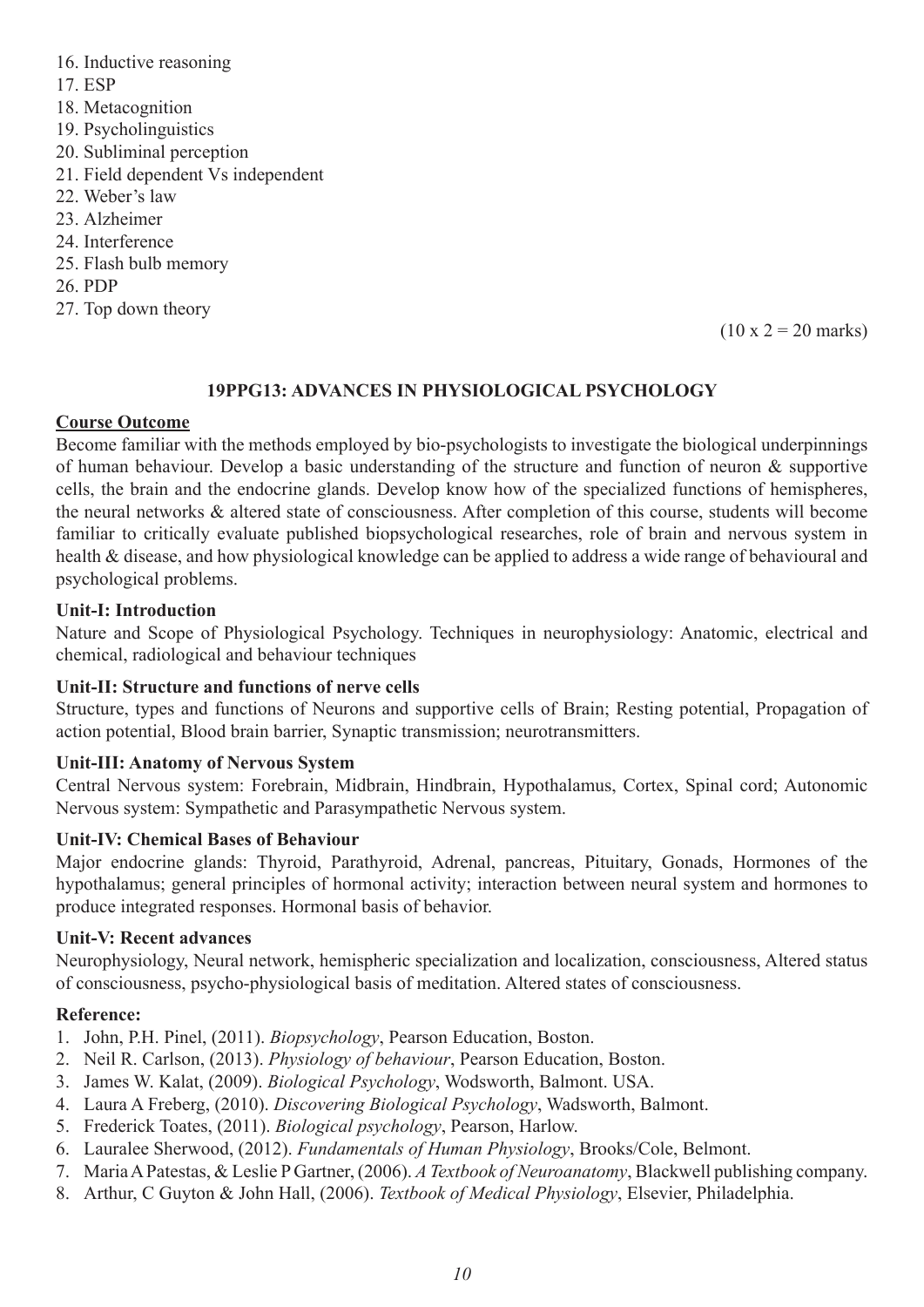16. Inductive reasoning
17. ESP
18. Metacognition
19. Psycholinguistics
20. Subliminal perception
21. Field dependent Vs independent
22. Weber's law
23. Alzheimer
24. Interference
25. Flash bulb memory
26. PDP
27. Top down theory

(10 x 2 = 20 marks)

## 19PPG13: ADVANCES IN PHYSIOLOGICAL PSYCHOLOGY

**Course Outcome**

Become familiar with the methods employed by bio-psychologists to investigate the biological underpinnings of human behaviour. Develop a basic understanding of the structure and function of neuron & supportive cells, the brain and the endocrine glands. Develop know how of the specialized functions of hemispheres, the neural networks & altered state of consciousness. After completion of this course, students will become familiar to critically evaluate published biopsychological researches, role of brain and nervous system in health & disease, and how physiological knowledge can be applied to address a wide range of behavioural and psychological problems.

### Unit-I: Introduction

Nature and Scope of Physiological Psychology. Techniques in neurophysiology: Anatomic, electrical and chemical, radiological and behaviour techniques

### Unit-II: Structure and functions of nerve cells

Structure, types and functions of Neurons and supportive cells of Brain; Resting potential, Propagation of action potential, Blood brain barrier, Synaptic transmission; neurotransmitters.

### Unit-III: Anatomy of Nervous System

Central Nervous system: Forebrain, Midbrain, Hindbrain, Hypothalamus, Cortex, Spinal cord; Autonomic Nervous system: Sympathetic and Parasympathetic Nervous system.

### Unit-IV: Chemical Bases of Behaviour

Major endocrine glands: Thyroid, Parathyroid, Adrenal, pancreas, Pituitary, Gonads, Hormones of the hypothalamus; general principles of hormonal activity; interaction between neural system and hormones to produce integrated responses. Hormonal basis of behavior.

### Unit-V: Recent advances

Neurophysiology, Neural network, hemispheric specialization and localization, consciousness, Altered status of consciousness, psycho-physiological basis of meditation. Altered states of consciousness.

### Reference:

1. John, P.H. Pinel, (2011). *Biopsychology*, Pearson Education, Boston.
2. Neil R. Carlson, (2013). *Physiology of behaviour*, Pearson Education, Boston.
3. James W. Kalat, (2009). *Biological Psychology*, Wodsworth, Balmont. USA.
4. Laura A Freberg, (2010). *Discovering Biological Psychology*, Wadsworth, Balmont.
5. Frederick Toates, (2011). *Biological psychology*, Pearson, Harlow.
6. Lauralee Sherwood, (2012). *Fundamentals of Human Physiology*, Brooks/Cole, Belmont.
7. Maria A Patestas, & Leslie P Gartner, (2006). *A Textbook of Neuroanatomy*, Blackwell publishing company.
8. Arthur, C Guyton & John Hall, (2006). *Textbook of Medical Physiology*, Elsevier, Philadelphia.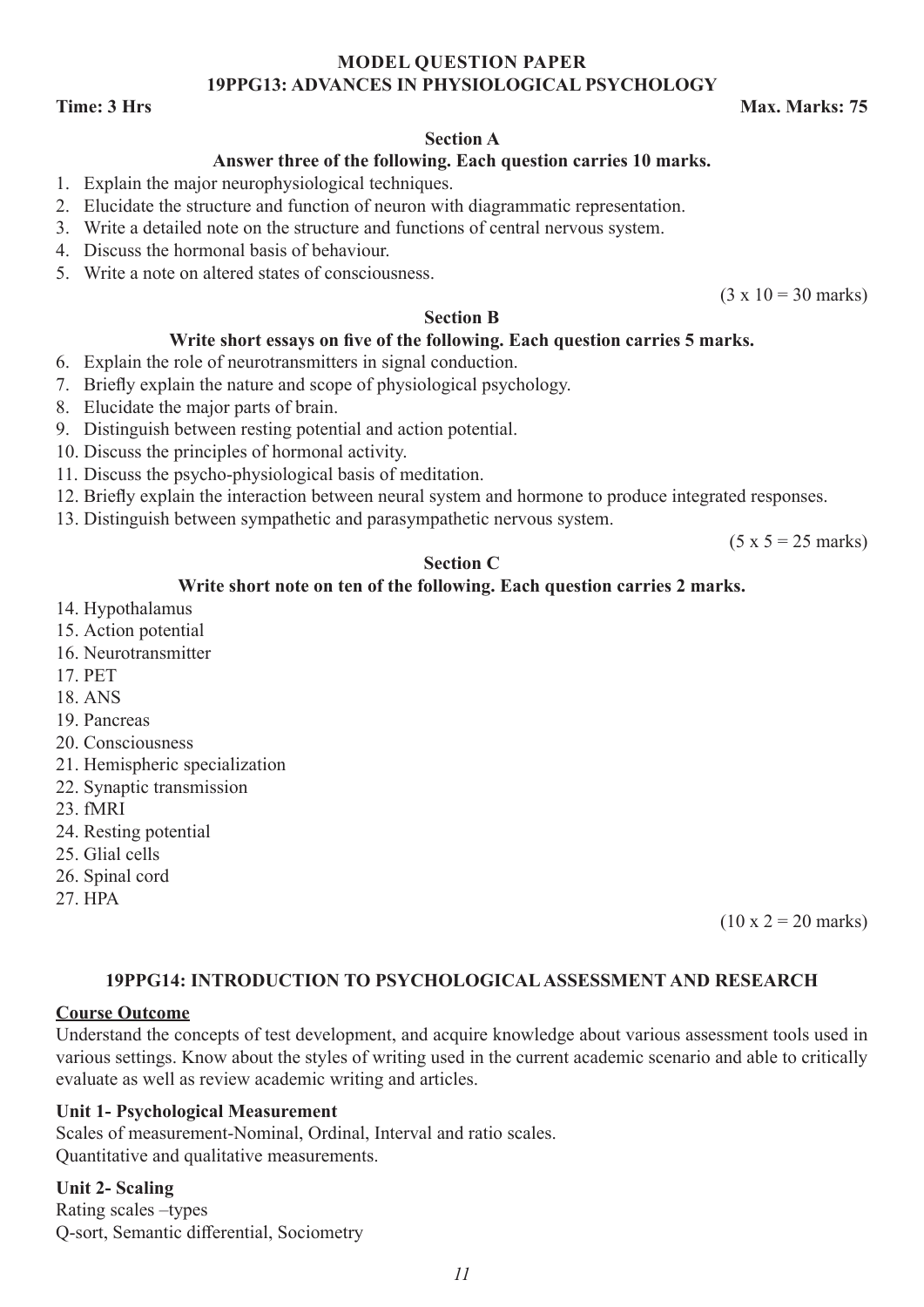## MODEL QUESTION PAPER
## 19PPG13: ADVANCES IN PHYSIOLOGICAL PSYCHOLOGY

**Time: 3 Hrs** **Max. Marks: 75**

### Section A

**Answer three of the following. Each question carries 10 marks.**

1. Explain the major neurophysiological techniques.
2. Elucidate the structure and function of neuron with diagrammatic representation.
3. Write a detailed note on the structure and functions of central nervous system.
4. Discuss the hormonal basis of behaviour.
5. Write a note on altered states of consciousness.

(3 x 10 = 30 marks)

### Section B

**Write short essays on five of the following. Each question carries 5 marks.**

6. Explain the role of neurotransmitters in signal conduction.
7. Briefly explain the nature and scope of physiological psychology.
8. Elucidate the major parts of brain.
9. Distinguish between resting potential and action potential.
10. Discuss the principles of hormonal activity.
11. Discuss the psycho-physiological basis of meditation.
12. Briefly explain the interaction between neural system and hormone to produce integrated responses.
13. Distinguish between sympathetic and parasympathetic nervous system.

(5 x 5 = 25 marks)

### Section C

**Write short note on ten of the following. Each question carries 2 marks.**

14. Hypothalamus
15. Action potential
16. Neurotransmitter
17. PET
18. ANS
19. Pancreas
20. Consciousness
21. Hemispheric specialization
22. Synaptic transmission
23. fMRI
24. Resting potential
25. Glial cells
26. Spinal cord
27. HPA

(10 x 2 = 20 marks)

## 19PPG14: INTRODUCTION TO PSYCHOLOGICAL ASSESSMENT AND RESEARCH

**Course Outcome**

Understand the concepts of test development, and acquire knowledge about various assessment tools used in various settings. Know about the styles of writing used in the current academic scenario and able to critically evaluate as well as review academic writing and articles.

**Unit 1- Psychological Measurement**

Scales of measurement-Nominal, Ordinal, Interval and ratio scales.
Quantitative and qualitative measurements.

**Unit 2- Scaling**

Rating scales –types
Q-sort, Semantic differential, Sociometry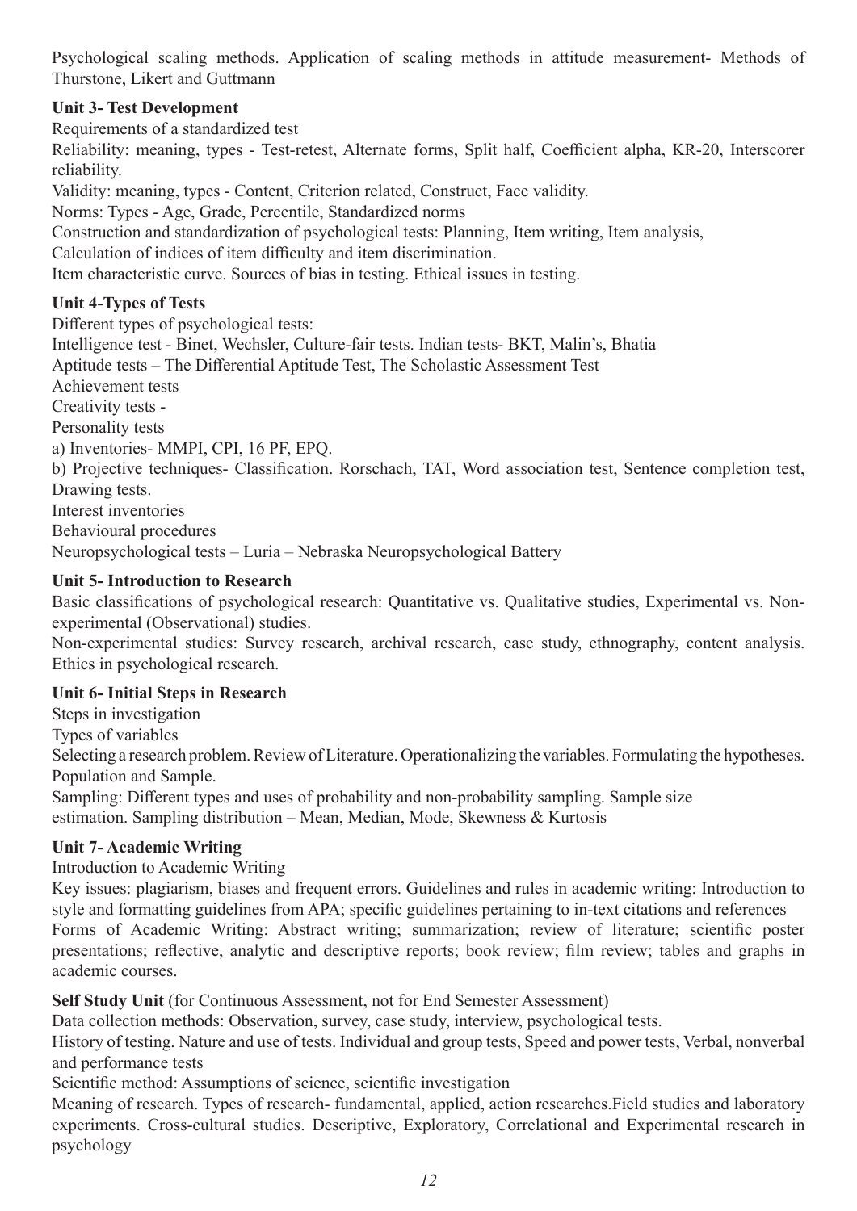Psychological scaling methods. Application of scaling methods in attitude measurement- Methods of Thurstone, Likert and Guttmann

**Unit 3- Test Development**

Requirements of a standardized test

Reliability: meaning, types - Test-retest, Alternate forms, Split half, Coefficient alpha, KR-20, Interscorer reliability.

Validity: meaning, types - Content, Criterion related, Construct, Face validity.

Norms: Types - Age, Grade, Percentile, Standardized norms

Construction and standardization of psychological tests: Planning, Item writing, Item analysis,

Calculation of indices of item difficulty and item discrimination.

Item characteristic curve. Sources of bias in testing. Ethical issues in testing.

**Unit 4-Types of Tests**

Different types of psychological tests:

Intelligence test - Binet, Wechsler, Culture-fair tests. Indian tests- BKT, Malin's, Bhatia

Aptitude tests – The Differential Aptitude Test, The Scholastic Assessment Test

Achievement tests

Creativity tests -

Personality tests

a) Inventories- MMPI, CPI, 16 PF, EPQ.

b) Projective techniques- Classification. Rorschach, TAT, Word association test, Sentence completion test, Drawing tests.

Interest inventories

Behavioural procedures

Neuropsychological tests – Luria – Nebraska Neuropsychological Battery

**Unit 5- Introduction to Research**

Basic classifications of psychological research: Quantitative vs. Qualitative studies, Experimental vs. Non-experimental (Observational) studies.

Non-experimental studies: Survey research, archival research, case study, ethnography, content analysis. Ethics in psychological research.

**Unit 6- Initial Steps in Research**

Steps in investigation

Types of variables

Selecting a research problem. Review of Literature. Operationalizing the variables. Formulating the hypotheses. Population and Sample.

Sampling: Different types and uses of probability and non-probability sampling. Sample size estimation. Sampling distribution – Mean, Median, Mode, Skewness & Kurtosis

**Unit 7- Academic Writing**

Introduction to Academic Writing

Key issues: plagiarism, biases and frequent errors. Guidelines and rules in academic writing: Introduction to style and formatting guidelines from APA; specific guidelines pertaining to in-text citations and references

Forms of Academic Writing: Abstract writing; summarization; review of literature; scientific poster presentations; reflective, analytic and descriptive reports; book review; film review; tables and graphs in academic courses.

**Self Study Unit** (for Continuous Assessment, not for End Semester Assessment)

Data collection methods: Observation, survey, case study, interview, psychological tests.

History of testing. Nature and use of tests. Individual and group tests, Speed and power tests, Verbal, nonverbal and performance tests

Scientific method: Assumptions of science, scientific investigation

Meaning of research. Types of research- fundamental, applied, action researches.Field studies and laboratory experiments. Cross-cultural studies. Descriptive, Exploratory, Correlational and Experimental research in psychology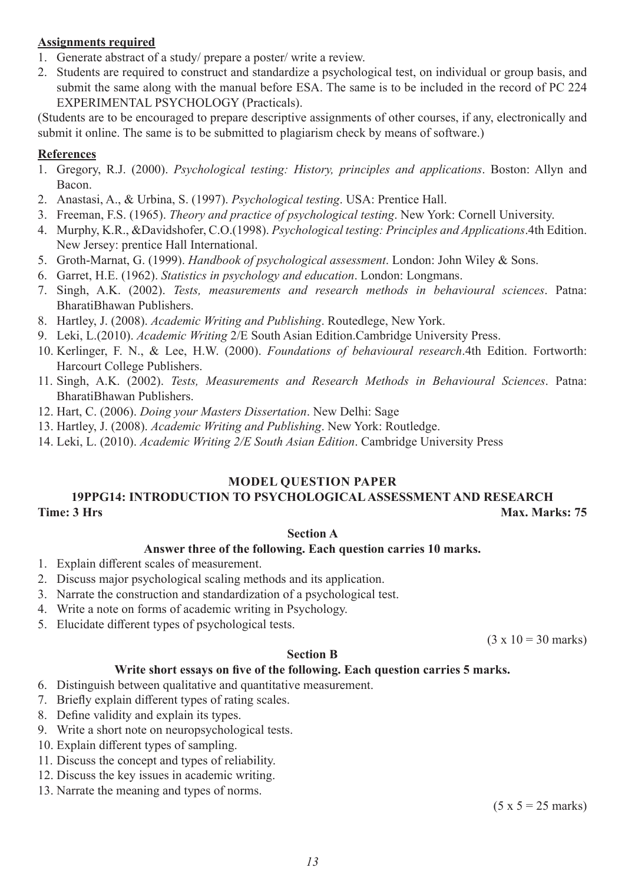**Assignments required**

1. Generate abstract of a study/ prepare a poster/ write a review.
2. Students are required to construct and standardize a psychological test, on individual or group basis, and submit the same along with the manual before ESA. The same is to be included in the record of PC 224 EXPERIMENTAL PSYCHOLOGY (Practicals).

(Students are to be encouraged to prepare descriptive assignments of other courses, if any, electronically and submit it online. The same is to be submitted to plagiarism check by means of software.)

**References**

1. Gregory, R.J. (2000). *Psychological testing: History, principles and applications*. Boston: Allyn and Bacon.
2. Anastasi, A., & Urbina, S. (1997). *Psychological testing*. USA: Prentice Hall.
3. Freeman, F.S. (1965). *Theory and practice of psychological testing*. New York: Cornell University.
4. Murphy, K.R., &Davidshofer, C.O.(1998). *Psychological testing: Principles and Applications*.4th Edition. New Jersey: prentice Hall International.
5. Groth-Marnat, G. (1999). *Handbook of psychological assessment*. London: John Wiley & Sons.
6. Garret, H.E. (1962). *Statistics in psychology and education*. London: Longmans.
7. Singh, A.K. (2002). *Tests, measurements and research methods in behavioural sciences*. Patna: BharatiBhawan Publishers.
8. Hartley, J. (2008). *Academic Writing and Publishing*. Routedlege, New York.
9. Leki, L.(2010). *Academic Writing* 2/E South Asian Edition.Cambridge University Press.
10. Kerlinger, F. N., & Lee, H.W. (2000). *Foundations of behavioural research*.4th Edition. Fortworth: Harcourt College Publishers.
11. Singh, A.K. (2002). *Tests, Measurements and Research Methods in Behavioural Sciences*. Patna: BharatiBhawan Publishers.
12. Hart, C. (2006). *Doing your Masters Dissertation*. New Delhi: Sage
13. Hartley, J. (2008). *Academic Writing and Publishing*. New York: Routledge.
14. Leki, L. (2010). *Academic Writing 2/E South Asian Edition*. Cambridge University Press

## MODEL QUESTION PAPER

## 19PPG14: INTRODUCTION TO PSYCHOLOGICAL ASSESSMENT AND RESEARCH

**Time: 3 Hrs** **Max. Marks: 75**

### Section A

**Answer three of the following. Each question carries 10 marks.**

1. Explain different scales of measurement.
2. Discuss major psychological scaling methods and its application.
3. Narrate the construction and standardization of a psychological test.
4. Write a note on forms of academic writing in Psychology.
5. Elucidate different types of psychological tests.

(3 x 10 = 30 marks)

### Section B

**Write short essays on five of the following. Each question carries 5 marks.**

6. Distinguish between qualitative and quantitative measurement.
7. Briefly explain different types of rating scales.
8. Define validity and explain its types.
9. Write a short note on neuropsychological tests.
10. Explain different types of sampling.
11. Discuss the concept and types of reliability.
12. Discuss the key issues in academic writing.
13. Narrate the meaning and types of norms.

(5 x 5 = 25 marks)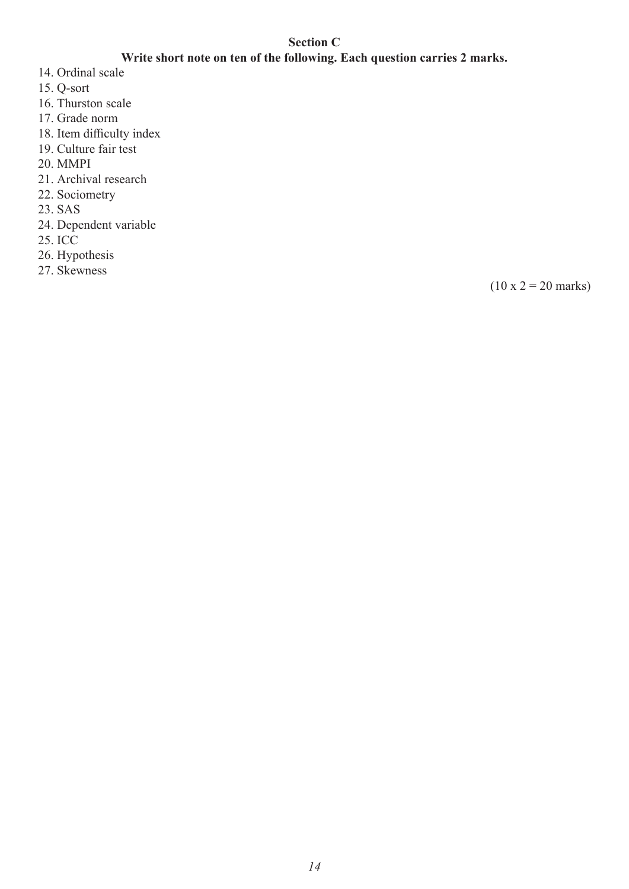**Section C**

**Write short note on ten of the following. Each question carries 2 marks.**

14. Ordinal scale
15. Q-sort
16. Thurston scale
17. Grade norm
18. Item difficulty index
19. Culture fair test
20. MMPI
21. Archival research
22. Sociometry
23. SAS
24. Dependent variable
25. ICC
26. Hypothesis
27. Skewness

(10 x 2 = 20 marks)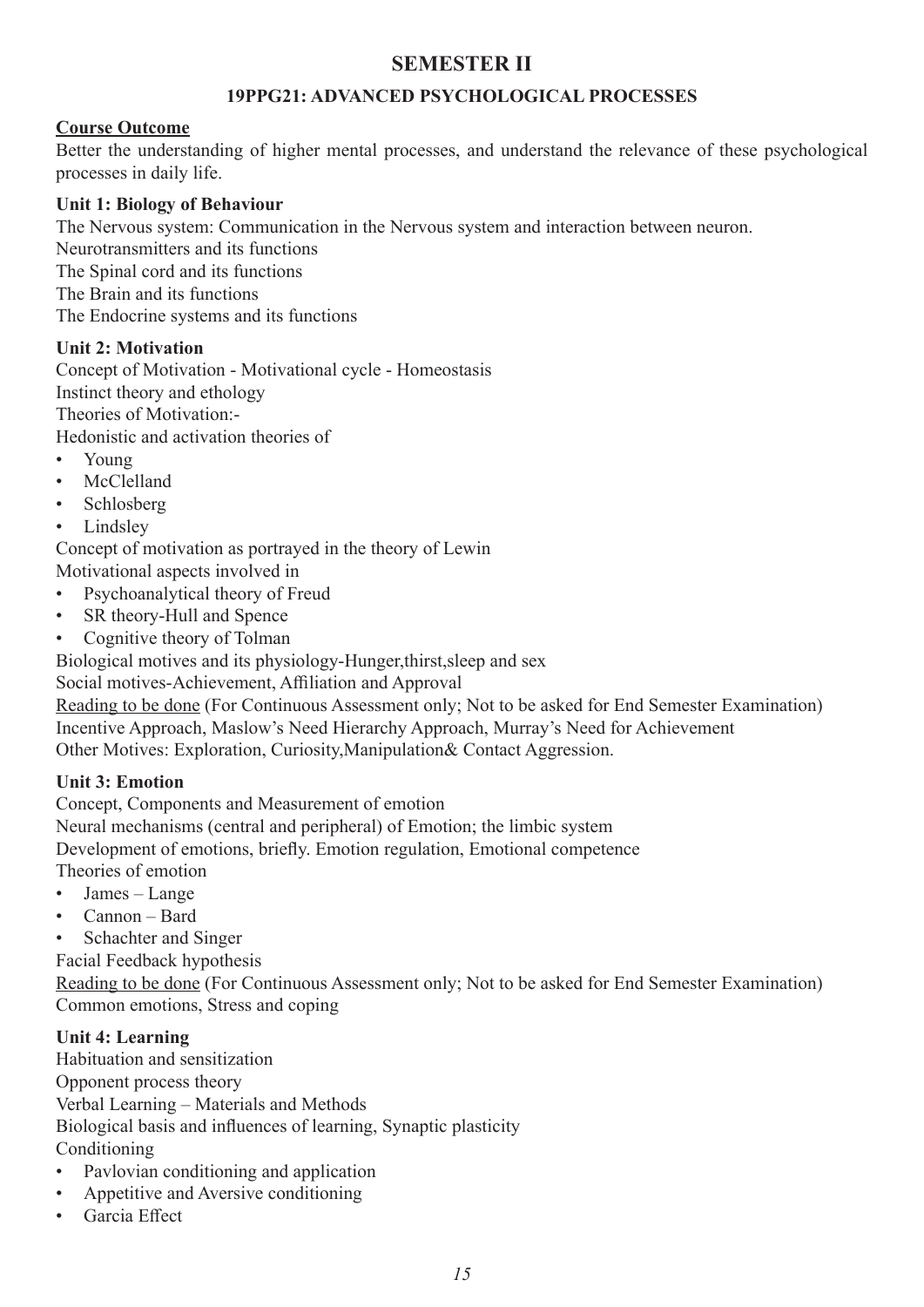# SEMESTER II

## 19PPG21: ADVANCED PSYCHOLOGICAL PROCESSES

**<u>Course Outcome</u>**

Better the understanding of higher mental processes, and understand the relevance of these psychological processes in daily life.

**Unit 1: Biology of Behaviour**

The Nervous system: Communication in the Nervous system and interaction between neuron.
Neurotransmitters and its functions
The Spinal cord and its functions
The Brain and its functions
The Endocrine systems and its functions

**Unit 2: Motivation**

Concept of Motivation - Motivational cycle - Homeostasis
Instinct theory and ethology
Theories of Motivation:-
Hedonistic and activation theories of

- Young
- McClelland
- Schlosberg
- Lindsley

Concept of motivation as portrayed in the theory of Lewin
Motivational aspects involved in

- Psychoanalytical theory of Freud
- SR theory-Hull and Spence
- Cognitive theory of Tolman

Biological motives and its physiology-Hunger,thirst,sleep and sex
Social motives-Achievement, Affiliation and Approval
<u>Reading to be done</u> (For Continuous Assessment only; Not to be asked for End Semester Examination)
Incentive Approach, Maslow's Need Hierarchy Approach, Murray's Need for Achievement
Other Motives: Exploration, Curiosity,Manipulation& Contact Aggression.

**Unit 3: Emotion**

Concept, Components and Measurement of emotion
Neural mechanisms (central and peripheral) of Emotion; the limbic system
Development of emotions, briefly. Emotion regulation, Emotional competence
Theories of emotion

- James – Lange
- Cannon – Bard
- Schachter and Singer

Facial Feedback hypothesis
<u>Reading to be done</u> (For Continuous Assessment only; Not to be asked for End Semester Examination)
Common emotions, Stress and coping

**Unit 4: Learning**

Habituation and sensitization
Opponent process theory
Verbal Learning – Materials and Methods
Biological basis and influences of learning, Synaptic plasticity
Conditioning

- Pavlovian conditioning and application
- Appetitive and Aversive conditioning
- Garcia Effect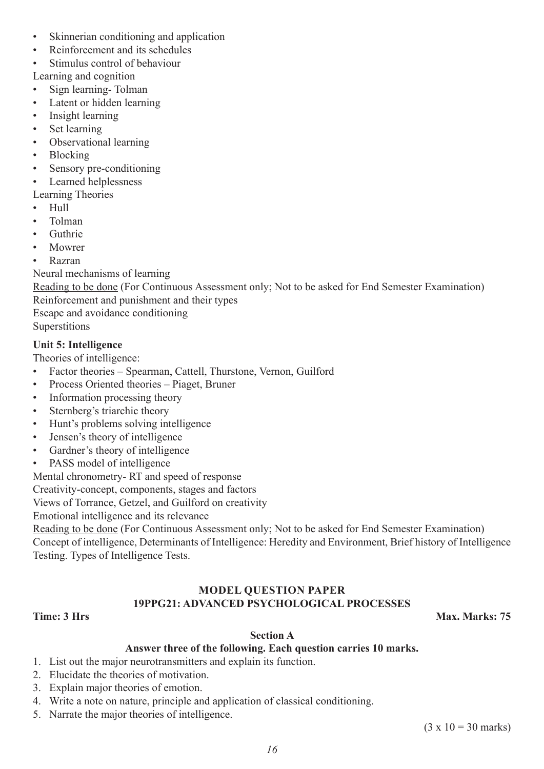- Skinnerian conditioning and application
- Reinforcement and its schedules
- Stimulus control of behaviour

Learning and cognition

- Sign learning- Tolman
- Latent or hidden learning
- Insight learning
- Set learning
- Observational learning
- Blocking
- Sensory pre-conditioning
- Learned helplessness

Learning Theories

- Hull
- Tolman
- Guthrie
- Mowrer
- Razran

Neural mechanisms of learning

<u>Reading to be done</u> (For Continuous Assessment only; Not to be asked for End Semester Examination)
Reinforcement and punishment and their types
Escape and avoidance conditioning
Superstitions

**Unit 5: Intelligence**

Theories of intelligence:

- Factor theories – Spearman, Cattell, Thurstone, Vernon, Guilford
- Process Oriented theories – Piaget, Bruner
- Information processing theory
- Sternberg's triarchic theory
- Hunt's problems solving intelligence
- Jensen's theory of intelligence
- Gardner's theory of intelligence
- PASS model of intelligence

Mental chronometry- RT and speed of response
Creativity-concept, components, stages and factors
Views of Torrance, Getzel, and Guilford on creativity
Emotional intelligence and its relevance

<u>Reading to be done</u> (For Continuous Assessment only; Not to be asked for End Semester Examination)
Concept of intelligence, Determinants of Intelligence: Heredity and Environment, Brief history of Intelligence Testing. Types of Intelligence Tests.

## MODEL QUESTION PAPER
## 19PPG21: ADVANCED PSYCHOLOGICAL PROCESSES

**Time: 3 Hrs** **Max. Marks: 75**

### Section A

**Answer three of the following. Each question carries 10 marks.**

1. List out the major neurotransmitters and explain its function.
2. Elucidate the theories of motivation.
3. Explain major theories of emotion.
4. Write a note on nature, principle and application of classical conditioning.
5. Narrate the major theories of intelligence.

(3 x 10 = 30 marks)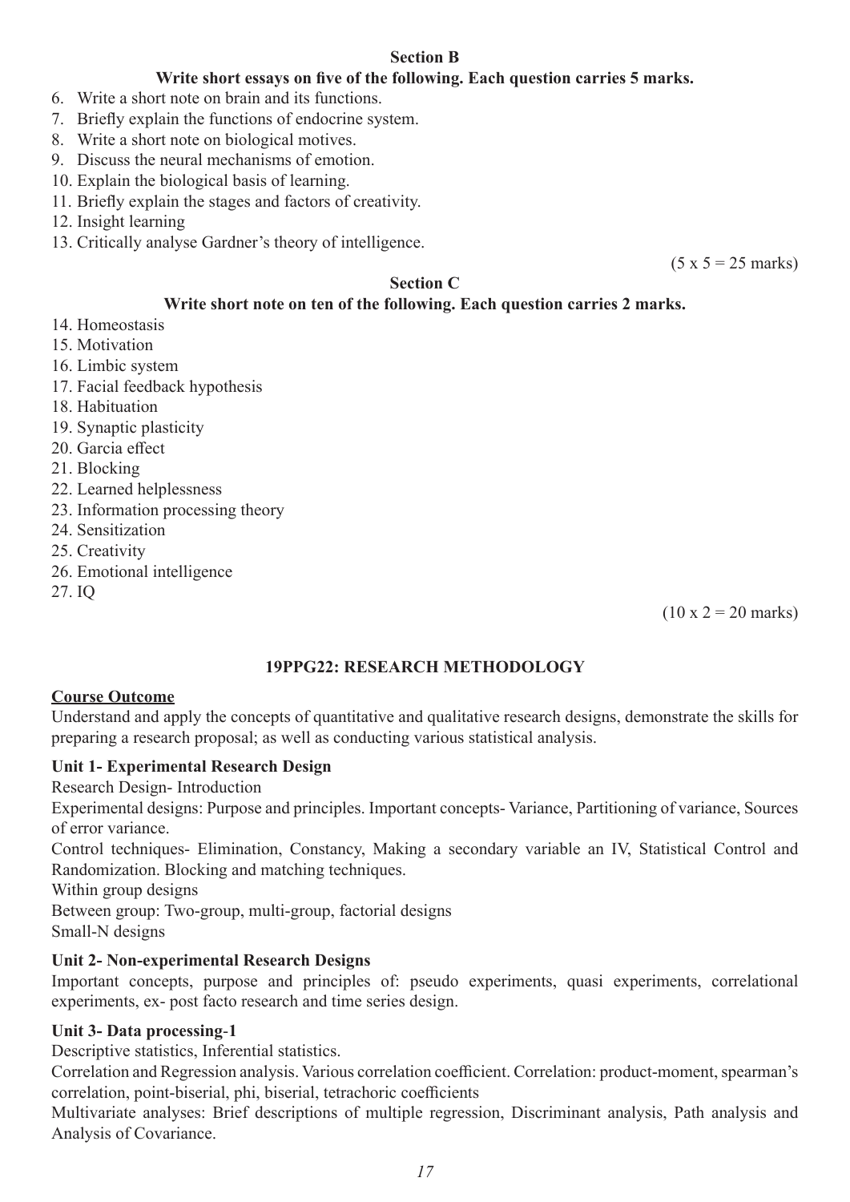### Section B

**Write short essays on five of the following. Each question carries 5 marks.**

6. Write a short note on brain and its functions.
7. Briefly explain the functions of endocrine system.
8. Write a short note on biological motives.
9. Discuss the neural mechanisms of emotion.
10. Explain the biological basis of learning.
11. Briefly explain the stages and factors of creativity.
12. Insight learning
13. Critically analyse Gardner's theory of intelligence.

(5 x 5 = 25 marks)

### Section C

**Write short note on ten of the following. Each question carries 2 marks.**

14. Homeostasis
15. Motivation
16. Limbic system
17. Facial feedback hypothesis
18. Habituation
19. Synaptic plasticity
20. Garcia effect
21. Blocking
22. Learned helplessness
23. Information processing theory
24. Sensitization
25. Creativity
26. Emotional intelligence
27. IQ

(10 x 2 = 20 marks)

## 19PPG22: RESEARCH METHODOLOGY

**Course Outcome**

Understand and apply the concepts of quantitative and qualitative research designs, demonstrate the skills for preparing a research proposal; as well as conducting various statistical analysis.

### Unit 1- Experimental Research Design

Research Design- Introduction

Experimental designs: Purpose and principles. Important concepts- Variance, Partitioning of variance, Sources of error variance.

Control techniques- Elimination, Constancy, Making a secondary variable an IV, Statistical Control and Randomization. Blocking and matching techniques.

Within group designs

Between group: Two-group, multi-group, factorial designs

Small-N designs

### Unit 2- Non-experimental Research Designs

Important concepts, purpose and principles of: pseudo experiments, quasi experiments, correlational experiments, ex- post facto research and time series design.

### Unit 3- Data processing-1

Descriptive statistics, Inferential statistics.

Correlation and Regression analysis. Various correlation coefficient. Correlation: product-moment, spearman's correlation, point-biserial, phi, biserial, tetrachoric coefficients

Multivariate analyses: Brief descriptions of multiple regression, Discriminant analysis, Path analysis and Analysis of Covariance.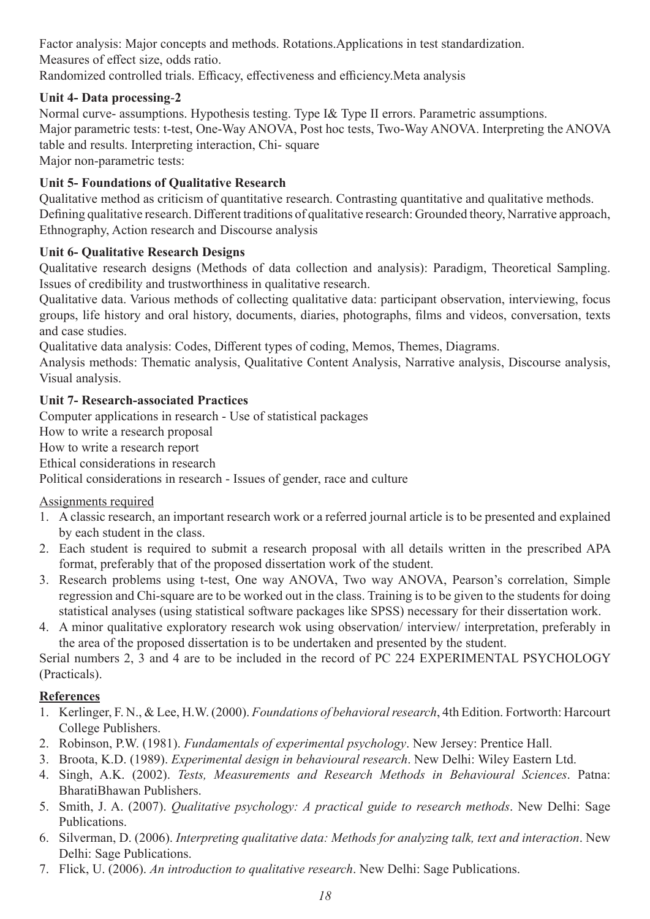Factor analysis: Major concepts and methods. Rotations.Applications in test standardization.
Measures of effect size, odds ratio.
Randomized controlled trials. Efficacy, effectiveness and efficiency.Meta analysis

**Unit 4- Data processing-2**

Normal curve- assumptions. Hypothesis testing. Type I& Type II errors. Parametric assumptions.
Major parametric tests: t-test, One-Way ANOVA, Post hoc tests, Two-Way ANOVA. Interpreting the ANOVA table and results. Interpreting interaction, Chi- square
Major non-parametric tests:

**Unit 5- Foundations of Qualitative Research**

Qualitative method as criticism of quantitative research. Contrasting quantitative and qualitative methods. Defining qualitative research. Different traditions of qualitative research: Grounded theory, Narrative approach, Ethnography, Action research and Discourse analysis

**Unit 6- Qualitative Research Designs**

Qualitative research designs (Methods of data collection and analysis): Paradigm, Theoretical Sampling. Issues of credibility and trustworthiness in qualitative research.
Qualitative data. Various methods of collecting qualitative data: participant observation, interviewing, focus groups, life history and oral history, documents, diaries, photographs, films and videos, conversation, texts and case studies.
Qualitative data analysis: Codes, Different types of coding, Memos, Themes, Diagrams.
Analysis methods: Thematic analysis, Qualitative Content Analysis, Narrative analysis, Discourse analysis, Visual analysis.

**Unit 7- Research-associated Practices**

Computer applications in research - Use of statistical packages
How to write a research proposal
How to write a research report
Ethical considerations in research
Political considerations in research - Issues of gender, race and culture

Assignments required

1. A classic research, an important research work or a referred journal article is to be presented and explained by each student in the class.
2. Each student is required to submit a research proposal with all details written in the prescribed APA format, preferably that of the proposed dissertation work of the student.
3. Research problems using t-test, One way ANOVA, Two way ANOVA, Pearson's correlation, Simple regression and Chi-square are to be worked out in the class. Training is to be given to the students for doing statistical analyses (using statistical software packages like SPSS) necessary for their dissertation work.
4. A minor qualitative exploratory research wok using observation/ interview/ interpretation, preferably in the area of the proposed dissertation is to be undertaken and presented by the student.

Serial numbers 2, 3 and 4 are to be included in the record of PC 224 EXPERIMENTAL PSYCHOLOGY (Practicals).

**References**

1. Kerlinger, F. N., & Lee, H.W. (2000). *Foundations of behavioral research*, 4th Edition. Fortworth: Harcourt College Publishers.
2. Robinson, P.W. (1981). *Fundamentals of experimental psychology*. New Jersey: Prentice Hall.
3. Broota, K.D. (1989). *Experimental design in behavioural research*. New Delhi: Wiley Eastern Ltd.
4. Singh, A.K. (2002). *Tests, Measurements and Research Methods in Behavioural Sciences*. Patna: BharatiBhawan Publishers.
5. Smith, J. A. (2007). *Qualitative psychology: A practical guide to research methods*. New Delhi: Sage Publications.
6. Silverman, D. (2006). *Interpreting qualitative data: Methods for analyzing talk, text and interaction*. New Delhi: Sage Publications.
7. Flick, U. (2006). *An introduction to qualitative research*. New Delhi: Sage Publications.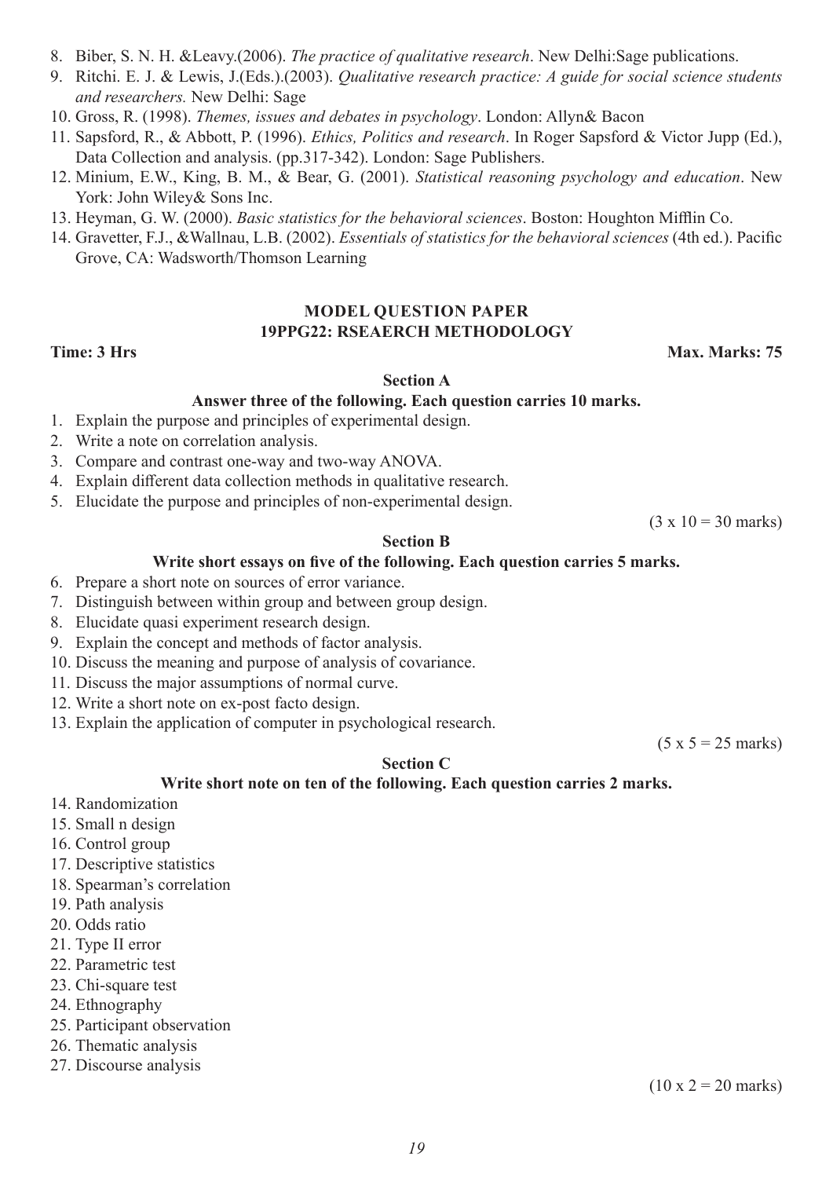8. Biber, S. N. H. &Leavy.(2006). *The practice of qualitative research*. New Delhi:Sage publications.
9. Ritchi. E. J. & Lewis, J.(Eds.).(2003). *Qualitative research practice: A guide for social science students and researchers.* New Delhi: Sage
10. Gross, R. (1998). *Themes, issues and debates in psychology*. London: Allyn& Bacon
11. Sapsford, R., & Abbott, P. (1996). *Ethics, Politics and research*. In Roger Sapsford & Victor Jupp (Ed.), Data Collection and analysis. (pp.317-342). London: Sage Publishers.
12. Minium, E.W., King, B. M., & Bear, G. (2001). *Statistical reasoning psychology and education*. New York: John Wiley& Sons Inc.
13. Heyman, G. W. (2000). *Basic statistics for the behavioral sciences*. Boston: Houghton Mifflin Co.
14. Gravetter, F.J., &Wallnau, L.B. (2002). *Essentials of statistics for the behavioral sciences* (4th ed.). Pacific Grove, CA: Wadsworth/Thomson Learning

## MODEL QUESTION PAPER
## 19PPG22: RSEAERCH METHODOLOGY

**Time: 3 Hrs** **Max. Marks: 75**

### Section A

**Answer three of the following. Each question carries 10 marks.**

1. Explain the purpose and principles of experimental design.
2. Write a note on correlation analysis.
3. Compare and contrast one-way and two-way ANOVA.
4. Explain different data collection methods in qualitative research.
5. Elucidate the purpose and principles of non-experimental design.

(3 x 10 = 30 marks)

### Section B

**Write short essays on five of the following. Each question carries 5 marks.**

6. Prepare a short note on sources of error variance.
7. Distinguish between within group and between group design.
8. Elucidate quasi experiment research design.
9. Explain the concept and methods of factor analysis.
10. Discuss the meaning and purpose of analysis of covariance.
11. Discuss the major assumptions of normal curve.
12. Write a short note on ex-post facto design.
13. Explain the application of computer in psychological research.

(5 x 5 = 25 marks)

### Section C

**Write short note on ten of the following. Each question carries 2 marks.**

14. Randomization
15. Small n design
16. Control group
17. Descriptive statistics
18. Spearman's correlation
19. Path analysis
20. Odds ratio
21. Type II error
22. Parametric test
23. Chi-square test
24. Ethnography
25. Participant observation
26. Thematic analysis
27. Discourse analysis

(10 x 2 = 20 marks)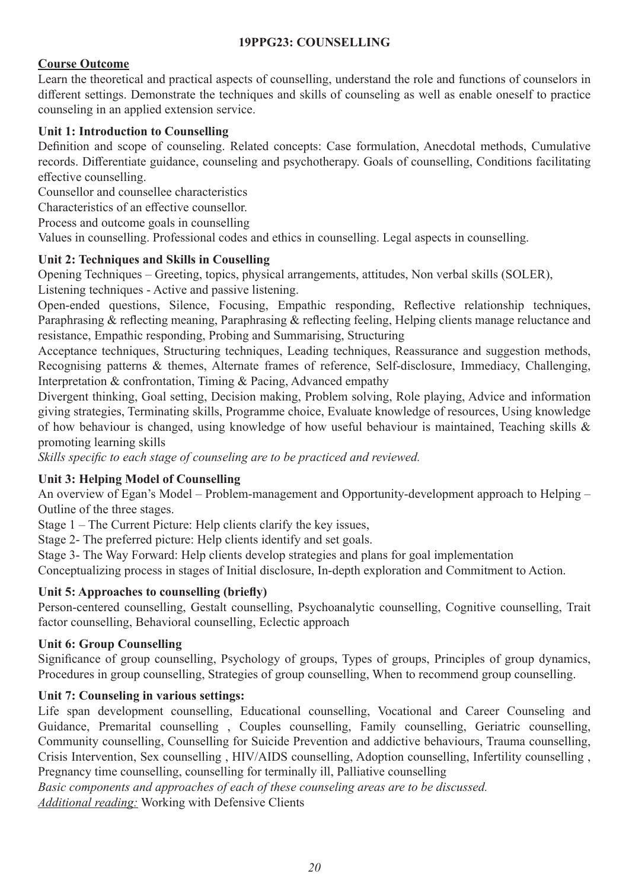## 19PPG23: COUNSELLING

**Course Outcome**

Learn the theoretical and practical aspects of counselling, understand the role and functions of counselors in different settings. Demonstrate the techniques and skills of counseling as well as enable oneself to practice counseling in an applied extension service.

### Unit 1: Introduction to Counselling

Definition and scope of counseling. Related concepts: Case formulation, Anecdotal methods, Cumulative records. Differentiate guidance, counseling and psychotherapy. Goals of counselling, Conditions facilitating effective counselling.

Counsellor and counsellee characteristics

Characteristics of an effective counsellor.

Process and outcome goals in counselling

Values in counselling. Professional codes and ethics in counselling. Legal aspects in counselling.

### Unit 2: Techniques and Skills in Couselling

Opening Techniques – Greeting, topics, physical arrangements, attitudes, Non verbal skills (SOLER),
Listening techniques - Active and passive listening.

Open-ended questions, Silence, Focusing, Empathic responding, Reflective relationship techniques, Paraphrasing & reflecting meaning, Paraphrasing & reflecting feeling, Helping clients manage reluctance and resistance, Empathic responding, Probing and Summarising, Structuring

Acceptance techniques, Structuring techniques, Leading techniques, Reassurance and suggestion methods, Recognising patterns & themes, Alternate frames of reference, Self-disclosure, Immediacy, Challenging, Interpretation & confrontation, Timing & Pacing, Advanced empathy

Divergent thinking, Goal setting, Decision making, Problem solving, Role playing, Advice and information giving strategies, Terminating skills, Programme choice, Evaluate knowledge of resources, Using knowledge of how behaviour is changed, using knowledge of how useful behaviour is maintained, Teaching skills & promoting learning skills

*Skills specific to each stage of counseling are to be practiced and reviewed.*

### Unit 3: Helping Model of Counselling

An overview of Egan's Model – Problem-management and Opportunity-development approach to Helping – Outline of the three stages.

Stage 1 – The Current Picture: Help clients clarify the key issues,

Stage 2- The preferred picture: Help clients identify and set goals.

Stage 3- The Way Forward: Help clients develop strategies and plans for goal implementation

Conceptualizing process in stages of Initial disclosure, In-depth exploration and Commitment to Action.

### Unit 5: Approaches to counselling (briefly)

Person-centered counselling, Gestalt counselling, Psychoanalytic counselling, Cognitive counselling, Trait factor counselling, Behavioral counselling, Eclectic approach

### Unit 6: Group Counselling

Significance of group counselling, Psychology of groups, Types of groups, Principles of group dynamics, Procedures in group counselling, Strategies of group counselling, When to recommend group counselling.

### Unit 7: Counseling in various settings:

Life span development counselling, Educational counselling, Vocational and Career Counseling and Guidance, Premarital counselling , Couples counselling, Family counselling, Geriatric counselling, Community counselling, Counselling for Suicide Prevention and addictive behaviours, Trauma counselling, Crisis Intervention, Sex counselling , HIV/AIDS counselling, Adoption counselling, Infertility counselling , Pregnancy time counselling, counselling for terminally ill, Palliative counselling

*Basic components and approaches of each of these counseling areas are to be discussed.*

*<u>Additional reading:</u>* Working with Defensive Clients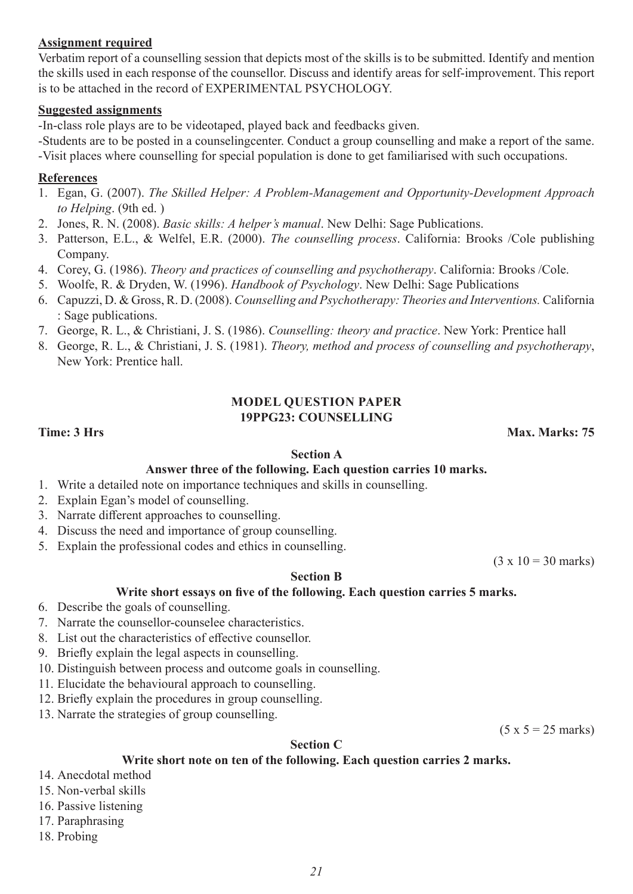**Assignment required**

Verbatim report of a counselling session that depicts most of the skills is to be submitted. Identify and mention the skills used in each response of the counsellor. Discuss and identify areas for self-improvement. This report is to be attached in the record of EXPERIMENTAL PSYCHOLOGY.

**Suggested assignments**

-In-class role plays are to be videotaped, played back and feedbacks given.

-Students are to be posted in a counselingcenter. Conduct a group counselling and make a report of the same.

-Visit places where counselling for special population is done to get familiarised with such occupations.

**References**

1. Egan, G. (2007). *The Skilled Helper: A Problem-Management and Opportunity-Development Approach to Helping*. (9th ed. )
2. Jones, R. N. (2008). *Basic skills: A helper's manual*. New Delhi: Sage Publications.
3. Patterson, E.L., & Welfel, E.R. (2000). *The counselling process*. California: Brooks /Cole publishing Company.
4. Corey, G. (1986). *Theory and practices of counselling and psychotherapy*. California: Brooks /Cole.
5. Woolfe, R. & Dryden, W. (1996). *Handbook of Psychology*. New Delhi: Sage Publications
6. Capuzzi, D. & Gross, R. D. (2008). *Counselling and Psychotherapy: Theories and Interventions.* California : Sage publications.
7. George, R. L., & Christiani, J. S. (1986). *Counselling: theory and practice*. New York: Prentice hall
8. George, R. L., & Christiani, J. S. (1981). *Theory, method and process of counselling and psychotherapy*, New York: Prentice hall.

## MODEL QUESTION PAPER
## 19PPG23: COUNSELLING

**Time: 3 Hrs** **Max. Marks: 75**

### Section A

**Answer three of the following. Each question carries 10 marks.**

1. Write a detailed note on importance techniques and skills in counselling.
2. Explain Egan's model of counselling.
3. Narrate different approaches to counselling.
4. Discuss the need and importance of group counselling.
5. Explain the professional codes and ethics in counselling.

(3 x 10 = 30 marks)

### Section B

**Write short essays on five of the following. Each question carries 5 marks.**

6. Describe the goals of counselling.
7. Narrate the counsellor-counselee characteristics.
8. List out the characteristics of effective counsellor.
9. Briefly explain the legal aspects in counselling.
10. Distinguish between process and outcome goals in counselling.
11. Elucidate the behavioural approach to counselling.
12. Briefly explain the procedures in group counselling.
13. Narrate the strategies of group counselling.

(5 x 5 = 25 marks)

### Section C

**Write short note on ten of the following. Each question carries 2 marks.**

14. Anecdotal method
15. Non-verbal skills
16. Passive listening
17. Paraphrasing
18. Probing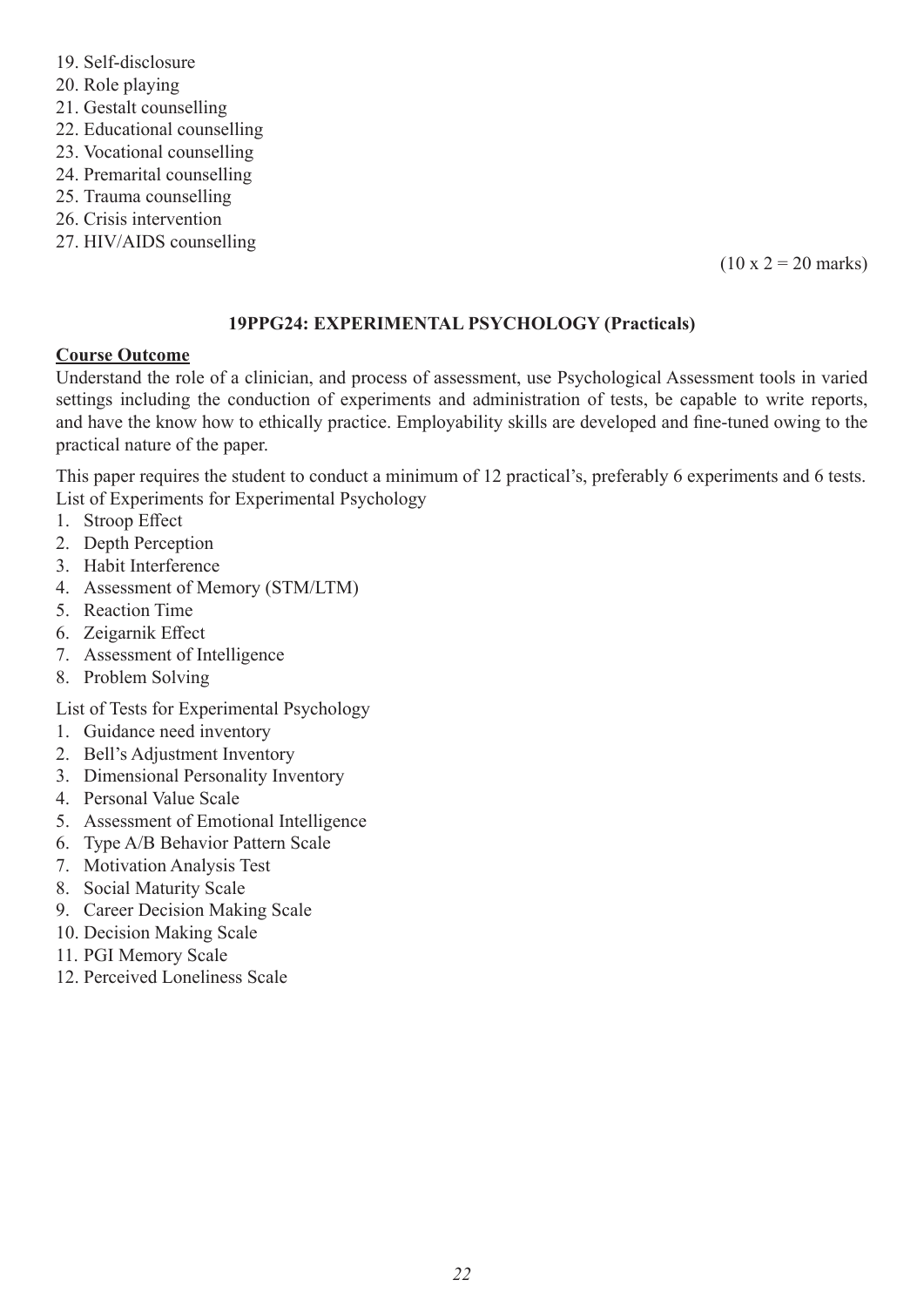19. Self-disclosure
20. Role playing
21. Gestalt counselling
22. Educational counselling
23. Vocational counselling
24. Premarital counselling
25. Trauma counselling
26. Crisis intervention
27. HIV/AIDS counselling

(10 x 2 = 20 marks)

### 19PPG24: EXPERIMENTAL PSYCHOLOGY (Practicals)

**Course Outcome**

Understand the role of a clinician, and process of assessment, use Psychological Assessment tools in varied settings including the conduction of experiments and administration of tests, be capable to write reports, and have the know how to ethically practice. Employability skills are developed and fine-tuned owing to the practical nature of the paper.

This paper requires the student to conduct a minimum of 12 practical's, preferably 6 experiments and 6 tests.

List of Experiments for Experimental Psychology

1. Stroop Effect
2. Depth Perception
3. Habit Interference
4. Assessment of Memory (STM/LTM)
5. Reaction Time
6. Zeigarnik Effect
7. Assessment of Intelligence
8. Problem Solving

List of Tests for Experimental Psychology

1. Guidance need inventory
2. Bell's Adjustment Inventory
3. Dimensional Personality Inventory
4. Personal Value Scale
5. Assessment of Emotional Intelligence
6. Type A/B Behavior Pattern Scale
7. Motivation Analysis Test
8. Social Maturity Scale
9. Career Decision Making Scale
10. Decision Making Scale
11. PGI Memory Scale
12. Perceived Loneliness Scale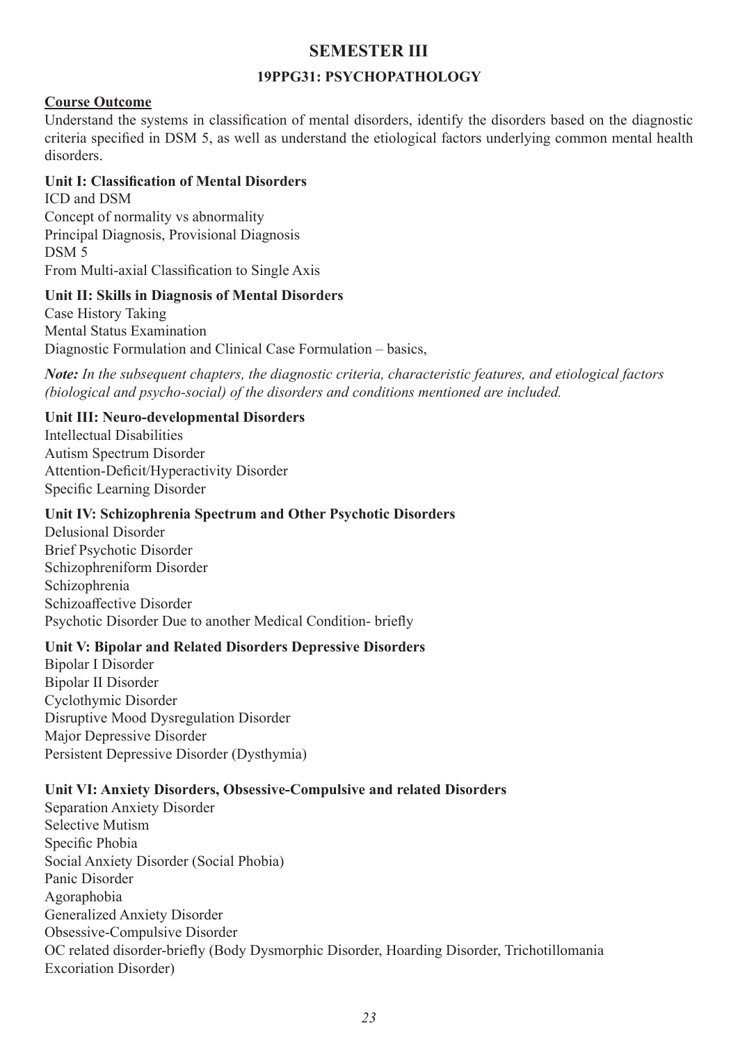# SEMESTER III

## 19PPG31: PSYCHOPATHOLOGY

**Course Outcome**

Understand the systems in classification of mental disorders, identify the disorders based on the diagnostic criteria specified in DSM 5, as well as understand the etiological factors underlying common mental health disorders.

**Unit I: Classification of Mental Disorders**

ICD and DSM
Concept of normality vs abnormality
Principal Diagnosis, Provisional Diagnosis
DSM 5
From Multi-axial Classification to Single Axis

**Unit II: Skills in Diagnosis of Mental Disorders**

Case History Taking
Mental Status Examination
Diagnostic Formulation and Clinical Case Formulation – basics,

***Note:*** *In the subsequent chapters, the diagnostic criteria, characteristic features, and etiological factors (biological and psycho-social) of the disorders and conditions mentioned are included.*

**Unit III: Neuro-developmental Disorders**

Intellectual Disabilities
Autism Spectrum Disorder
Attention-Deficit/Hyperactivity Disorder
Specific Learning Disorder

**Unit IV: Schizophrenia Spectrum and Other Psychotic Disorders**

Delusional Disorder
Brief Psychotic Disorder
Schizophreniform Disorder
Schizophrenia
Schizoaffective Disorder
Psychotic Disorder Due to another Medical Condition- briefly

**Unit V: Bipolar and Related Disorders Depressive Disorders**

Bipolar I Disorder
Bipolar II Disorder
Cyclothymic Disorder
Disruptive Mood Dysregulation Disorder
Major Depressive Disorder
Persistent Depressive Disorder (Dysthymia)

**Unit VI: Anxiety Disorders, Obsessive-Compulsive and related Disorders**

Separation Anxiety Disorder
Selective Mutism
Specific Phobia
Social Anxiety Disorder (Social Phobia)
Panic Disorder
Agoraphobia
Generalized Anxiety Disorder
Obsessive-Compulsive Disorder
OC related disorder-briefly (Body Dysmorphic Disorder, Hoarding Disorder, Trichotillomania
Excoriation Disorder)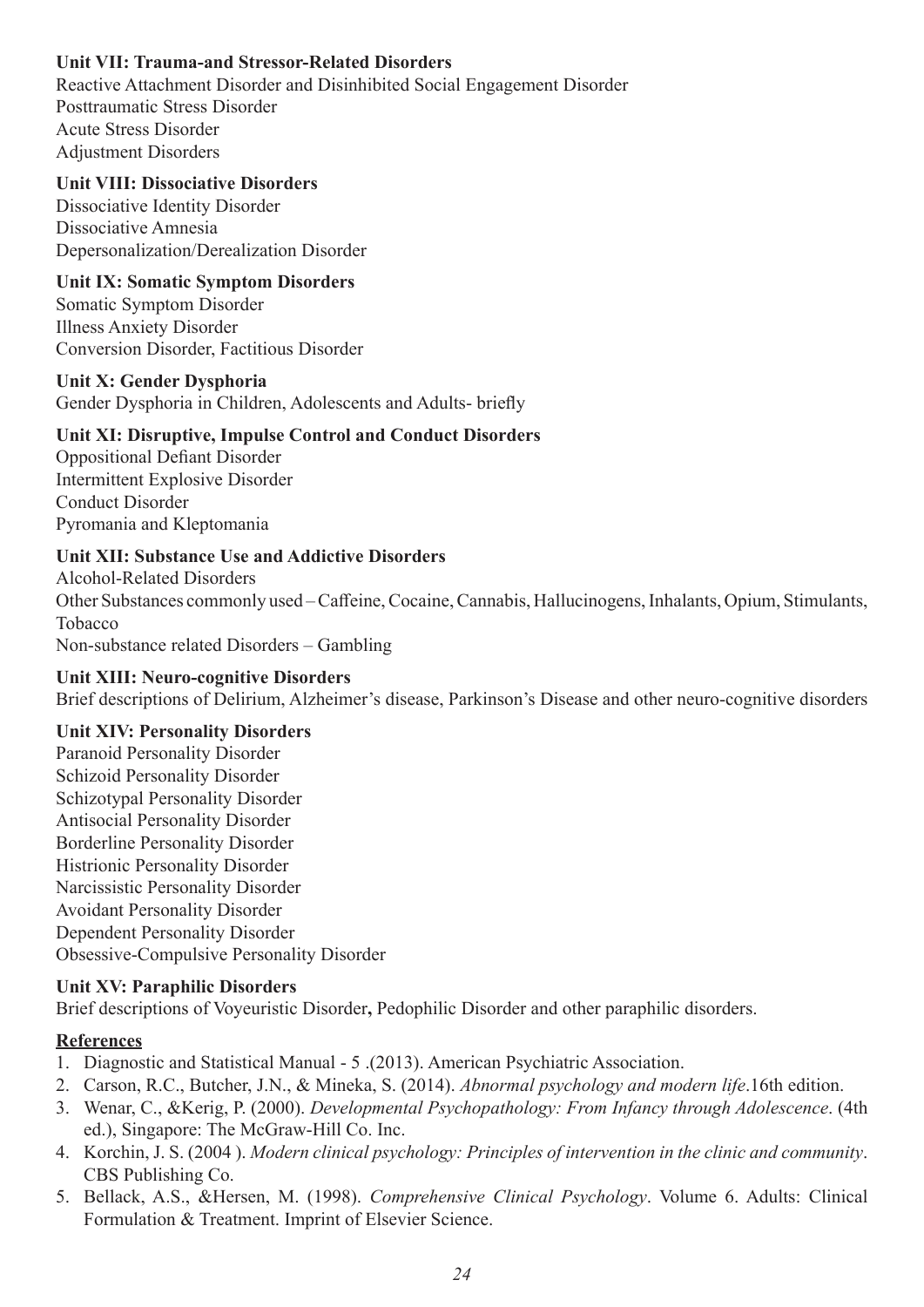**Unit VII: Trauma-and Stressor-Related Disorders**

Reactive Attachment Disorder and Disinhibited Social Engagement Disorder
Posttraumatic Stress Disorder
Acute Stress Disorder
Adjustment Disorders

**Unit VIII: Dissociative Disorders**

Dissociative Identity Disorder
Dissociative Amnesia
Depersonalization/Derealization Disorder

**Unit IX: Somatic Symptom Disorders**

Somatic Symptom Disorder
Illness Anxiety Disorder
Conversion Disorder, Factitious Disorder

**Unit X: Gender Dysphoria**

Gender Dysphoria in Children, Adolescents and Adults- briefly

**Unit XI: Disruptive, Impulse Control and Conduct Disorders**

Oppositional Defiant Disorder
Intermittent Explosive Disorder
Conduct Disorder
Pyromania and Kleptomania

**Unit XII: Substance Use and Addictive Disorders**

Alcohol-Related Disorders
Other Substances commonly used – Caffeine, Cocaine, Cannabis, Hallucinogens, Inhalants, Opium, Stimulants, Tobacco
Non-substance related Disorders – Gambling

**Unit XIII: Neuro-cognitive Disorders**

Brief descriptions of Delirium, Alzheimer's disease, Parkinson's Disease and other neuro-cognitive disorders

**Unit XIV: Personality Disorders**

Paranoid Personality Disorder
Schizoid Personality Disorder
Schizotypal Personality Disorder
Antisocial Personality Disorder
Borderline Personality Disorder
Histrionic Personality Disorder
Narcissistic Personality Disorder
Avoidant Personality Disorder
Dependent Personality Disorder
Obsessive-Compulsive Personality Disorder

**Unit XV: Paraphilic Disorders**

Brief descriptions of Voyeuristic Disorder**,** Pedophilic Disorder and other paraphilic disorders.

**References**

1. Diagnostic and Statistical Manual - 5 .(2013). American Psychiatric Association.
2. Carson, R.C., Butcher, J.N., & Mineka, S. (2014). *Abnormal psychology and modern life*.16th edition.
3. Wenar, C., &Kerig, P. (2000). *Developmental Psychopathology: From Infancy through Adolescence*. (4th ed.), Singapore: The McGraw-Hill Co. Inc.
4. Korchin, J. S. (2004 ). *Modern clinical psychology: Principles of intervention in the clinic and community*. CBS Publishing Co.
5. Bellack, A.S., &Hersen, M. (1998). *Comprehensive Clinical Psychology*. Volume 6. Adults: Clinical Formulation & Treatment. Imprint of Elsevier Science.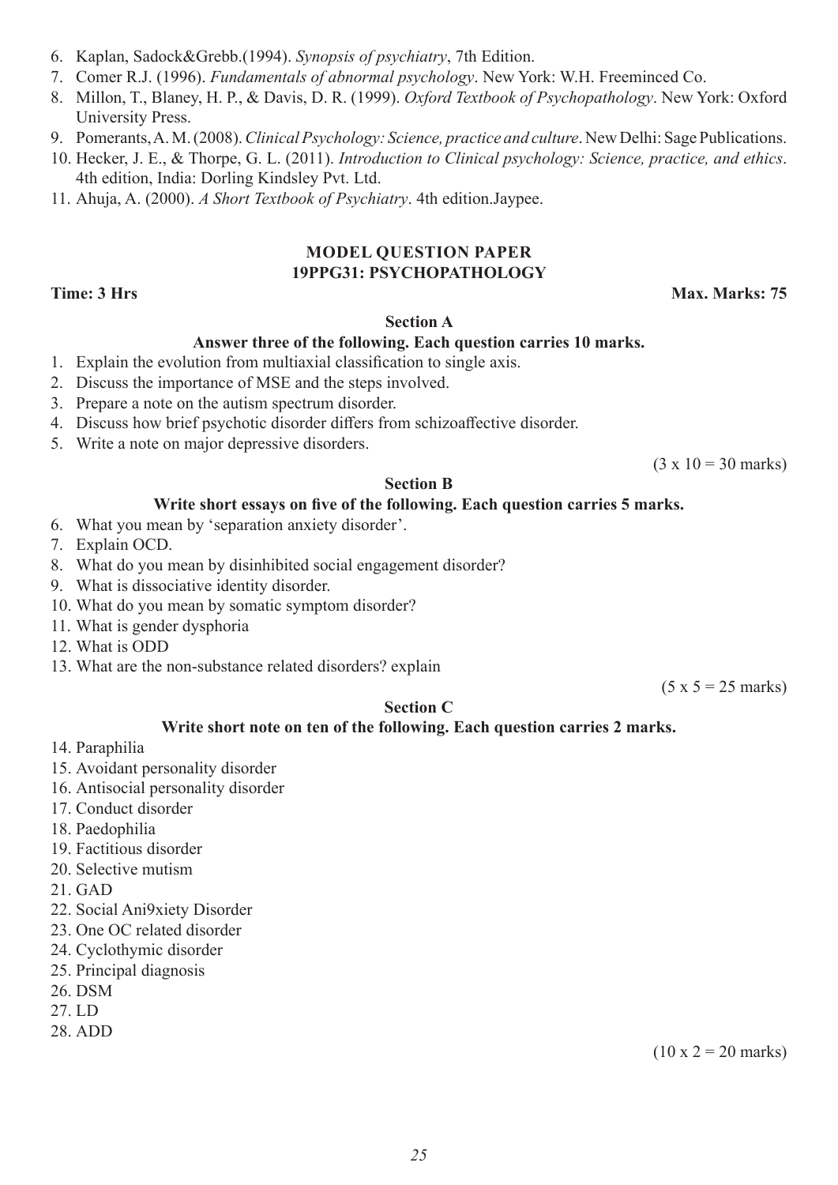6. Kaplan, Sadock&Grebb.(1994). *Synopsis of psychiatry*, 7th Edition.
7. Comer R.J. (1996). *Fundamentals of abnormal psychology*. New York: W.H. Freeminced Co.
8. Millon, T., Blaney, H. P., & Davis, D. R. (1999). *Oxford Textbook of Psychopathology*. New York: Oxford University Press.
9. Pomerants, A. M. (2008). *Clinical Psychology: Science, practice and culture*. New Delhi: Sage Publications.
10. Hecker, J. E., & Thorpe, G. L. (2011). *Introduction to Clinical psychology: Science, practice, and ethics*. 4th edition, India: Dorling Kindsley Pvt. Ltd.
11. Ahuja, A. (2000). *A Short Textbook of Psychiatry*. 4th edition.Jaypee.

## MODEL QUESTION PAPER
## 19PPG31: PSYCHOPATHOLOGY

**Time: 3 Hrs** **Max. Marks: 75**

### Section A

**Answer three of the following. Each question carries 10 marks.**

1. Explain the evolution from multiaxial classification to single axis.
2. Discuss the importance of MSE and the steps involved.
3. Prepare a note on the autism spectrum disorder.
4. Discuss how brief psychotic disorder differs from schizoaffective disorder.
5. Write a note on major depressive disorders.

(3 x 10 = 30 marks)

### Section B

**Write short essays on five of the following. Each question carries 5 marks.**

6. What you mean by 'separation anxiety disorder'.
7. Explain OCD.
8. What do you mean by disinhibited social engagement disorder?
9. What is dissociative identity disorder.
10. What do you mean by somatic symptom disorder?
11. What is gender dysphoria
12. What is ODD
13. What are the non-substance related disorders? explain

(5 x 5 = 25 marks)

### Section C

**Write short note on ten of the following. Each question carries 2 marks.**

14. Paraphilia
15. Avoidant personality disorder
16. Antisocial personality disorder
17. Conduct disorder
18. Paedophilia
19. Factitious disorder
20. Selective mutism
21. GAD
22. Social Ani9xiety Disorder
23. One OC related disorder
24. Cyclothymic disorder
25. Principal diagnosis
26. DSM
27. LD
28. ADD

(10 x 2 = 20 marks)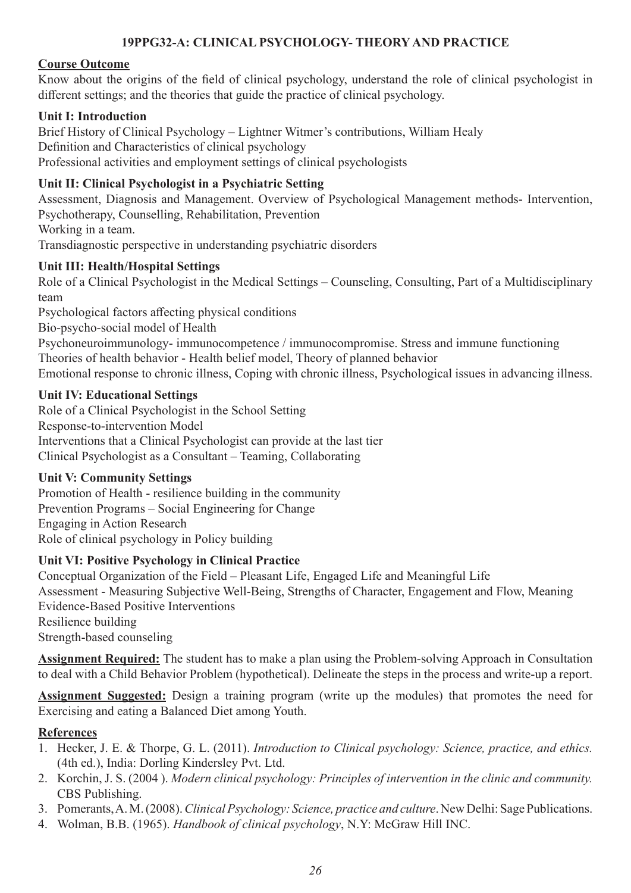## 19PPG32-A: CLINICAL PSYCHOLOGY- THEORY AND PRACTICE

**Course Outcome**

Know about the origins of the field of clinical psychology, understand the role of clinical psychologist in different settings; and the theories that guide the practice of clinical psychology.

**Unit I: Introduction**

Brief History of Clinical Psychology – Lightner Witmer's contributions, William Healy
Definition and Characteristics of clinical psychology
Professional activities and employment settings of clinical psychologists

**Unit II: Clinical Psychologist in a Psychiatric Setting**

Assessment, Diagnosis and Management. Overview of Psychological Management methods- Intervention, Psychotherapy, Counselling, Rehabilitation, Prevention
Working in a team.
Transdiagnostic perspective in understanding psychiatric disorders

**Unit III: Health/Hospital Settings**

Role of a Clinical Psychologist in the Medical Settings – Counseling, Consulting, Part of a Multidisciplinary team
Psychological factors affecting physical conditions
Bio-psycho-social model of Health
Psychoneuroimmunology- immunocompetence / immunocompromise. Stress and immune functioning
Theories of health behavior - Health belief model, Theory of planned behavior
Emotional response to chronic illness, Coping with chronic illness, Psychological issues in advancing illness.

**Unit IV: Educational Settings**

Role of a Clinical Psychologist in the School Setting
Response-to-intervention Model
Interventions that a Clinical Psychologist can provide at the last tier
Clinical Psychologist as a Consultant – Teaming, Collaborating

**Unit V: Community Settings**

Promotion of Health - resilience building in the community
Prevention Programs – Social Engineering for Change
Engaging in Action Research
Role of clinical psychology in Policy building

**Unit VI: Positive Psychology in Clinical Practice**

Conceptual Organization of the Field – Pleasant Life, Engaged Life and Meaningful Life
Assessment - Measuring Subjective Well-Being, Strengths of Character, Engagement and Flow, Meaning
Evidence-Based Positive Interventions
Resilience building
Strength-based counseling

**Assignment Required:** The student has to make a plan using the Problem-solving Approach in Consultation to deal with a Child Behavior Problem (hypothetical). Delineate the steps in the process and write-up a report.

**Assignment Suggested:** Design a training program (write up the modules) that promotes the need for Exercising and eating a Balanced Diet among Youth.

**References**

1. Hecker, J. E. & Thorpe, G. L. (2011). *Introduction to Clinical psychology: Science, practice, and ethics.* (4th ed.), India: Dorling Kindersley Pvt. Ltd.
2. Korchin, J. S. (2004 ). *Modern clinical psychology: Principles of intervention in the clinic and community.* CBS Publishing.
3. Pomerants, A. M. (2008). *Clinical Psychology: Science, practice and culture*. New Delhi: Sage Publications.
4. Wolman, B.B. (1965). *Handbook of clinical psychology*, N.Y: McGraw Hill INC.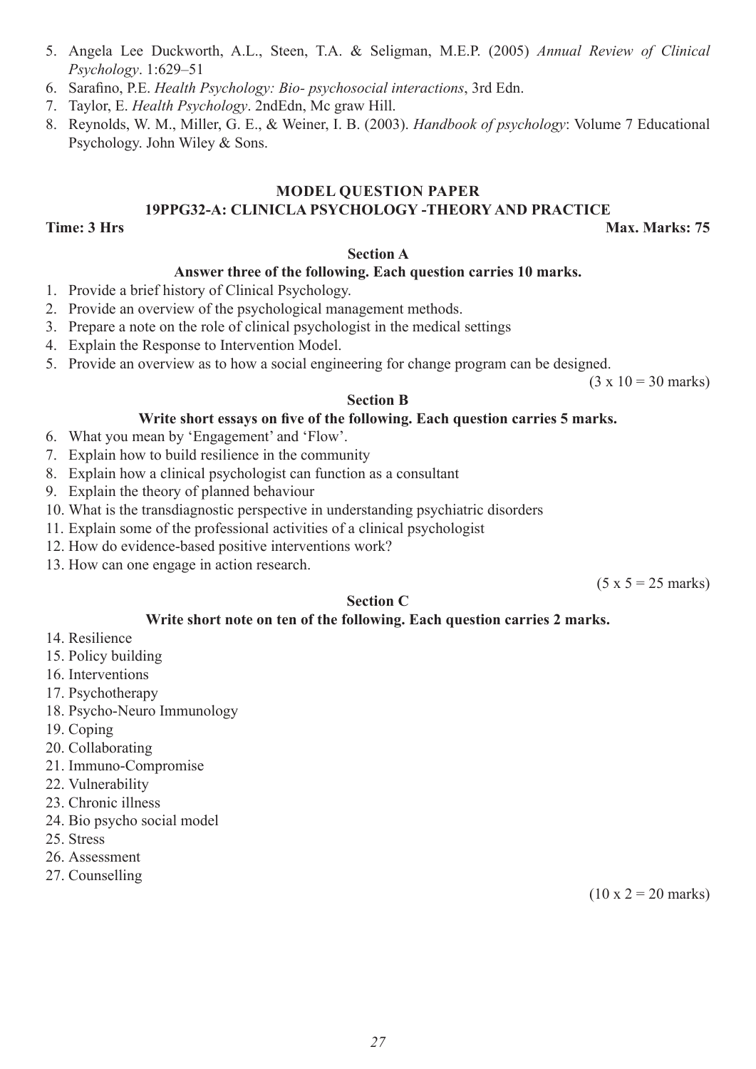5. Angela Lee Duckworth, A.L., Steen, T.A. & Seligman, M.E.P. (2005) *Annual Review of Clinical Psychology*. 1:629–51
6. Sarafino, P.E. *Health Psychology: Bio- psychosocial interactions*, 3rd Edn.
7. Taylor, E. *Health Psychology*. 2ndEdn, Mc graw Hill.
8. Reynolds, W. M., Miller, G. E., & Weiner, I. B. (2003). *Handbook of psychology*: Volume 7 Educational Psychology. John Wiley & Sons.

## MODEL QUESTION PAPER

## 19PPG32-A: CLINICLA PSYCHOLOGY -THEORY AND PRACTICE

**Time: 3 Hrs** **Max. Marks: 75**

### Section A

**Answer three of the following. Each question carries 10 marks.**

1. Provide a brief history of Clinical Psychology.
2. Provide an overview of the psychological management methods.
3. Prepare a note on the role of clinical psychologist in the medical settings
4. Explain the Response to Intervention Model.
5. Provide an overview as to how a social engineering for change program can be designed.

(3 x 10 = 30 marks)

### Section B

**Write short essays on five of the following. Each question carries 5 marks.**

6. What you mean by 'Engagement' and 'Flow'.
7. Explain how to build resilience in the community
8. Explain how a clinical psychologist can function as a consultant
9. Explain the theory of planned behaviour
10. What is the transdiagnostic perspective in understanding psychiatric disorders
11. Explain some of the professional activities of a clinical psychologist
12. How do evidence-based positive interventions work?
13. How can one engage in action research.

(5 x 5 = 25 marks)

### Section C

**Write short note on ten of the following. Each question carries 2 marks.**

14. Resilience
15. Policy building
16. Interventions
17. Psychotherapy
18. Psycho-Neuro Immunology
19. Coping
20. Collaborating
21. Immuno-Compromise
22. Vulnerability
23. Chronic illness
24. Bio psycho social model
25. Stress
26. Assessment
27. Counselling

(10 x 2 = 20 marks)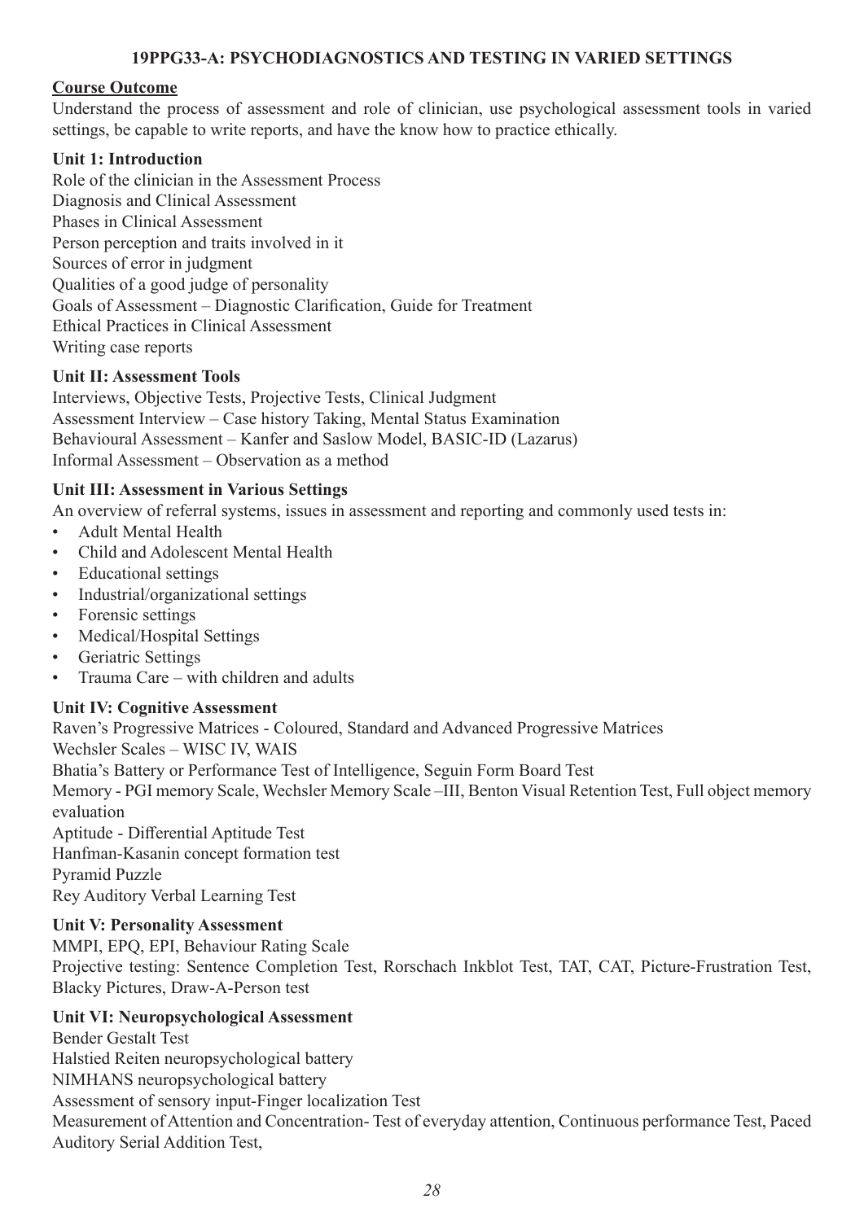## 19PPG33-A: PSYCHODIAGNOSTICS AND TESTING IN VARIED SETTINGS

**Course Outcome**

Understand the process of assessment and role of clinician, use psychological assessment tools in varied settings, be capable to write reports, and have the know how to practice ethically.

**Unit 1: Introduction**

Role of the clinician in the Assessment Process
Diagnosis and Clinical Assessment
Phases in Clinical Assessment
Person perception and traits involved in it
Sources of error in judgment
Qualities of a good judge of personality
Goals of Assessment – Diagnostic Clarification, Guide for Treatment
Ethical Practices in Clinical Assessment
Writing case reports

**Unit II: Assessment Tools**

Interviews, Objective Tests, Projective Tests, Clinical Judgment
Assessment Interview – Case history Taking, Mental Status Examination
Behavioural Assessment – Kanfer and Saslow Model, BASIC-ID (Lazarus)
Informal Assessment – Observation as a method

**Unit III: Assessment in Various Settings**

An overview of referral systems, issues in assessment and reporting and commonly used tests in:

- Adult Mental Health
- Child and Adolescent Mental Health
- Educational settings
- Industrial/organizational settings
- Forensic settings
- Medical/Hospital Settings
- Geriatric Settings
- Trauma Care – with children and adults

**Unit IV: Cognitive Assessment**

Raven's Progressive Matrices - Coloured, Standard and Advanced Progressive Matrices
Wechsler Scales – WISC IV, WAIS
Bhatia's Battery or Performance Test of Intelligence, Seguin Form Board Test
Memory - PGI memory Scale, Wechsler Memory Scale –III, Benton Visual Retention Test, Full object memory evaluation
Aptitude - Differential Aptitude Test
Hanfman-Kasanin concept formation test
Pyramid Puzzle
Rey Auditory Verbal Learning Test

**Unit V: Personality Assessment**

MMPI, EPQ, EPI, Behaviour Rating Scale
Projective testing: Sentence Completion Test, Rorschach Inkblot Test, TAT, CAT, Picture-Frustration Test, Blacky Pictures, Draw-A-Person test

**Unit VI: Neuropsychological Assessment**

Bender Gestalt Test
Halstied Reiten neuropsychological battery
NIMHANS neuropsychological battery
Assessment of sensory input-Finger localization Test
Measurement of Attention and Concentration- Test of everyday attention, Continuous performance Test, Paced Auditory Serial Addition Test,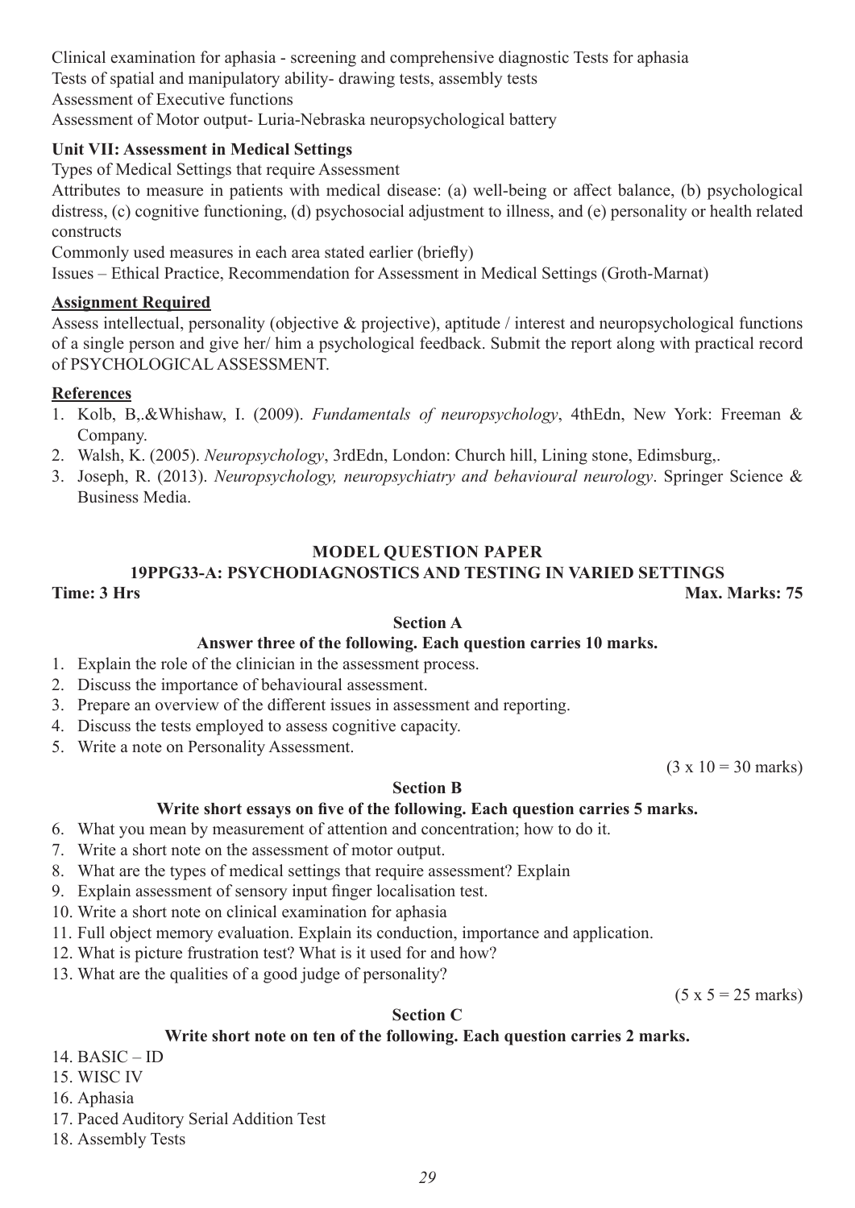Clinical examination for aphasia - screening and comprehensive diagnostic Tests for aphasia
Tests of spatial and manipulatory ability- drawing tests, assembly tests
Assessment of Executive functions
Assessment of Motor output- Luria-Nebraska neuropsychological battery

**Unit VII: Assessment in Medical Settings**

Types of Medical Settings that require Assessment

Attributes to measure in patients with medical disease: (a) well-being or affect balance, (b) psychological distress, (c) cognitive functioning, (d) psychosocial adjustment to illness, and (e) personality or health related constructs

Commonly used measures in each area stated earlier (briefly)

Issues – Ethical Practice, Recommendation for Assessment in Medical Settings (Groth-Marnat)

**Assignment Required**

Assess intellectual, personality (objective & projective), aptitude / interest and neuropsychological functions of a single person and give her/ him a psychological feedback. Submit the report along with practical record of PSYCHOLOGICAL ASSESSMENT.

**References**

1. Kolb, B,.&Whishaw, I. (2009). *Fundamentals of neuropsychology*, 4thEdn, New York: Freeman & Company.
2. Walsh, K. (2005). *Neuropsychology*, 3rdEdn, London: Church hill, Lining stone, Edimsburg,.
3. Joseph, R. (2013). *Neuropsychology, neuropsychiatry and behavioural neurology*. Springer Science & Business Media.

## MODEL QUESTION PAPER

## 19PPG33-A: PSYCHODIAGNOSTICS AND TESTING IN VARIED SETTINGS

**Time: 3 Hrs** **Max. Marks: 75**

### Section A

**Answer three of the following. Each question carries 10 marks.**

1. Explain the role of the clinician in the assessment process.
2. Discuss the importance of behavioural assessment.
3. Prepare an overview of the different issues in assessment and reporting.
4. Discuss the tests employed to assess cognitive capacity.
5. Write a note on Personality Assessment.

(3 x 10 = 30 marks)

### Section B

**Write short essays on five of the following. Each question carries 5 marks.**

6. What you mean by measurement of attention and concentration; how to do it.
7. Write a short note on the assessment of motor output.
8. What are the types of medical settings that require assessment? Explain
9. Explain assessment of sensory input finger localisation test.
10. Write a short note on clinical examination for aphasia
11. Full object memory evaluation. Explain its conduction, importance and application.
12. What is picture frustration test? What is it used for and how?
13. What are the qualities of a good judge of personality?

(5 x 5 = 25 marks)

### Section C

**Write short note on ten of the following. Each question carries 2 marks.**

14. BASIC – ID
15. WISC IV
16. Aphasia
17. Paced Auditory Serial Addition Test
18. Assembly Tests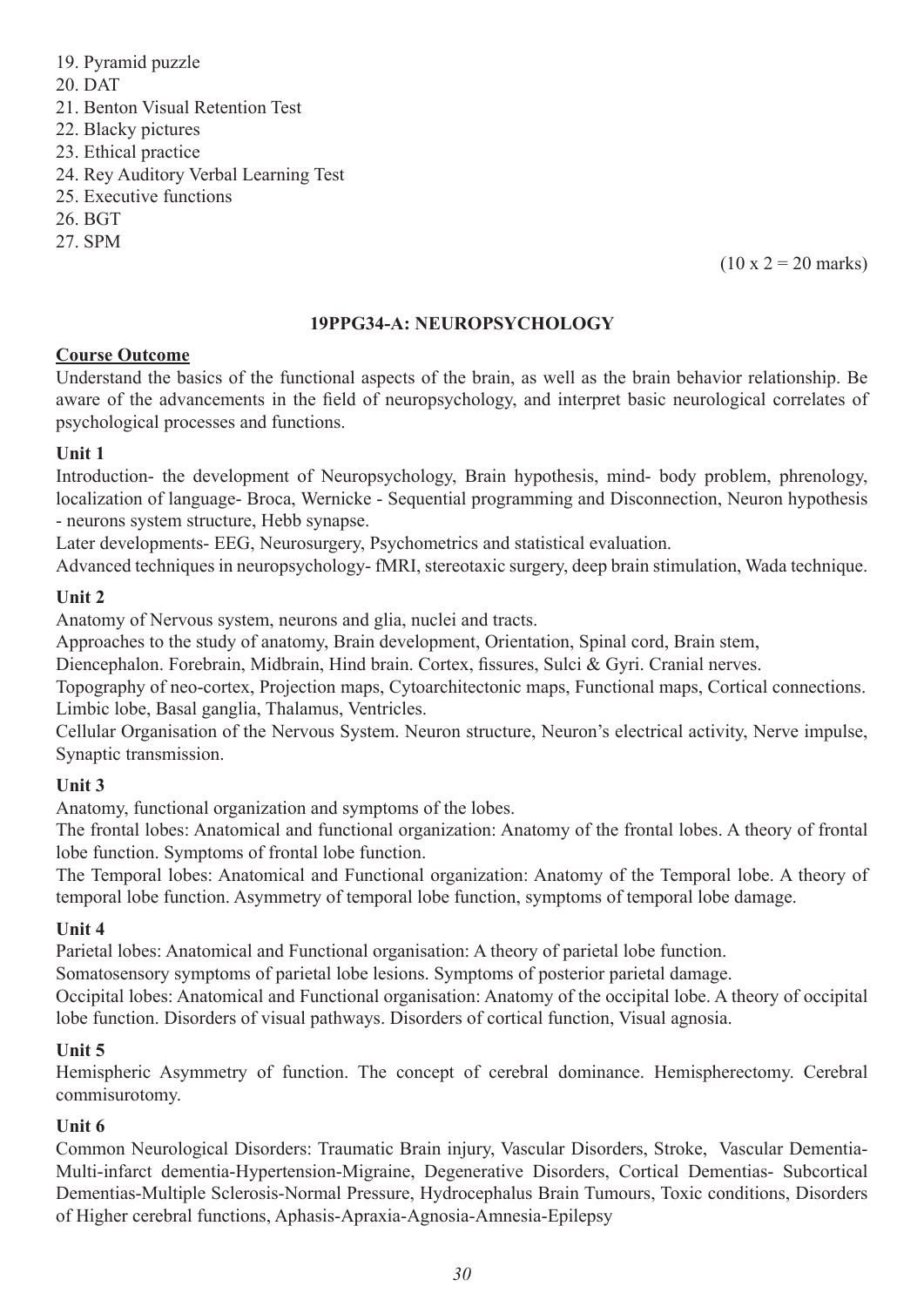19. Pyramid puzzle
20. DAT
21. Benton Visual Retention Test
22. Blacky pictures
23. Ethical practice
24. Rey Auditory Verbal Learning Test
25. Executive functions
26. BGT
27. SPM

(10 x 2 = 20 marks)

## 19PPG34-A: NEUROPSYCHOLOGY

**Course Outcome**

Understand the basics of the functional aspects of the brain, as well as the brain behavior relationship. Be aware of the advancements in the field of neuropsychology, and interpret basic neurological correlates of psychological processes and functions.

**Unit 1**

Introduction- the development of Neuropsychology, Brain hypothesis, mind- body problem, phrenology, localization of language- Broca, Wernicke - Sequential programming and Disconnection, Neuron hypothesis - neurons system structure, Hebb synapse.

Later developments- EEG, Neurosurgery, Psychometrics and statistical evaluation.

Advanced techniques in neuropsychology- fMRI, stereotaxic surgery, deep brain stimulation, Wada technique.

**Unit 2**

Anatomy of Nervous system, neurons and glia, nuclei and tracts.

Approaches to the study of anatomy, Brain development, Orientation, Spinal cord, Brain stem,

Diencephalon. Forebrain, Midbrain, Hind brain. Cortex, fissures, Sulci & Gyri. Cranial nerves.

Topography of neo-cortex, Projection maps, Cytoarchitectonic maps, Functional maps, Cortical connections. Limbic lobe, Basal ganglia, Thalamus, Ventricles.

Cellular Organisation of the Nervous System. Neuron structure, Neuron's electrical activity, Nerve impulse, Synaptic transmission.

**Unit 3**

Anatomy, functional organization and symptoms of the lobes.

The frontal lobes: Anatomical and functional organization: Anatomy of the frontal lobes. A theory of frontal lobe function. Symptoms of frontal lobe function.

The Temporal lobes: Anatomical and Functional organization: Anatomy of the Temporal lobe. A theory of temporal lobe function. Asymmetry of temporal lobe function, symptoms of temporal lobe damage.

**Unit 4**

Parietal lobes: Anatomical and Functional organisation: A theory of parietal lobe function.

Somatosensory symptoms of parietal lobe lesions. Symptoms of posterior parietal damage.

Occipital lobes: Anatomical and Functional organisation: Anatomy of the occipital lobe. A theory of occipital lobe function. Disorders of visual pathways. Disorders of cortical function, Visual agnosia.

**Unit 5**

Hemispheric Asymmetry of function. The concept of cerebral dominance. Hemispherectomy. Cerebral commisurotomy.

**Unit 6**

Common Neurological Disorders: Traumatic Brain injury, Vascular Disorders, Stroke, Vascular Dementia-Multi-infarct dementia-Hypertension-Migraine, Degenerative Disorders, Cortical Dementias- Subcortical Dementias-Multiple Sclerosis-Normal Pressure, Hydrocephalus Brain Tumours, Toxic conditions, Disorders of Higher cerebral functions, Aphasia-Apraxia-Agnosia-Amnesia-Epilepsy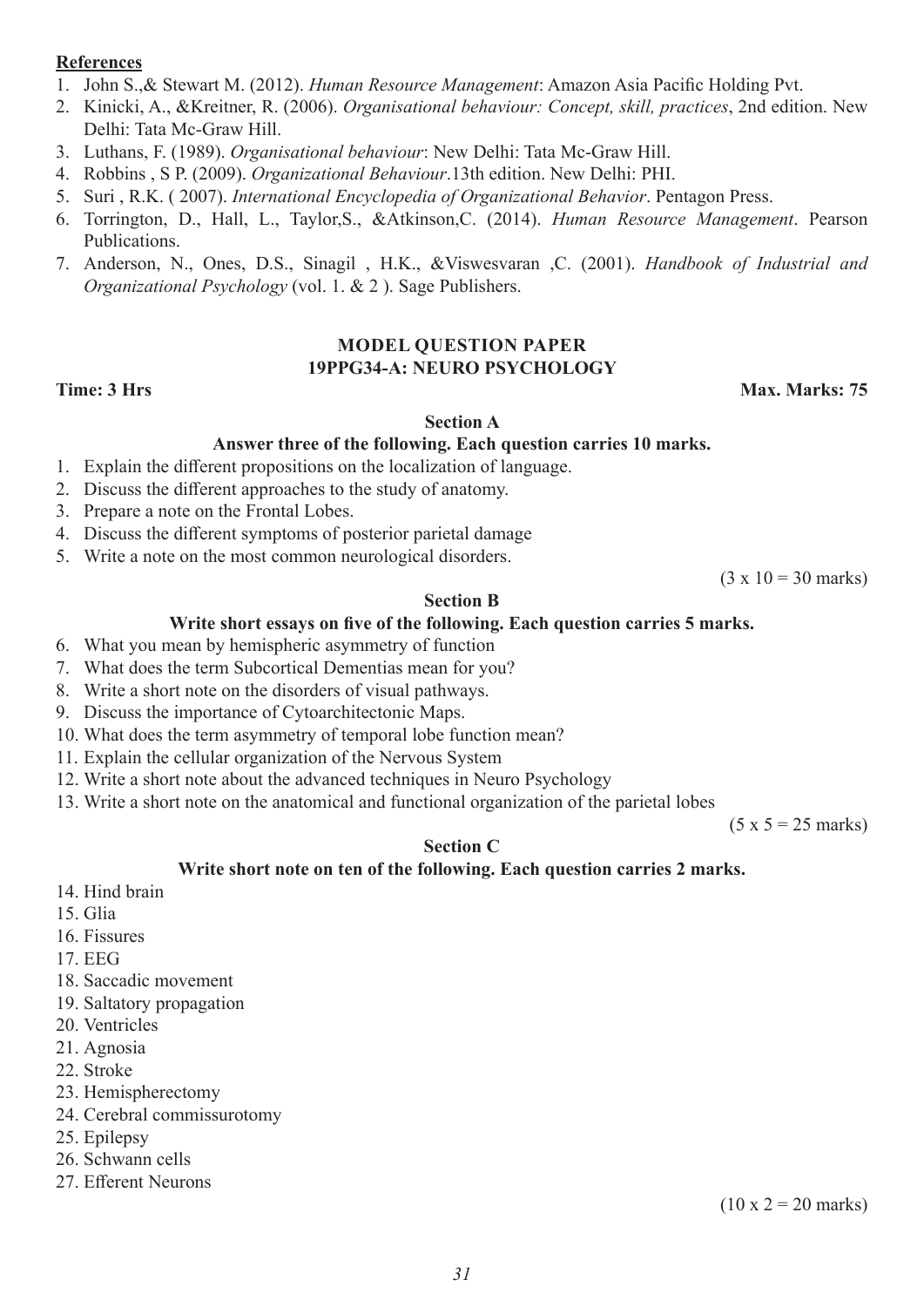**References**

1. John S.,& Stewart M. (2012). *Human Resource Management*: Amazon Asia Pacific Holding Pvt.
2. Kinicki, A., &Kreitner, R. (2006). *Organisational behaviour: Concept, skill, practices*, 2nd edition. New Delhi: Tata Mc-Graw Hill.
3. Luthans, F. (1989). *Organisational behaviour*: New Delhi: Tata Mc-Graw Hill.
4. Robbins , S P. (2009). *Organizational Behaviour*.13th edition. New Delhi: PHI.
5. Suri , R.K. ( 2007). *International Encyclopedia of Organizational Behavior*. Pentagon Press.
6. Torrington, D., Hall, L., Taylor,S., &Atkinson,C. (2014). *Human Resource Management*. Pearson Publications.
7. Anderson, N., Ones, D.S., Sinagil , H.K., &Viswesvaran ,C. (2001). *Handbook of Industrial and Organizational Psychology* (vol. 1. & 2 ). Sage Publishers.

## MODEL QUESTION PAPER
## 19PPG34-A: NEURO PSYCHOLOGY

**Time: 3 Hrs** **Max. Marks: 75**

### Section A

**Answer three of the following. Each question carries 10 marks.**

1. Explain the different propositions on the localization of language.
2. Discuss the different approaches to the study of anatomy.
3. Prepare a note on the Frontal Lobes.
4. Discuss the different symptoms of posterior parietal damage
5. Write a note on the most common neurological disorders.

(3 x 10 = 30 marks)

### Section B

**Write short essays on five of the following. Each question carries 5 marks.**

6. What you mean by hemispheric asymmetry of function
7. What does the term Subcortical Dementias mean for you?
8. Write a short note on the disorders of visual pathways.
9. Discuss the importance of Cytoarchitectonic Maps.
10. What does the term asymmetry of temporal lobe function mean?
11. Explain the cellular organization of the Nervous System
12. Write a short note about the advanced techniques in Neuro Psychology
13. Write a short note on the anatomical and functional organization of the parietal lobes

(5 x 5 = 25 marks)

### Section C

**Write short note on ten of the following. Each question carries 2 marks.**

14. Hind brain
15. Glia
16. Fissures
17. EEG
18. Saccadic movement
19. Saltatory propagation
20. Ventricles
21. Agnosia
22. Stroke
23. Hemispherectomy
24. Cerebral commissurotomy
25. Epilepsy
26. Schwann cells
27. Efferent Neurons

(10 x 2 = 20 marks)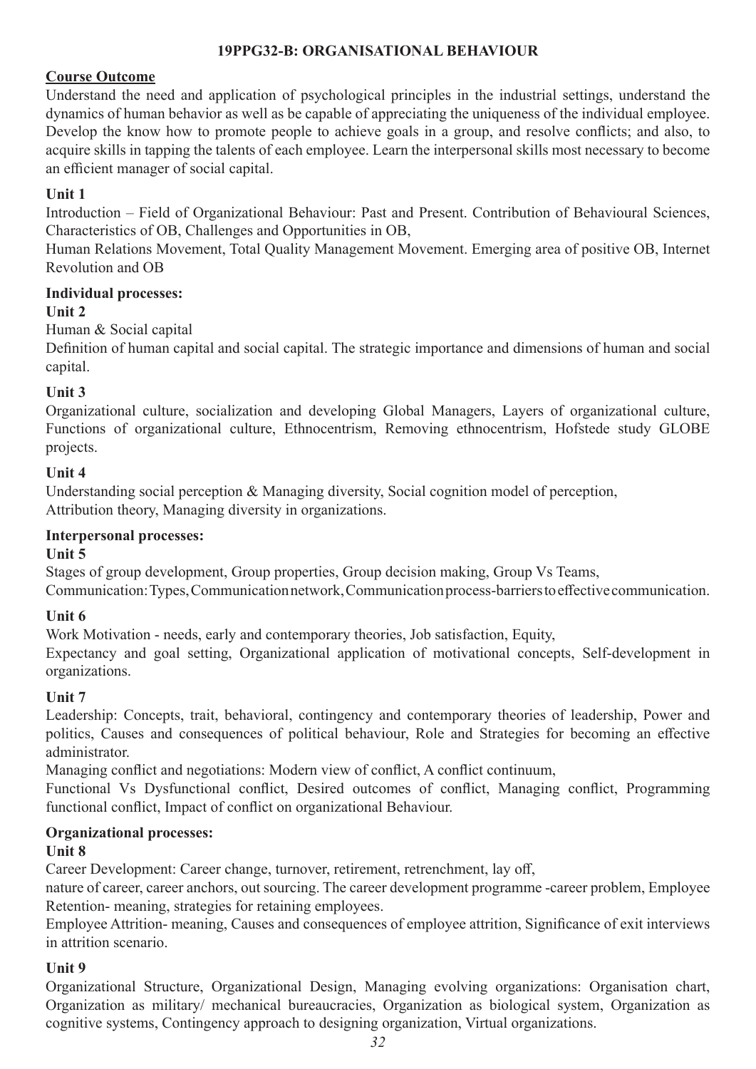## 19PPG32-B: ORGANISATIONAL BEHAVIOUR

**Course Outcome**

Understand the need and application of psychological principles in the industrial settings, understand the dynamics of human behavior as well as be capable of appreciating the uniqueness of the individual employee. Develop the know how to promote people to achieve goals in a group, and resolve conflicts; and also, to acquire skills in tapping the talents of each employee. Learn the interpersonal skills most necessary to become an efficient manager of social capital.

**Unit 1**

Introduction – Field of Organizational Behaviour: Past and Present. Contribution of Behavioural Sciences, Characteristics of OB, Challenges and Opportunities in OB,

Human Relations Movement, Total Quality Management Movement. Emerging area of positive OB, Internet Revolution and OB

**Individual processes:**

**Unit 2**

Human & Social capital

Definition of human capital and social capital. The strategic importance and dimensions of human and social capital.

**Unit 3**

Organizational culture, socialization and developing Global Managers, Layers of organizational culture, Functions of organizational culture, Ethnocentrism, Removing ethnocentrism, Hofstede study GLOBE projects.

**Unit 4**

Understanding social perception & Managing diversity, Social cognition model of perception,
Attribution theory, Managing diversity in organizations.

**Interpersonal processes:**

**Unit 5**

Stages of group development, Group properties, Group decision making, Group Vs Teams,
Communication: Types, Communication network, Communication process-barriers to effective communication.

**Unit 6**

Work Motivation - needs, early and contemporary theories, Job satisfaction, Equity,

Expectancy and goal setting, Organizational application of motivational concepts, Self-development in organizations.

**Unit 7**

Leadership: Concepts, trait, behavioral, contingency and contemporary theories of leadership, Power and politics, Causes and consequences of political behaviour, Role and Strategies for becoming an effective administrator.

Managing conflict and negotiations: Modern view of conflict, A conflict continuum,

Functional Vs Dysfunctional conflict, Desired outcomes of conflict, Managing conflict, Programming functional conflict, Impact of conflict on organizational Behaviour.

**Organizational processes:**

**Unit 8**

Career Development: Career change, turnover, retirement, retrenchment, lay off,

nature of career, career anchors, out sourcing. The career development programme -career problem, Employee Retention- meaning, strategies for retaining employees.

Employee Attrition- meaning, Causes and consequences of employee attrition, Significance of exit interviews in attrition scenario.

**Unit 9**

Organizational Structure, Organizational Design, Managing evolving organizations: Organisation chart, Organization as military/ mechanical bureaucracies, Organization as biological system, Organization as cognitive systems, Contingency approach to designing organization, Virtual organizations.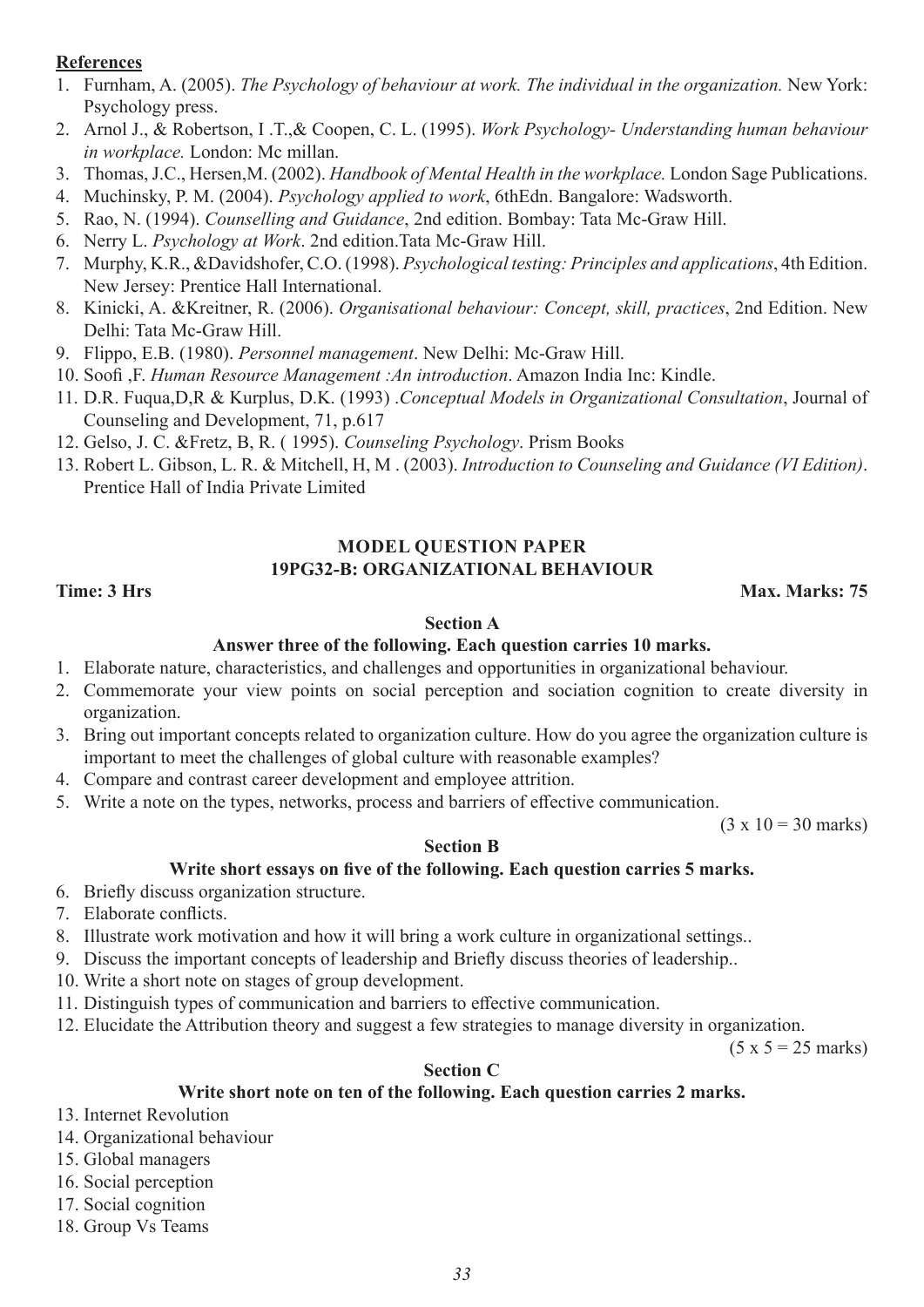**References**

1. Furnham, A. (2005). *The Psychology of behaviour at work. The individual in the organization.* New York: Psychology press.
2. Arnol J., & Robertson, I .T.,& Coopen, C. L. (1995). *Work Psychology- Understanding human behaviour in workplace.* London: Mc millan.
3. Thomas, J.C., Hersen,M. (2002). *Handbook of Mental Health in the workplace.* London Sage Publications.
4. Muchinsky, P. M. (2004). *Psychology applied to work*, 6thEdn. Bangalore: Wadsworth.
5. Rao, N. (1994). *Counselling and Guidance*, 2nd edition. Bombay: Tata Mc-Graw Hill.
6. Nerry L. *Psychology at Work*. 2nd edition.Tata Mc-Graw Hill.
7. Murphy, K.R., &Davidshofer, C.O. (1998). *Psychological testing: Principles and applications*, 4th Edition. New Jersey: Prentice Hall International.
8. Kinicki, A. &Kreitner, R. (2006). *Organisational behaviour: Concept, skill, practices*, 2nd Edition. New Delhi: Tata Mc-Graw Hill.
9. Flippo, E.B. (1980). *Personnel management*. New Delhi: Mc-Graw Hill.
10. Soofi ,F. *Human Resource Management :An introduction*. Amazon India Inc: Kindle.
11. D.R. Fuqua,D,R & Kurplus, D.K. (1993) .*Conceptual Models in Organizational Consultation*, Journal of Counseling and Development, 71, p.617
12. Gelso, J. C. &Fretz, B, R. ( 1995). *Counseling Psychology*. Prism Books
13. Robert L. Gibson, L. R. & Mitchell, H, M . (2003). *Introduction to Counseling and Guidance (VI Edition)*. Prentice Hall of India Private Limited

## MODEL QUESTION PAPER
## 19PG32-B: ORGANIZATIONAL BEHAVIOUR

**Time: 3 Hrs** **Max. Marks: 75**

### Section A

**Answer three of the following. Each question carries 10 marks.**

1. Elaborate nature, characteristics, and challenges and opportunities in organizational behaviour.
2. Commemorate your view points on social perception and sociation cognition to create diversity in organization.
3. Bring out important concepts related to organization culture. How do you agree the organization culture is important to meet the challenges of global culture with reasonable examples?
4. Compare and contrast career development and employee attrition.
5. Write a note on the types, networks, process and barriers of effective communication.

(3 x 10 = 30 marks)

### Section B

**Write short essays on five of the following. Each question carries 5 marks.**

6. Briefly discuss organization structure.
7. Elaborate conflicts.
8. Illustrate work motivation and how it will bring a work culture in organizational settings..
9. Discuss the important concepts of leadership and Briefly discuss theories of leadership..
10. Write a short note on stages of group development.
11. Distinguish types of communication and barriers to effective communication.
12. Elucidate the Attribution theory and suggest a few strategies to manage diversity in organization.

(5 x 5 = 25 marks)

### Section C

**Write short note on ten of the following. Each question carries 2 marks.**

13. Internet Revolution
14. Organizational behaviour
15. Global managers
16. Social perception
17. Social cognition
18. Group Vs Teams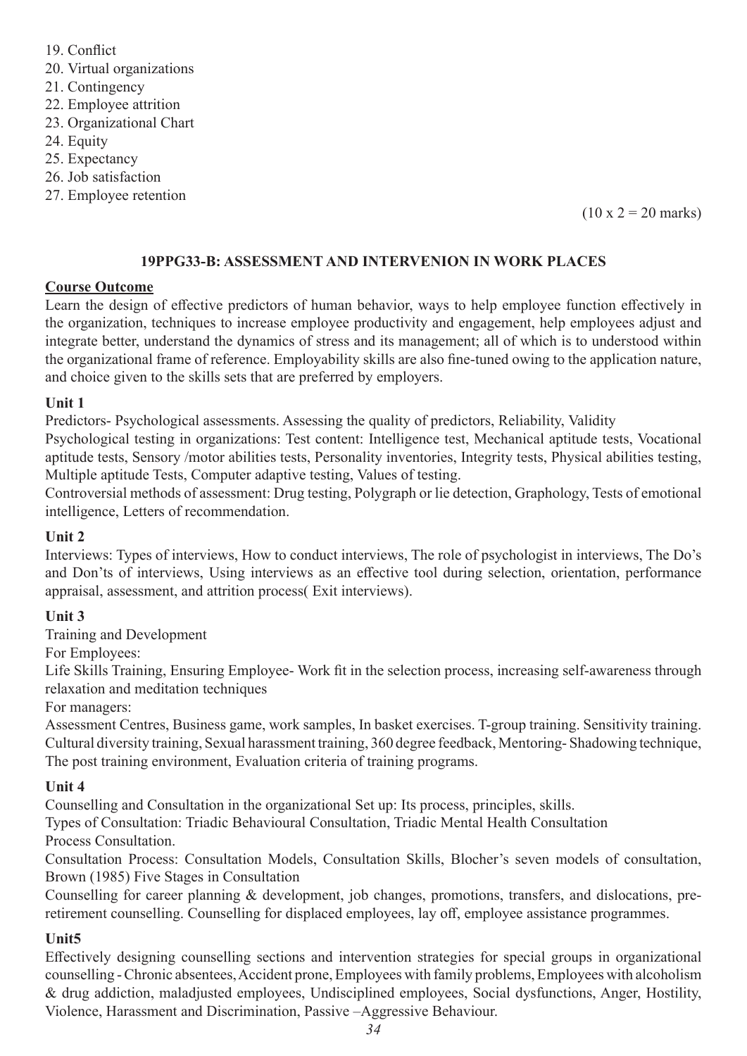19. Conflict
20. Virtual organizations
21. Contingency
22. Employee attrition
23. Organizational Chart
24. Equity
25. Expectancy
26. Job satisfaction
27. Employee retention

(10 x 2 = 20 marks)

## 19PPG33-B: ASSESSMENT AND INTERVENION IN WORK PLACES

**Course Outcome**

Learn the design of effective predictors of human behavior, ways to help employee function effectively in the organization, techniques to increase employee productivity and engagement, help employees adjust and integrate better, understand the dynamics of stress and its management; all of which is to understood within the organizational frame of reference. Employability skills are also fine-tuned owing to the application nature, and choice given to the skills sets that are preferred by employers.

**Unit 1**

Predictors- Psychological assessments. Assessing the quality of predictors, Reliability, Validity

Psychological testing in organizations: Test content: Intelligence test, Mechanical aptitude tests, Vocational aptitude tests, Sensory /motor abilities tests, Personality inventories, Integrity tests, Physical abilities testing, Multiple aptitude Tests, Computer adaptive testing, Values of testing.

Controversial methods of assessment: Drug testing, Polygraph or lie detection, Graphology, Tests of emotional intelligence, Letters of recommendation.

**Unit 2**

Interviews: Types of interviews, How to conduct interviews, The role of psychologist in interviews, The Do's and Don'ts of interviews, Using interviews as an effective tool during selection, orientation, performance appraisal, assessment, and attrition process( Exit interviews).

**Unit 3**

Training and Development

For Employees:

Life Skills Training, Ensuring Employee- Work fit in the selection process, increasing self-awareness through relaxation and meditation techniques

For managers:

Assessment Centres, Business game, work samples, In basket exercises. T-group training. Sensitivity training. Cultural diversity training, Sexual harassment training, 360 degree feedback, Mentoring- Shadowing technique, The post training environment, Evaluation criteria of training programs.

**Unit 4**

Counselling and Consultation in the organizational Set up: Its process, principles, skills.

Types of Consultation: Triadic Behavioural Consultation, Triadic Mental Health Consultation Process Consultation.

Consultation Process: Consultation Models, Consultation Skills, Blocher's seven models of consultation, Brown (1985) Five Stages in Consultation

Counselling for career planning & development, job changes, promotions, transfers, and dislocations, pre-retirement counselling. Counselling for displaced employees, lay off, employee assistance programmes.

**Unit5**

Effectively designing counselling sections and intervention strategies for special groups in organizational counselling - Chronic absentees, Accident prone, Employees with family problems, Employees with alcoholism & drug addiction, maladjusted employees, Undisciplined employees, Social dysfunctions, Anger, Hostility, Violence, Harassment and Discrimination, Passive –Aggressive Behaviour.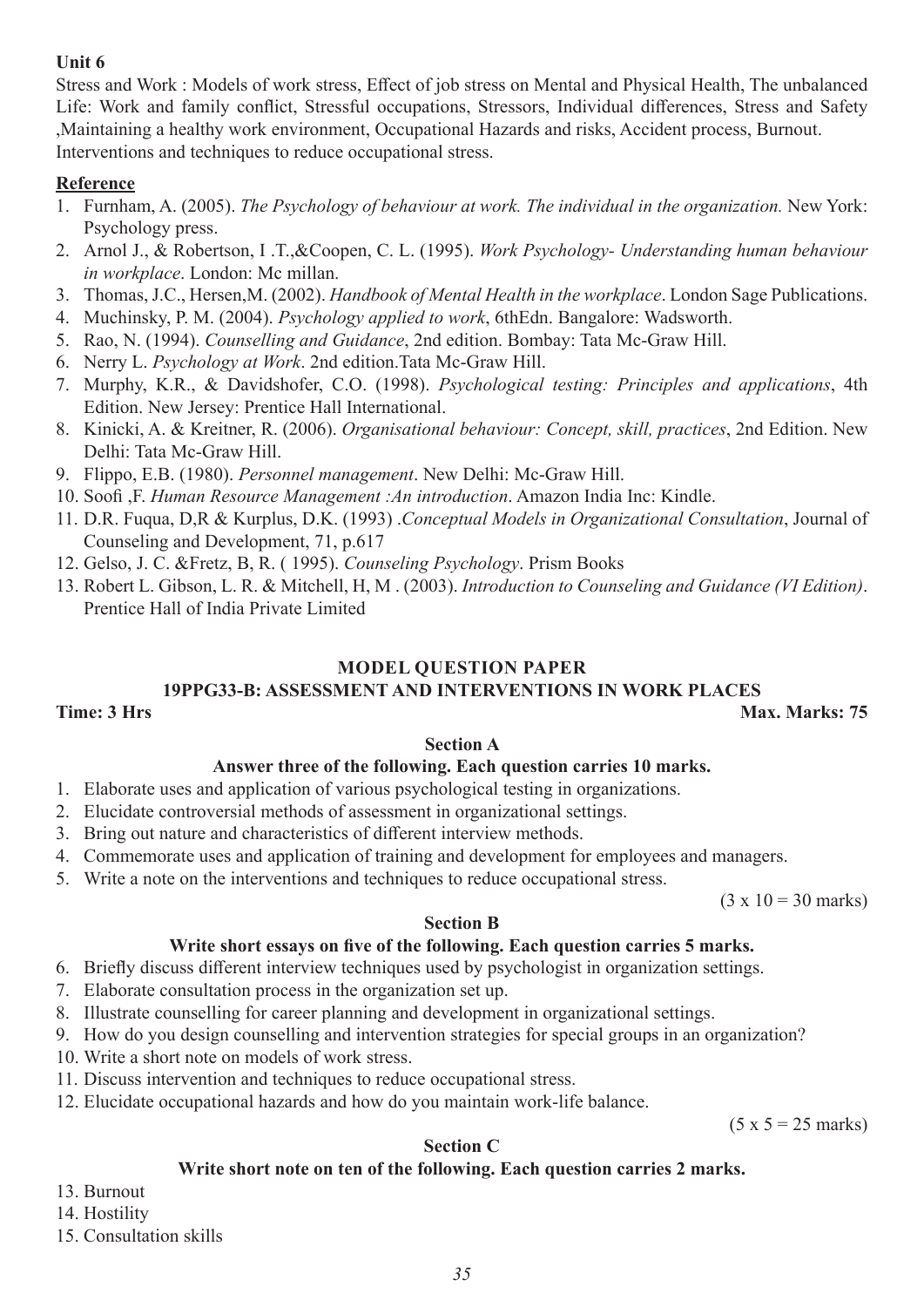**Unit 6**

Stress and Work : Models of work stress, Effect of job stress on Mental and Physical Health, The unbalanced Life: Work and family conflict, Stressful occupations, Stressors, Individual differences, Stress and Safety ,Maintaining a healthy work environment, Occupational Hazards and risks, Accident process, Burnout. Interventions and techniques to reduce occupational stress.

**Reference**

1. Furnham, A. (2005). *The Psychology of behaviour at work. The individual in the organization.* New York: Psychology press.
2. Arnol J., & Robertson, I .T.,&Coopen, C. L. (1995). *Work Psychology- Understanding human behaviour in workplace*. London: Mc millan.
3. Thomas, J.C., Hersen,M. (2002). *Handbook of Mental Health in the workplace*. London Sage Publications.
4. Muchinsky, P. M. (2004). *Psychology applied to work*, 6thEdn. Bangalore: Wadsworth.
5. Rao, N. (1994). *Counselling and Guidance*, 2nd edition. Bombay: Tata Mc-Graw Hill.
6. Nerry L. *Psychology at Work*. 2nd edition.Tata Mc-Graw Hill.
7. Murphy, K.R., & Davidshofer, C.O. (1998). *Psychological testing: Principles and applications*, 4th Edition. New Jersey: Prentice Hall International.
8. Kinicki, A. & Kreitner, R. (2006). *Organisational behaviour: Concept, skill, practices*, 2nd Edition. New Delhi: Tata Mc-Graw Hill.
9. Flippo, E.B. (1980). *Personnel management*. New Delhi: Mc-Graw Hill.
10. Soofi ,F. *Human Resource Management :An introduction*. Amazon India Inc: Kindle.
11. D.R. Fuqua, D,R & Kurplus, D.K. (1993) .*Conceptual Models in Organizational Consultation*, Journal of Counseling and Development, 71, p.617
12. Gelso, J. C. &Fretz, B, R. ( 1995). *Counseling Psychology*. Prism Books
13. Robert L. Gibson, L. R. & Mitchell, H, M . (2003). *Introduction to Counseling and Guidance (VI Edition)*. Prentice Hall of India Private Limited

## MODEL QUESTION PAPER

### 19PPG33-B: ASSESSMENT AND INTERVENTIONS IN WORK PLACES

**Time: 3 Hrs** **Max. Marks: 75**

#### Section A

**Answer three of the following. Each question carries 10 marks.**

1. Elaborate uses and application of various psychological testing in organizations.
2. Elucidate controversial methods of assessment in organizational settings.
3. Bring out nature and characteristics of different interview methods.
4. Commemorate uses and application of training and development for employees and managers.
5. Write a note on the interventions and techniques to reduce occupational stress.

(3 x 10 = 30 marks)

#### Section B

**Write short essays on five of the following. Each question carries 5 marks.**

6. Briefly discuss different interview techniques used by psychologist in organization settings.
7. Elaborate consultation process in the organization set up.
8. Illustrate counselling for career planning and development in organizational settings.
9. How do you design counselling and intervention strategies for special groups in an organization?
10. Write a short note on models of work stress.
11. Discuss intervention and techniques to reduce occupational stress.
12. Elucidate occupational hazards and how do you maintain work-life balance.

(5 x 5 = 25 marks)

#### Section C

**Write short note on ten of the following. Each question carries 2 marks.**

13. Burnout
14. Hostility
15. Consultation skills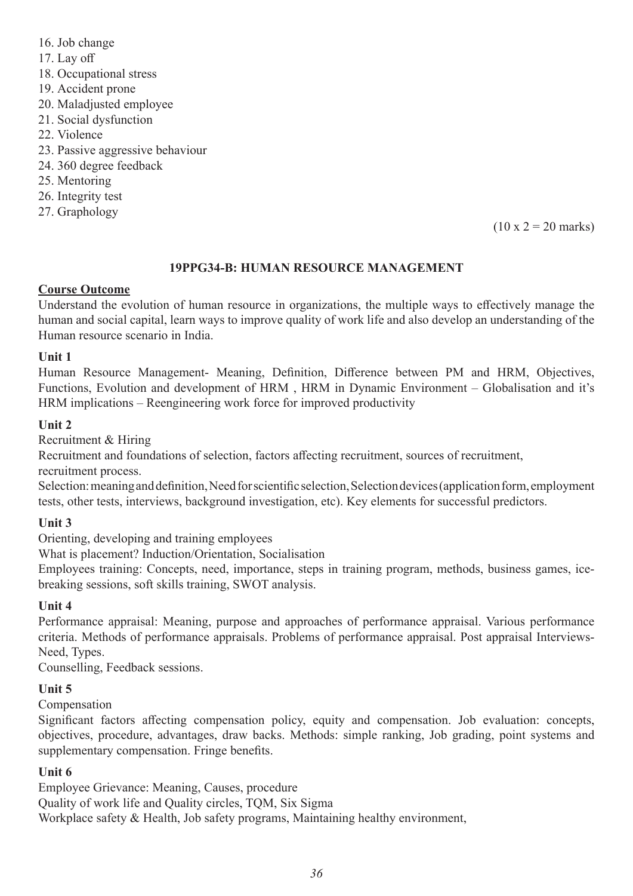16. Job change
17. Lay off
18. Occupational stress
19. Accident prone
20. Maladjusted employee
21. Social dysfunction
22. Violence
23. Passive aggressive behaviour
24. 360 degree feedback
25. Mentoring
26. Integrity test
27. Graphology

(10 x 2 = 20 marks)

## 19PPG34-B: HUMAN RESOURCE MANAGEMENT

**Course Outcome**

Understand the evolution of human resource in organizations, the multiple ways to effectively manage the human and social capital, learn ways to improve quality of work life and also develop an understanding of the Human resource scenario in India.

**Unit 1**

Human Resource Management- Meaning, Definition, Difference between PM and HRM, Objectives, Functions, Evolution and development of HRM , HRM in Dynamic Environment – Globalisation and it's HRM implications – Reengineering work force for improved productivity

**Unit 2**

Recruitment & Hiring

Recruitment and foundations of selection, factors affecting recruitment, sources of recruitment, recruitment process.

Selection: meaning and definition, Need for scientific selection, Selection devices (application form, employment tests, other tests, interviews, background investigation, etc). Key elements for successful predictors.

**Unit 3**

Orienting, developing and training employees

What is placement? Induction/Orientation, Socialisation

Employees training: Concepts, need, importance, steps in training program, methods, business games, ice-breaking sessions, soft skills training, SWOT analysis.

**Unit 4**

Performance appraisal: Meaning, purpose and approaches of performance appraisal. Various performance criteria. Methods of performance appraisals. Problems of performance appraisal. Post appraisal Interviews- Need, Types.

Counselling, Feedback sessions.

**Unit 5**

Compensation

Significant factors affecting compensation policy, equity and compensation. Job evaluation: concepts, objectives, procedure, advantages, draw backs. Methods: simple ranking, Job grading, point systems and supplementary compensation. Fringe benefits.

**Unit 6**

Employee Grievance: Meaning, Causes, procedure

Quality of work life and Quality circles, TQM, Six Sigma

Workplace safety & Health, Job safety programs, Maintaining healthy environment,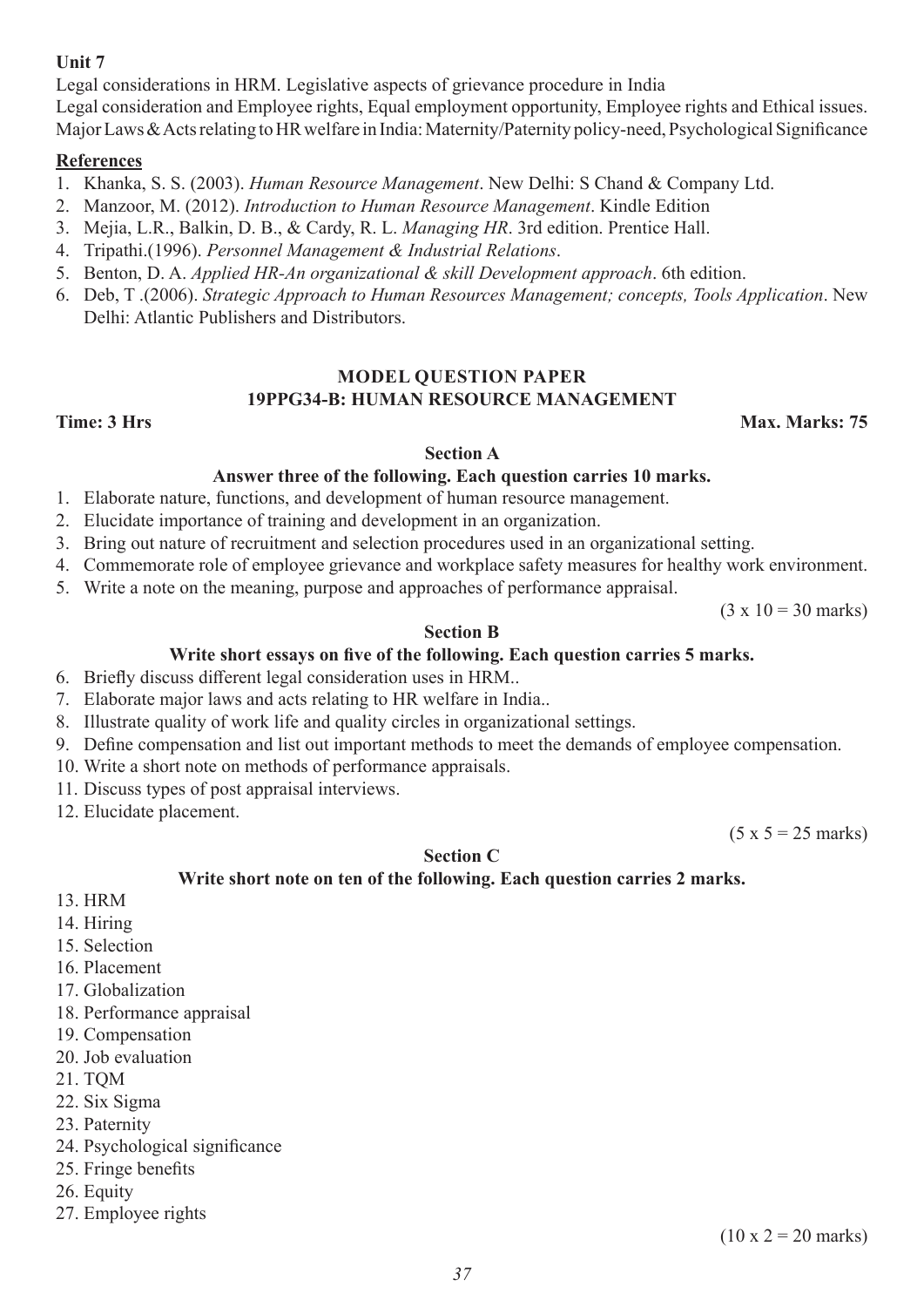**Unit 7**

Legal considerations in HRM. Legislative aspects of grievance procedure in India

Legal consideration and Employee rights, Equal employment opportunity, Employee rights and Ethical issues. Major Laws & Acts relating to HR welfare in India: Maternity/Paternity policy-need, Psychological Significance

**References**

1. Khanka, S. S. (2003). *Human Resource Management*. New Delhi: S Chand & Company Ltd.
2. Manzoor, M. (2012). *Introduction to Human Resource Management*. Kindle Edition
3. Mejia, L.R., Balkin, D. B., & Cardy, R. L. *Managing HR*. 3rd edition. Prentice Hall.
4. Tripathi.(1996). *Personnel Management & Industrial Relations*.
5. Benton, D. A. *Applied HR-An organizational & skill Development approach*. 6th edition.
6. Deb, T .(2006). *Strategic Approach to Human Resources Management; concepts, Tools Application*. New Delhi: Atlantic Publishers and Distributors.

## MODEL QUESTION PAPER
## 19PPG34-B: HUMAN RESOURCE MANAGEMENT

**Time: 3 Hrs** **Max. Marks: 75**

### Section A

**Answer three of the following. Each question carries 10 marks.**

1. Elaborate nature, functions, and development of human resource management.
2. Elucidate importance of training and development in an organization.
3. Bring out nature of recruitment and selection procedures used in an organizational setting.
4. Commemorate role of employee grievance and workplace safety measures for healthy work environment.
5. Write a note on the meaning, purpose and approaches of performance appraisal.

(3 x 10 = 30 marks)

### Section B

**Write short essays on five of the following. Each question carries 5 marks.**

6. Briefly discuss different legal consideration uses in HRM..
7. Elaborate major laws and acts relating to HR welfare in India..
8. Illustrate quality of work life and quality circles in organizational settings.
9. Define compensation and list out important methods to meet the demands of employee compensation.
10. Write a short note on methods of performance appraisals.
11. Discuss types of post appraisal interviews.
12. Elucidate placement.

(5 x 5 = 25 marks)

### Section C

**Write short note on ten of the following. Each question carries 2 marks.**

13. HRM
14. Hiring
15. Selection
16. Placement
17. Globalization
18. Performance appraisal
19. Compensation
20. Job evaluation
21. TQM
22. Six Sigma
23. Paternity
24. Psychological significance
25. Fringe benefits
26. Equity
27. Employee rights

(10 x 2 = 20 marks)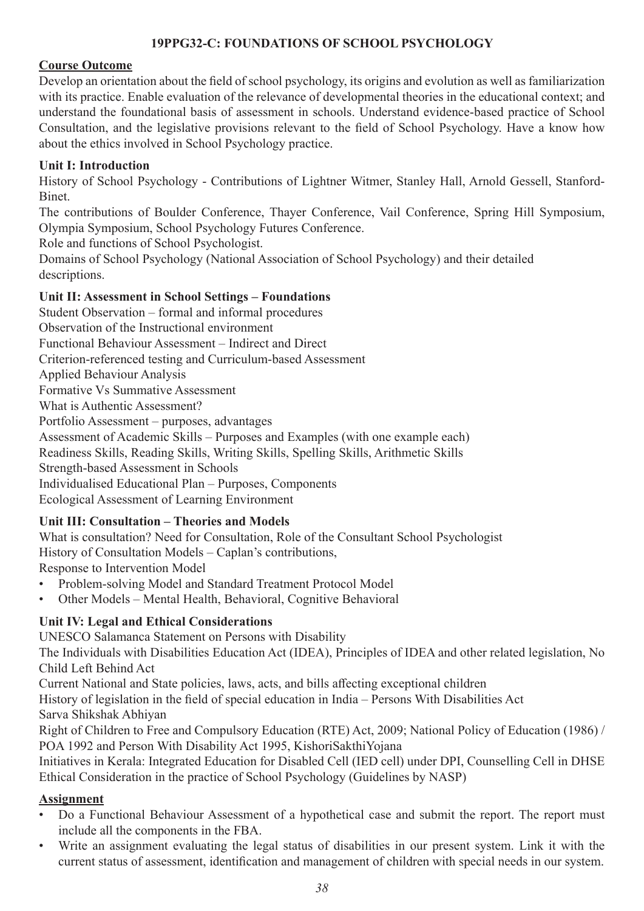## 19PPG32-C: FOUNDATIONS OF SCHOOL PSYCHOLOGY

**Course Outcome**

Develop an orientation about the field of school psychology, its origins and evolution as well as familiarization with its practice. Enable evaluation of the relevance of developmental theories in the educational context; and understand the foundational basis of assessment in schools. Understand evidence-based practice of School Consultation, and the legislative provisions relevant to the field of School Psychology. Have a know how about the ethics involved in School Psychology practice.

### Unit I: Introduction

History of School Psychology - Contributions of Lightner Witmer, Stanley Hall, Arnold Gessell, Stanford-Binet.

The contributions of Boulder Conference, Thayer Conference, Vail Conference, Spring Hill Symposium, Olympia Symposium, School Psychology Futures Conference.

Role and functions of School Psychologist.

Domains of School Psychology (National Association of School Psychology) and their detailed descriptions.

### Unit II: Assessment in School Settings – Foundations

Student Observation – formal and informal procedures

Observation of the Instructional environment

Functional Behaviour Assessment – Indirect and Direct

Criterion-referenced testing and Curriculum-based Assessment

Applied Behaviour Analysis

Formative Vs Summative Assessment

What is Authentic Assessment?

Portfolio Assessment – purposes, advantages

Assessment of Academic Skills – Purposes and Examples (with one example each)

Readiness Skills, Reading Skills, Writing Skills, Spelling Skills, Arithmetic Skills

Strength-based Assessment in Schools

Individualised Educational Plan – Purposes, Components

Ecological Assessment of Learning Environment

### Unit III: Consultation – Theories and Models

What is consultation? Need for Consultation, Role of the Consultant School Psychologist

History of Consultation Models – Caplan's contributions,

Response to Intervention Model

- Problem-solving Model and Standard Treatment Protocol Model
- Other Models – Mental Health, Behavioral, Cognitive Behavioral

### Unit IV: Legal and Ethical Considerations

UNESCO Salamanca Statement on Persons with Disability

The Individuals with Disabilities Education Act (IDEA), Principles of IDEA and other related legislation, No Child Left Behind Act

Current National and State policies, laws, acts, and bills affecting exceptional children

History of legislation in the field of special education in India – Persons With Disabilities Act

Sarva Shikshak Abhiyan

Right of Children to Free and Compulsory Education (RTE) Act, 2009; National Policy of Education (1986) / POA 1992 and Person With Disability Act 1995, KishoriSakthiYojana

Initiatives in Kerala: Integrated Education for Disabled Cell (IED cell) under DPI, Counselling Cell in DHSE

Ethical Consideration in the practice of School Psychology (Guidelines by NASP)

**Assignment**

- Do a Functional Behaviour Assessment of a hypothetical case and submit the report. The report must include all the components in the FBA.
- Write an assignment evaluating the legal status of disabilities in our present system. Link it with the current status of assessment, identification and management of children with special needs in our system.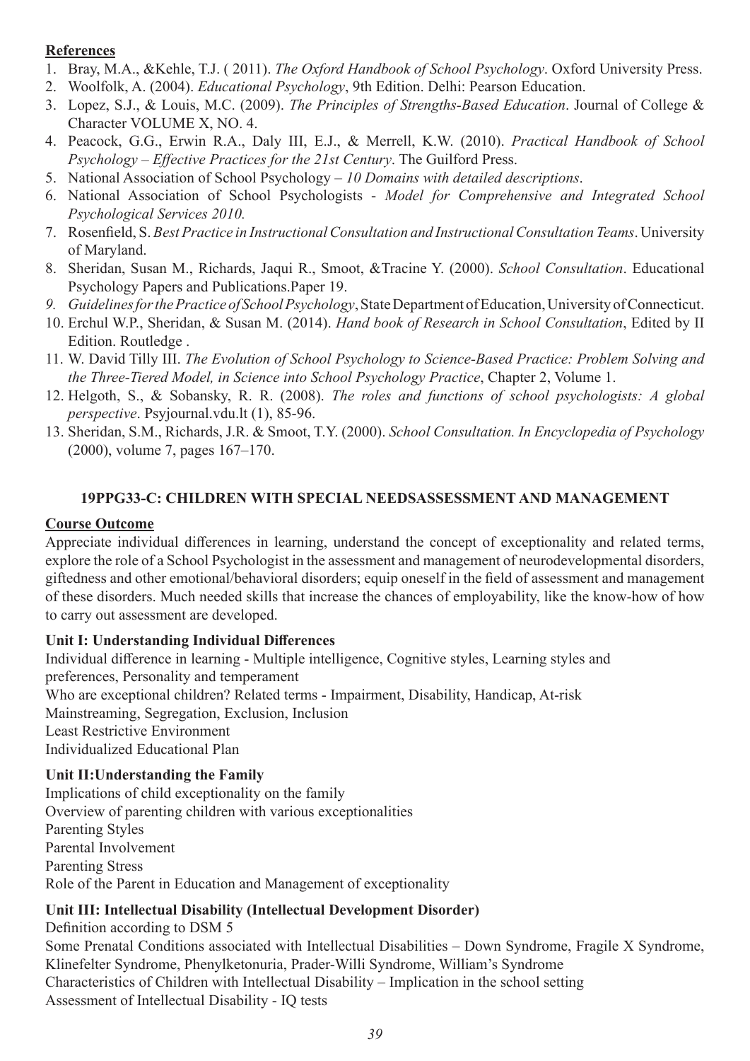**References**

1. Bray, M.A., &Kehle, T.J. ( 2011). *The Oxford Handbook of School Psychology*. Oxford University Press.
2. Woolfolk, A. (2004). *Educational Psychology*, 9th Edition. Delhi: Pearson Education.
3. Lopez, S.J., & Louis, M.C. (2009). *The Principles of Strengths-Based Education*. Journal of College & Character VOLUME X, NO. 4.
4. Peacock, G.G., Erwin R.A., Daly III, E.J., & Merrell, K.W. (2010). *Practical Handbook of School Psychology – Effective Practices for the 21st Century*. The Guilford Press.
5. National Association of School Psychology – *10 Domains with detailed descriptions*.
6. National Association of School Psychologists - *Model for Comprehensive and Integrated School Psychological Services 2010.*
7. Rosenfield, S. *Best Practice in Instructional Consultation and Instructional Consultation Teams*. University of Maryland.
8. Sheridan, Susan M., Richards, Jaqui R., Smoot, &Tracine Y. (2000). *School Consultation*. Educational Psychology Papers and Publications.Paper 19.
9. *Guidelines for the Practice of School Psychology*, State Department of Education, University of Connecticut.
10. Erchul W.P., Sheridan, & Susan M. (2014). *Hand book of Research in School Consultation*, Edited by II Edition. Routledge .
11. W. David Tilly III. *The Evolution of School Psychology to Science-Based Practice: Problem Solving and the Three-Tiered Model, in Science into School Psychology Practice*, Chapter 2, Volume 1.
12. Helgoth, S., & Sobansky, R. R. (2008). *The roles and functions of school psychologists: A global perspective*. Psyjournal.vdu.lt (1), 85-96.
13. Sheridan, S.M., Richards, J.R. & Smoot, T.Y. (2000). *School Consultation. In Encyclopedia of Psychology* (2000), volume 7, pages 167–170.

## 19PPG33-C: CHILDREN WITH SPECIAL NEEDSASSESSMENT AND MANAGEMENT

**Course Outcome**

Appreciate individual differences in learning, understand the concept of exceptionality and related terms, explore the role of a School Psychologist in the assessment and management of neurodevelopmental disorders, giftedness and other emotional/behavioral disorders; equip oneself in the field of assessment and management of these disorders. Much needed skills that increase the chances of employability, like the know-how of how to carry out assessment are developed.

**Unit I: Understanding Individual Differences**

Individual difference in learning - Multiple intelligence, Cognitive styles, Learning styles and preferences, Personality and temperament
Who are exceptional children? Related terms - Impairment, Disability, Handicap, At-risk
Mainstreaming, Segregation, Exclusion, Inclusion
Least Restrictive Environment
Individualized Educational Plan

**Unit II:Understanding the Family**

Implications of child exceptionality on the family
Overview of parenting children with various exceptionalities
Parenting Styles
Parental Involvement
Parenting Stress
Role of the Parent in Education and Management of exceptionality

**Unit III: Intellectual Disability (Intellectual Development Disorder)**

Definition according to DSM 5
Some Prenatal Conditions associated with Intellectual Disabilities – Down Syndrome, Fragile X Syndrome, Klinefelter Syndrome, Phenylketonuria, Prader-Willi Syndrome, William's Syndrome
Characteristics of Children with Intellectual Disability – Implication in the school setting
Assessment of Intellectual Disability - IQ tests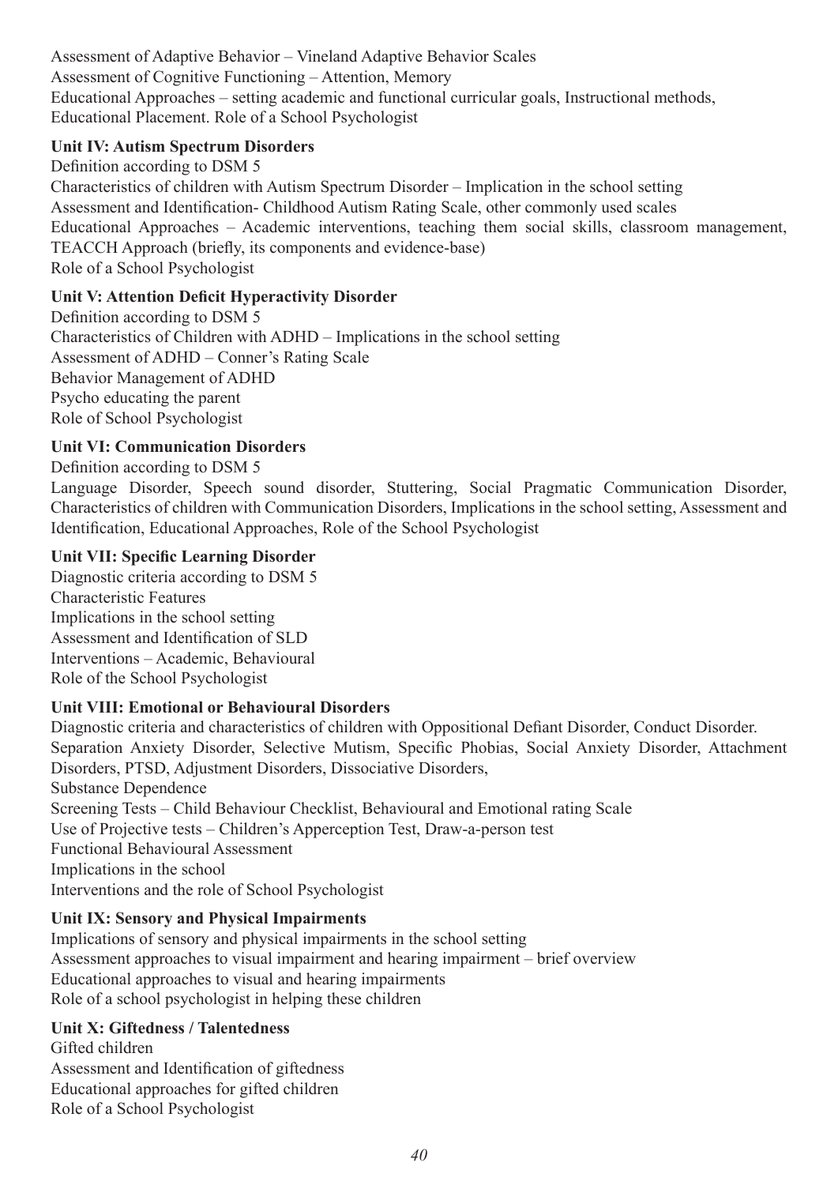Assessment of Adaptive Behavior – Vineland Adaptive Behavior Scales
Assessment of Cognitive Functioning – Attention, Memory
Educational Approaches – setting academic and functional curricular goals, Instructional methods, Educational Placement. Role of a School Psychologist

**Unit IV: Autism Spectrum Disorders**

Definition according to DSM 5
Characteristics of children with Autism Spectrum Disorder – Implication in the school setting
Assessment and Identification- Childhood Autism Rating Scale, other commonly used scales
Educational Approaches – Academic interventions, teaching them social skills, classroom management, TEACCH Approach (briefly, its components and evidence-base)
Role of a School Psychologist

**Unit V: Attention Deficit Hyperactivity Disorder**

Definition according to DSM 5
Characteristics of Children with ADHD – Implications in the school setting
Assessment of ADHD – Conner's Rating Scale
Behavior Management of ADHD
Psycho educating the parent
Role of School Psychologist

**Unit VI: Communication Disorders**

Definition according to DSM 5
Language Disorder, Speech sound disorder, Stuttering, Social Pragmatic Communication Disorder, Characteristics of children with Communication Disorders, Implications in the school setting, Assessment and Identification, Educational Approaches, Role of the School Psychologist

**Unit VII: Specific Learning Disorder**

Diagnostic criteria according to DSM 5
Characteristic Features
Implications in the school setting
Assessment and Identification of SLD
Interventions – Academic, Behavioural
Role of the School Psychologist

**Unit VIII: Emotional or Behavioural Disorders**

Diagnostic criteria and characteristics of children with Oppositional Defiant Disorder, Conduct Disorder. Separation Anxiety Disorder, Selective Mutism, Specific Phobias, Social Anxiety Disorder, Attachment Disorders, PTSD, Adjustment Disorders, Dissociative Disorders,
Substance Dependence
Screening Tests – Child Behaviour Checklist, Behavioural and Emotional rating Scale
Use of Projective tests – Children's Apperception Test, Draw-a-person test
Functional Behavioural Assessment
Implications in the school
Interventions and the role of School Psychologist

**Unit IX: Sensory and Physical Impairments**

Implications of sensory and physical impairments in the school setting
Assessment approaches to visual impairment and hearing impairment – brief overview
Educational approaches to visual and hearing impairments
Role of a school psychologist in helping these children

**Unit X: Giftedness / Talentedness**

Gifted children
Assessment and Identification of giftedness
Educational approaches for gifted children
Role of a School Psychologist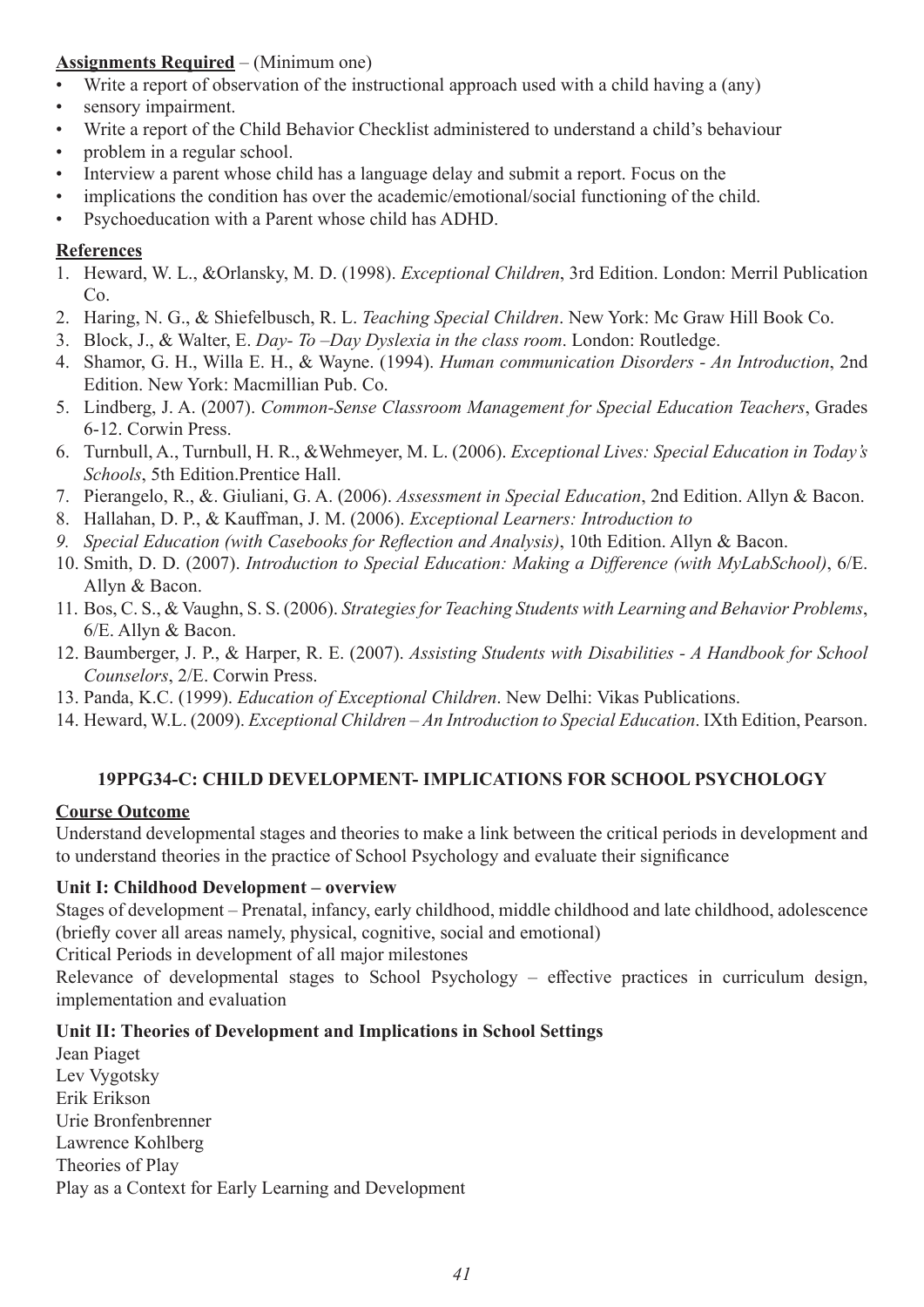**Assignments Required** – (Minimum one)

- Write a report of observation of the instructional approach used with a child having a (any)
- sensory impairment.
- Write a report of the Child Behavior Checklist administered to understand a child's behaviour
- problem in a regular school.
- Interview a parent whose child has a language delay and submit a report. Focus on the
- implications the condition has over the academic/emotional/social functioning of the child.
- Psychoeducation with a Parent whose child has ADHD.

**References**

1. Heward, W. L., &Orlansky, M. D. (1998). *Exceptional Children*, 3rd Edition. London: Merril Publication Co.
2. Haring, N. G., & Shiefelbusch, R. L. *Teaching Special Children*. New York: Mc Graw Hill Book Co.
3. Block, J., & Walter, E. *Day- To –Day Dyslexia in the class room*. London: Routledge.
4. Shamor, G. H., Willa E. H., & Wayne. (1994). *Human communication Disorders - An Introduction*, 2nd Edition. New York: Macmillian Pub. Co.
5. Lindberg, J. A. (2007). *Common-Sense Classroom Management for Special Education Teachers*, Grades 6-12. Corwin Press.
6. Turnbull, A., Turnbull, H. R., &Wehmeyer, M. L. (2006). *Exceptional Lives: Special Education in Today's Schools*, 5th Edition.Prentice Hall.
7. Pierangelo, R., &. Giuliani, G. A. (2006). *Assessment in Special Education*, 2nd Edition. Allyn & Bacon.
8. Hallahan, D. P., & Kauffman, J. M. (2006). *Exceptional Learners: Introduction to*
9. *Special Education (with Casebooks for Reflection and Analysis)*, 10th Edition. Allyn & Bacon.
10. Smith, D. D. (2007). *Introduction to Special Education: Making a Difference (with MyLabSchool)*, 6/E. Allyn & Bacon.
11. Bos, C. S., & Vaughn, S. S. (2006). *Strategies for Teaching Students with Learning and Behavior Problems*, 6/E. Allyn & Bacon.
12. Baumberger, J. P., & Harper, R. E. (2007). *Assisting Students with Disabilities - A Handbook for School Counselors*, 2/E. Corwin Press.
13. Panda, K.C. (1999). *Education of Exceptional Children*. New Delhi: Vikas Publications.
14. Heward, W.L. (2009). *Exceptional Children – An Introduction to Special Education*. IXth Edition, Pearson.

## 19PPG34-C: CHILD DEVELOPMENT- IMPLICATIONS FOR SCHOOL PSYCHOLOGY

**Course Outcome**

Understand developmental stages and theories to make a link between the critical periods in development and to understand theories in the practice of School Psychology and evaluate their significance

**Unit I: Childhood Development – overview**

Stages of development – Prenatal, infancy, early childhood, middle childhood and late childhood, adolescence (briefly cover all areas namely, physical, cognitive, social and emotional)

Critical Periods in development of all major milestones

Relevance of developmental stages to School Psychology – effective practices in curriculum design, implementation and evaluation

**Unit II: Theories of Development and Implications in School Settings**

Jean Piaget
Lev Vygotsky
Erik Erikson
Urie Bronfenbrenner
Lawrence Kohlberg
Theories of Play
Play as a Context for Early Learning and Development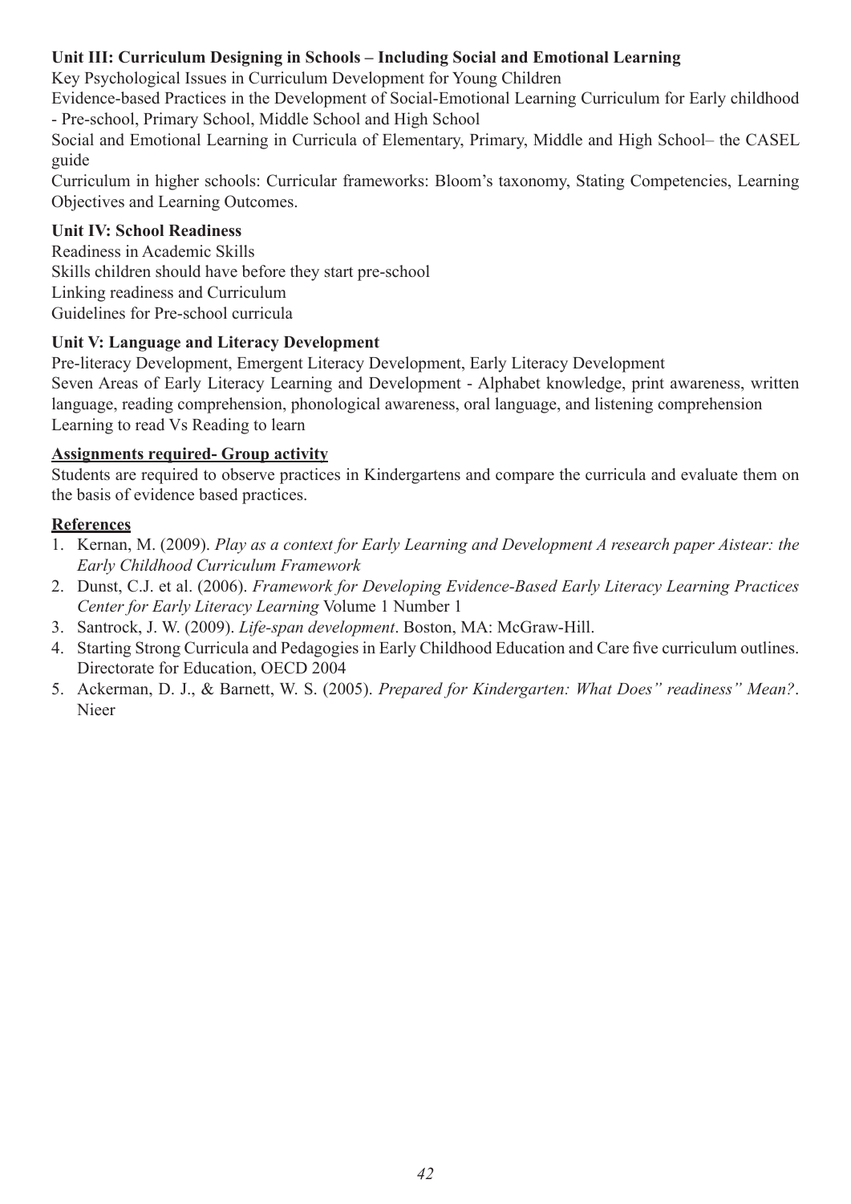**Unit III: Curriculum Designing in Schools – Including Social and Emotional Learning**

Key Psychological Issues in Curriculum Development for Young Children

Evidence-based Practices in the Development of Social-Emotional Learning Curriculum for Early childhood - Pre-school, Primary School, Middle School and High School

Social and Emotional Learning in Curricula of Elementary, Primary, Middle and High School– the CASEL guide

Curriculum in higher schools: Curricular frameworks: Bloom's taxonomy, Stating Competencies, Learning Objectives and Learning Outcomes.

**Unit IV: School Readiness**

Readiness in Academic Skills

Skills children should have before they start pre-school

Linking readiness and Curriculum

Guidelines for Pre-school curricula

**Unit V: Language and Literacy Development**

Pre-literacy Development, Emergent Literacy Development, Early Literacy Development

Seven Areas of Early Literacy Learning and Development - Alphabet knowledge, print awareness, written language, reading comprehension, phonological awareness, oral language, and listening comprehension

Learning to read Vs Reading to learn

**Assignments required- Group activity**

Students are required to observe practices in Kindergartens and compare the curricula and evaluate them on the basis of evidence based practices.

**References**

1. Kernan, M. (2009). *Play as a context for Early Learning and Development A research paper Aistear: the Early Childhood Curriculum Framework*
2. Dunst, C.J. et al. (2006). *Framework for Developing Evidence-Based Early Literacy Learning Practices Center for Early Literacy Learning* Volume 1 Number 1
3. Santrock, J. W. (2009). *Life-span development*. Boston, MA: McGraw-Hill.
4. Starting Strong Curricula and Pedagogies in Early Childhood Education and Care five curriculum outlines. Directorate for Education, OECD 2004
5. Ackerman, D. J., & Barnett, W. S. (2005). *Prepared for Kindergarten: What Does" readiness" Mean?*. Nieer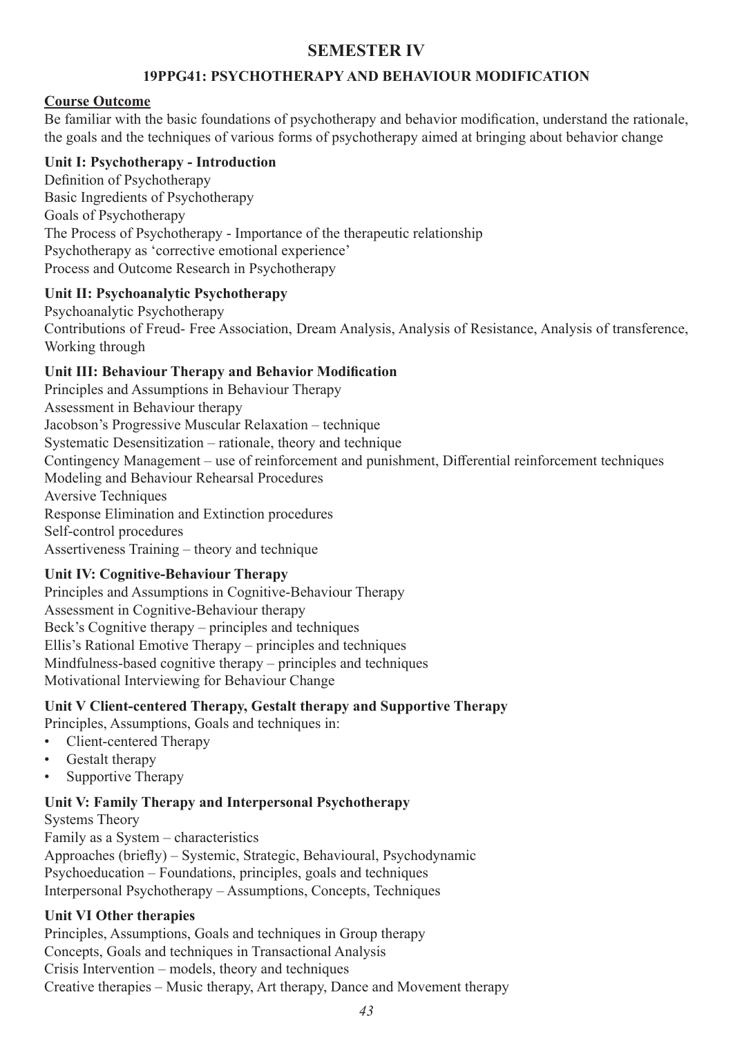# SEMESTER IV

## 19PPG41: PSYCHOTHERAPY AND BEHAVIOUR MODIFICATION

**Course Outcome**

Be familiar with the basic foundations of psychotherapy and behavior modification, understand the rationale, the goals and the techniques of various forms of psychotherapy aimed at bringing about behavior change

**Unit I: Psychotherapy - Introduction**

Definition of Psychotherapy
Basic Ingredients of Psychotherapy
Goals of Psychotherapy
The Process of Psychotherapy - Importance of the therapeutic relationship
Psychotherapy as 'corrective emotional experience'
Process and Outcome Research in Psychotherapy

**Unit II: Psychoanalytic Psychotherapy**

Psychoanalytic Psychotherapy
Contributions of Freud- Free Association, Dream Analysis, Analysis of Resistance, Analysis of transference, Working through

**Unit III: Behaviour Therapy and Behavior Modification**

Principles and Assumptions in Behaviour Therapy
Assessment in Behaviour therapy
Jacobson's Progressive Muscular Relaxation – technique
Systematic Desensitization – rationale, theory and technique
Contingency Management – use of reinforcement and punishment, Differential reinforcement techniques
Modeling and Behaviour Rehearsal Procedures
Aversive Techniques
Response Elimination and Extinction procedures
Self-control procedures
Assertiveness Training – theory and technique

**Unit IV: Cognitive-Behaviour Therapy**

Principles and Assumptions in Cognitive-Behaviour Therapy
Assessment in Cognitive-Behaviour therapy
Beck's Cognitive therapy – principles and techniques
Ellis's Rational Emotive Therapy – principles and techniques
Mindfulness-based cognitive therapy – principles and techniques
Motivational Interviewing for Behaviour Change

**Unit V Client-centered Therapy, Gestalt therapy and Supportive Therapy**

Principles, Assumptions, Goals and techniques in:

- Client-centered Therapy
- Gestalt therapy
- Supportive Therapy

**Unit V: Family Therapy and Interpersonal Psychotherapy**

Systems Theory
Family as a System – characteristics
Approaches (briefly) – Systemic, Strategic, Behavioural, Psychodynamic
Psychoeducation – Foundations, principles, goals and techniques
Interpersonal Psychotherapy – Assumptions, Concepts, Techniques

**Unit VI Other therapies**

Principles, Assumptions, Goals and techniques in Group therapy
Concepts, Goals and techniques in Transactional Analysis
Crisis Intervention – models, theory and techniques
Creative therapies – Music therapy, Art therapy, Dance and Movement therapy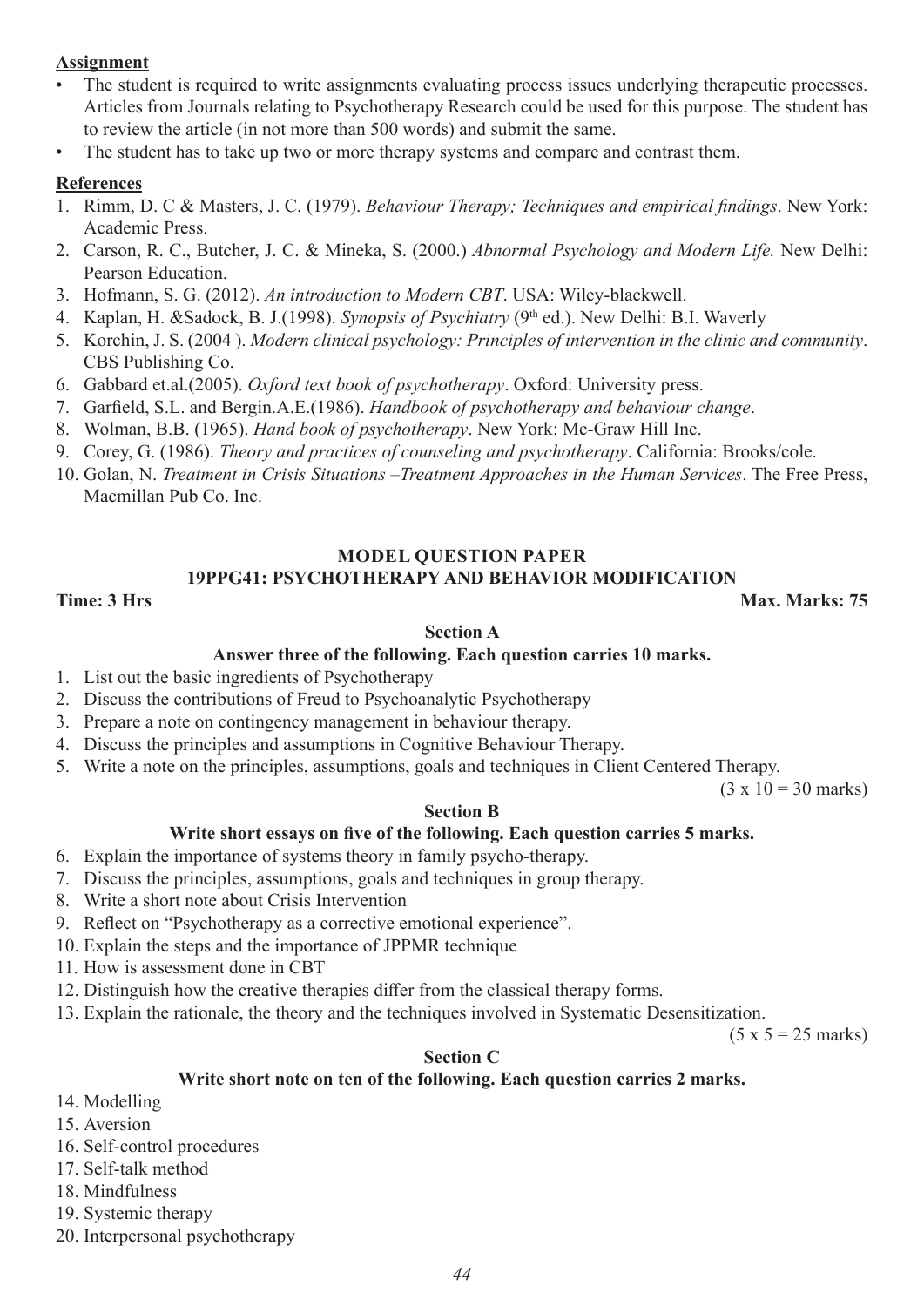**Assignment**

- The student is required to write assignments evaluating process issues underlying therapeutic processes. Articles from Journals relating to Psychotherapy Research could be used for this purpose. The student has to review the article (in not more than 500 words) and submit the same.
- The student has to take up two or more therapy systems and compare and contrast them.

**References**

1. Rimm, D. C & Masters, J. C. (1979). *Behaviour Therapy; Techniques and empirical findings*. New York: Academic Press.
2. Carson, R. C., Butcher, J. C. & Mineka, S. (2000.) *Abnormal Psychology and Modern Life.* New Delhi: Pearson Education.
3. Hofmann, S. G. (2012). *An introduction to Modern CBT*. USA: Wiley-blackwell.
4. Kaplan, H. &Sadock, B. J.(1998). *Synopsis of Psychiatry* (9th ed.). New Delhi: B.I. Waverly
5. Korchin, J. S. (2004 ). *Modern clinical psychology: Principles of intervention in the clinic and community*. CBS Publishing Co.
6. Gabbard et.al.(2005). *Oxford text book of psychotherapy*. Oxford: University press.
7. Garfield, S.L. and Bergin.A.E.(1986). *Handbook of psychotherapy and behaviour change*.
8. Wolman, B.B. (1965). *Hand book of psychotherapy*. New York: Mc-Graw Hill Inc.
9. Corey, G. (1986). *Theory and practices of counseling and psychotherapy*. California: Brooks/cole.
10. Golan, N. *Treatment in Crisis Situations –Treatment Approaches in the Human Services*. The Free Press, Macmillan Pub Co. Inc.

## MODEL QUESTION PAPER

## 19PPG41: PSYCHOTHERAPY AND BEHAVIOR MODIFICATION

**Time: 3 Hrs** **Max. Marks: 75**

### Section A

**Answer three of the following. Each question carries 10 marks.**

1. List out the basic ingredients of Psychotherapy
2. Discuss the contributions of Freud to Psychoanalytic Psychotherapy
3. Prepare a note on contingency management in behaviour therapy.
4. Discuss the principles and assumptions in Cognitive Behaviour Therapy.
5. Write a note on the principles, assumptions, goals and techniques in Client Centered Therapy.

(3 x 10 = 30 marks)

### Section B

**Write short essays on five of the following. Each question carries 5 marks.**

6. Explain the importance of systems theory in family psycho-therapy.
7. Discuss the principles, assumptions, goals and techniques in group therapy.
8. Write a short note about Crisis Intervention
9. Reflect on "Psychotherapy as a corrective emotional experience".
10. Explain the steps and the importance of JPPMR technique
11. How is assessment done in CBT
12. Distinguish how the creative therapies differ from the classical therapy forms.
13. Explain the rationale, the theory and the techniques involved in Systematic Desensitization.

(5 x 5 = 25 marks)

### Section C

**Write short note on ten of the following. Each question carries 2 marks.**

14. Modelling
15. Aversion
16. Self-control procedures
17. Self-talk method
18. Mindfulness
19. Systemic therapy
20. Interpersonal psychotherapy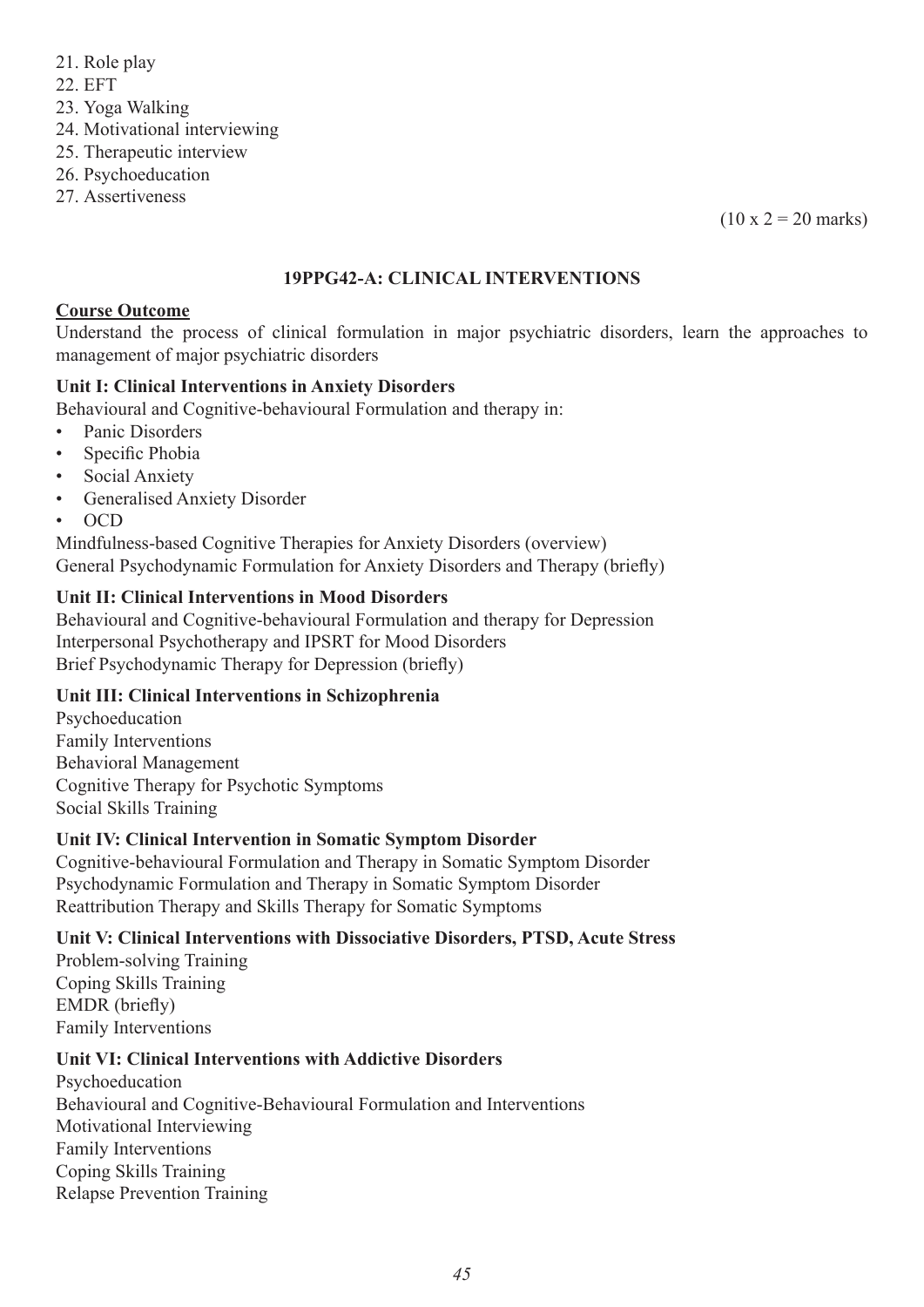21. Role play
22. EFT
23. Yoga Walking
24. Motivational interviewing
25. Therapeutic interview
26. Psychoeducation
27. Assertiveness

(10 x 2 = 20 marks)

## 19PPG42-A: CLINICAL INTERVENTIONS

**Course Outcome**

Understand the process of clinical formulation in major psychiatric disorders, learn the approaches to management of major psychiatric disorders

### Unit I: Clinical Interventions in Anxiety Disorders

Behavioural and Cognitive-behavioural Formulation and therapy in:

- Panic Disorders
- Specific Phobia
- Social Anxiety
- Generalised Anxiety Disorder
- OCD

Mindfulness-based Cognitive Therapies for Anxiety Disorders (overview)
General Psychodynamic Formulation for Anxiety Disorders and Therapy (briefly)

### Unit II: Clinical Interventions in Mood Disorders

Behavioural and Cognitive-behavioural Formulation and therapy for Depression
Interpersonal Psychotherapy and IPSRT for Mood Disorders
Brief Psychodynamic Therapy for Depression (briefly)

### Unit III: Clinical Interventions in Schizophrenia

Psychoeducation
Family Interventions
Behavioral Management
Cognitive Therapy for Psychotic Symptoms
Social Skills Training

### Unit IV: Clinical Intervention in Somatic Symptom Disorder

Cognitive-behavioural Formulation and Therapy in Somatic Symptom Disorder
Psychodynamic Formulation and Therapy in Somatic Symptom Disorder
Reattribution Therapy and Skills Therapy for Somatic Symptoms

### Unit V: Clinical Interventions with Dissociative Disorders, PTSD, Acute Stress

Problem-solving Training
Coping Skills Training
EMDR (briefly)
Family Interventions

### Unit VI: Clinical Interventions with Addictive Disorders

Psychoeducation
Behavioural and Cognitive-Behavioural Formulation and Interventions
Motivational Interviewing
Family Interventions
Coping Skills Training
Relapse Prevention Training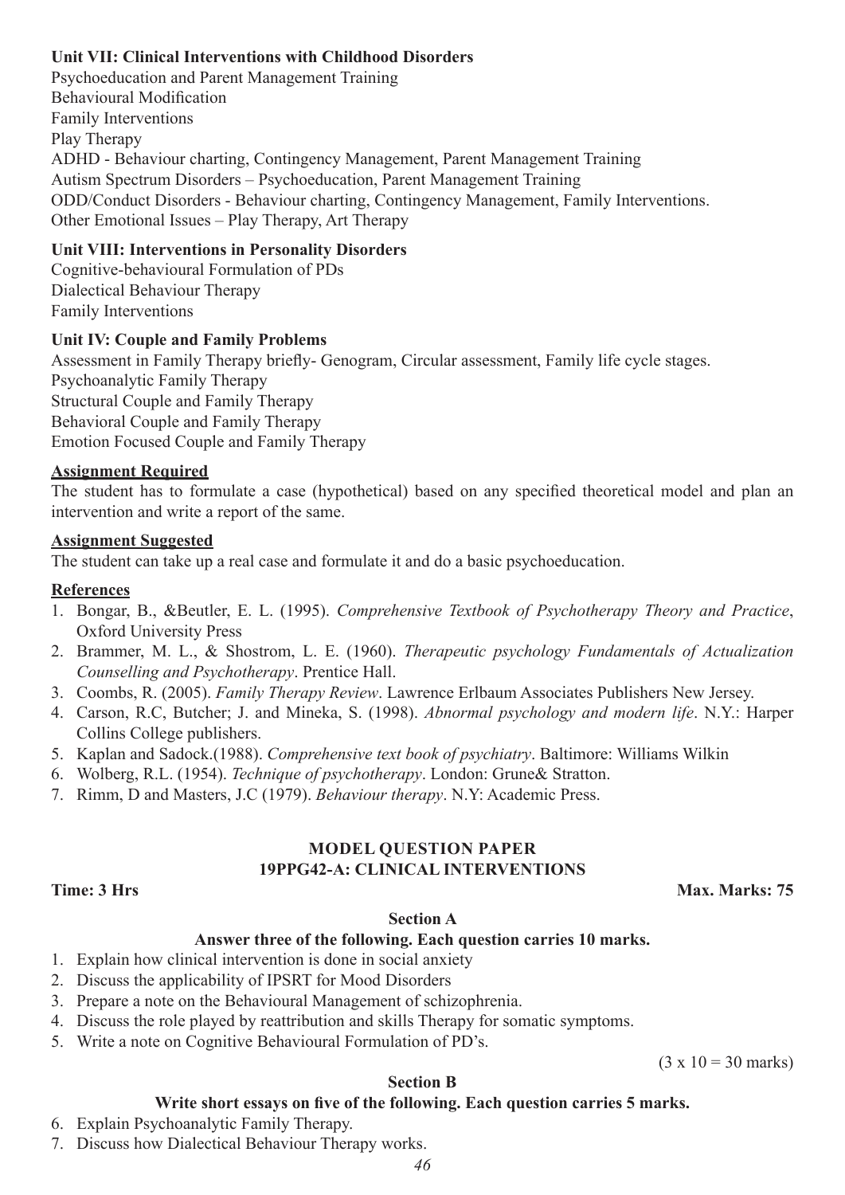**Unit VII: Clinical Interventions with Childhood Disorders**

Psychoeducation and Parent Management Training
Behavioural Modification
Family Interventions
Play Therapy
ADHD - Behaviour charting, Contingency Management, Parent Management Training
Autism Spectrum Disorders – Psychoeducation, Parent Management Training
ODD/Conduct Disorders - Behaviour charting, Contingency Management, Family Interventions.
Other Emotional Issues – Play Therapy, Art Therapy

**Unit VIII: Interventions in Personality Disorders**

Cognitive-behavioural Formulation of PDs
Dialectical Behaviour Therapy
Family Interventions

**Unit IV: Couple and Family Problems**

Assessment in Family Therapy briefly- Genogram, Circular assessment, Family life cycle stages.
Psychoanalytic Family Therapy
Structural Couple and Family Therapy
Behavioral Couple and Family Therapy
Emotion Focused Couple and Family Therapy

**Assignment Required**

The student has to formulate a case (hypothetical) based on any specified theoretical model and plan an intervention and write a report of the same.

**Assignment Suggested**

The student can take up a real case and formulate it and do a basic psychoeducation.

**References**

1. Bongar, B., &Beutler, E. L. (1995). *Comprehensive Textbook of Psychotherapy Theory and Practice*, Oxford University Press
2. Brammer, M. L., & Shostrom, L. E. (1960). *Therapeutic psychology Fundamentals of Actualization Counselling and Psychotherapy*. Prentice Hall.
3. Coombs, R. (2005). *Family Therapy Review*. Lawrence Erlbaum Associates Publishers New Jersey.
4. Carson, R.C, Butcher; J. and Mineka, S. (1998). *Abnormal psychology and modern life*. N.Y.: Harper Collins College publishers.
5. Kaplan and Sadock.(1988). *Comprehensive text book of psychiatry*. Baltimore: Williams Wilkin
6. Wolberg, R.L. (1954). *Technique of psychotherapy*. London: Grune& Stratton.
7. Rimm, D and Masters, J.C (1979). *Behaviour therapy*. N.Y: Academic Press.

## MODEL QUESTION PAPER
## 19PPG42-A: CLINICAL INTERVENTIONS

**Time: 3 Hrs** **Max. Marks: 75**

**Section A**

**Answer three of the following. Each question carries 10 marks.**

1. Explain how clinical intervention is done in social anxiety
2. Discuss the applicability of IPSRT for Mood Disorders
3. Prepare a note on the Behavioural Management of schizophrenia.
4. Discuss the role played by reattribution and skills Therapy for somatic symptoms.
5. Write a note on Cognitive Behavioural Formulation of PD's.

(3 x 10 = 30 marks)

**Section B**

**Write short essays on five of the following. Each question carries 5 marks.**

6. Explain Psychoanalytic Family Therapy.
7. Discuss how Dialectical Behaviour Therapy works.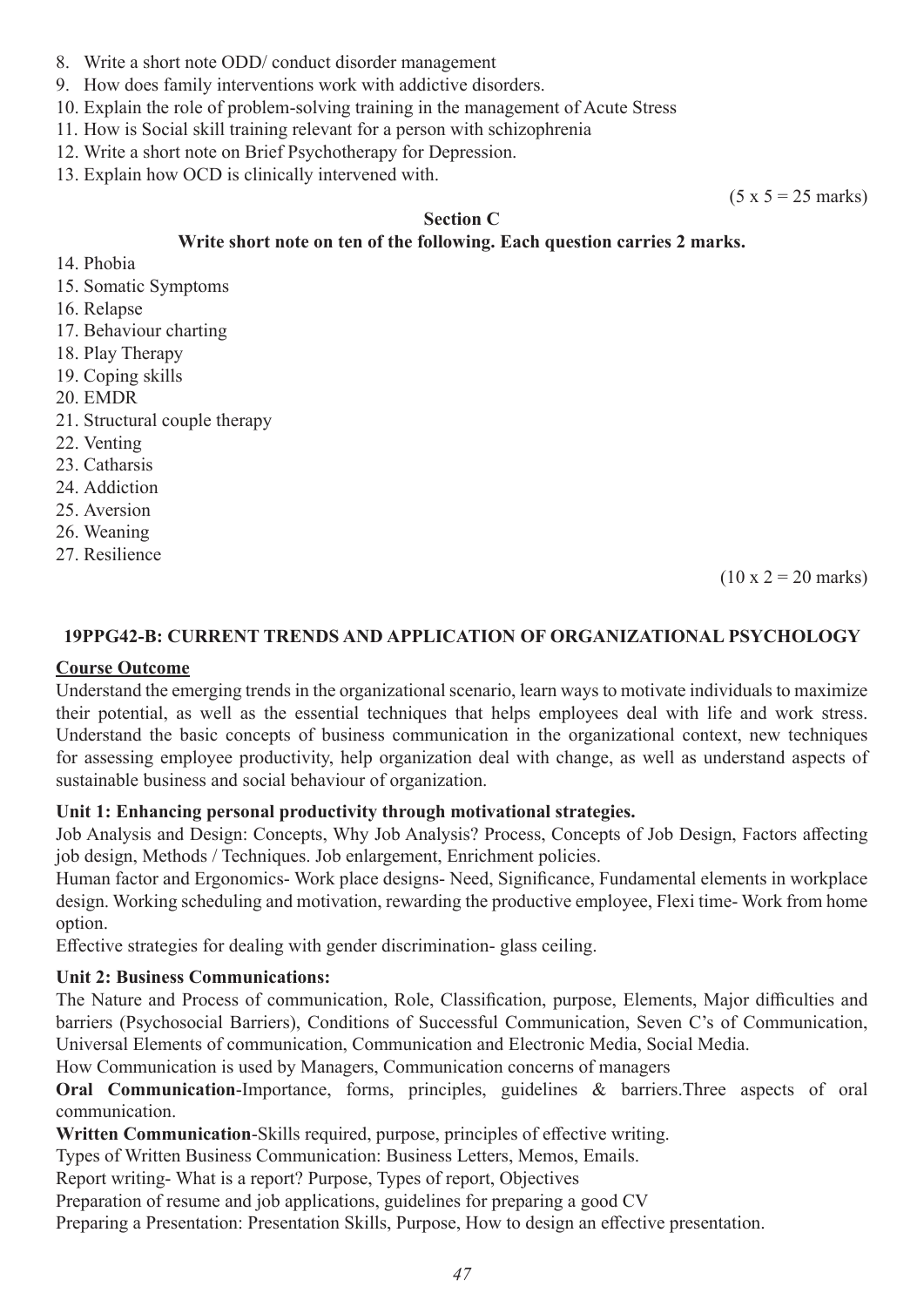8. Write a short note ODD/ conduct disorder management
9. How does family interventions work with addictive disorders.
10. Explain the role of problem-solving training in the management of Acute Stress
11. How is Social skill training relevant for a person with schizophrenia
12. Write a short note on Brief Psychotherapy for Depression.
13. Explain how OCD is clinically intervened with.

(5 x 5 = 25 marks)

**Section C**

**Write short note on ten of the following. Each question carries 2 marks.**

14. Phobia
15. Somatic Symptoms
16. Relapse
17. Behaviour charting
18. Play Therapy
19. Coping skills
20. EMDR
21. Structural couple therapy
22. Venting
23. Catharsis
24. Addiction
25. Aversion
26. Weaning
27. Resilience

(10 x 2 = 20 marks)

## 19PPG42-B: CURRENT TRENDS AND APPLICATION OF ORGANIZATIONAL PSYCHOLOGY

### Course Outcome

Understand the emerging trends in the organizational scenario, learn ways to motivate individuals to maximize their potential, as well as the essential techniques that helps employees deal with life and work stress. Understand the basic concepts of business communication in the organizational context, new techniques for assessing employee productivity, help organization deal with change, as well as understand aspects of sustainable business and social behaviour of organization.

### Unit 1: Enhancing personal productivity through motivational strategies.

Job Analysis and Design: Concepts, Why Job Analysis? Process, Concepts of Job Design, Factors affecting job design, Methods / Techniques. Job enlargement, Enrichment policies.

Human factor and Ergonomics- Work place designs- Need, Significance, Fundamental elements in workplace design. Working scheduling and motivation, rewarding the productive employee, Flexi time- Work from home option.

Effective strategies for dealing with gender discrimination- glass ceiling.

### Unit 2: Business Communications:

The Nature and Process of communication, Role, Classification, purpose, Elements, Major difficulties and barriers (Psychosocial Barriers), Conditions of Successful Communication, Seven C's of Communication, Universal Elements of communication, Communication and Electronic Media, Social Media.

How Communication is used by Managers, Communication concerns of managers

**Oral Communication**-Importance, forms, principles, guidelines & barriers.Three aspects of oral communication.

**Written Communication**-Skills required, purpose, principles of effective writing.

Types of Written Business Communication: Business Letters, Memos, Emails.

Report writing- What is a report? Purpose, Types of report, Objectives

Preparation of resume and job applications, guidelines for preparing a good CV

Preparing a Presentation: Presentation Skills, Purpose, How to design an effective presentation.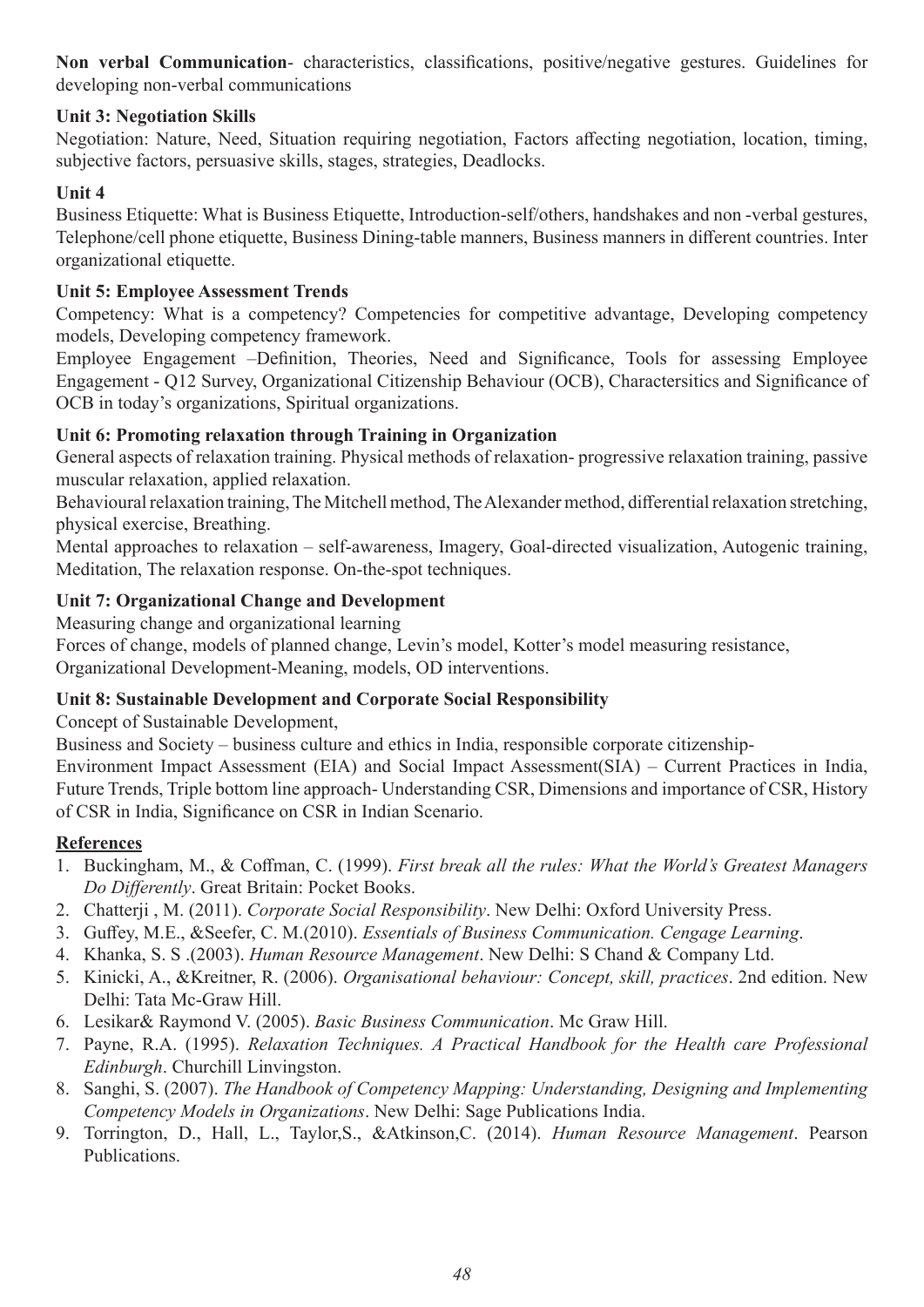**Non verbal Communication**- characteristics, classifications, positive/negative gestures. Guidelines for developing non-verbal communications

**Unit 3: Negotiation Skills**

Negotiation: Nature, Need, Situation requiring negotiation, Factors affecting negotiation, location, timing, subjective factors, persuasive skills, stages, strategies, Deadlocks.

**Unit 4**

Business Etiquette: What is Business Etiquette, Introduction-self/others, handshakes and non -verbal gestures, Telephone/cell phone etiquette, Business Dining-table manners, Business manners in different countries. Inter organizational etiquette.

**Unit 5: Employee Assessment Trends**

Competency: What is a competency? Competencies for competitive advantage, Developing competency models, Developing competency framework.

Employee Engagement –Definition, Theories, Need and Significance, Tools for assessing Employee Engagement - Q12 Survey, Organizational Citizenship Behaviour (OCB), Charactersitics and Significance of OCB in today's organizations, Spiritual organizations.

**Unit 6: Promoting relaxation through Training in Organization**

General aspects of relaxation training. Physical methods of relaxation- progressive relaxation training, passive muscular relaxation, applied relaxation.

Behavioural relaxation training, The Mitchell method, The Alexander method, differential relaxation stretching, physical exercise, Breathing.

Mental approaches to relaxation – self-awareness, Imagery, Goal-directed visualization, Autogenic training, Meditation, The relaxation response. On-the-spot techniques.

**Unit 7: Organizational Change and Development**

Measuring change and organizational learning

Forces of change, models of planned change, Levin's model, Kotter's model measuring resistance, Organizational Development-Meaning, models, OD interventions.

**Unit 8: Sustainable Development and Corporate Social Responsibility**

Concept of Sustainable Development,

Business and Society – business culture and ethics in India, responsible corporate citizenship-

Environment Impact Assessment (EIA) and Social Impact Assessment(SIA) – Current Practices in India, Future Trends, Triple bottom line approach- Understanding CSR, Dimensions and importance of CSR, History of CSR in India, Significance on CSR in Indian Scenario.

**References**

1. Buckingham, M., & Coffman, C. (1999). *First break all the rules: What the World's Greatest Managers Do Differently*. Great Britain: Pocket Books.
2. Chatterji , M. (2011). *Corporate Social Responsibility*. New Delhi: Oxford University Press.
3. Guffey, M.E., &Seefer, C. M.(2010). *Essentials of Business Communication. Cengage Learning*.
4. Khanka, S. S .(2003). *Human Resource Management*. New Delhi: S Chand & Company Ltd.
5. Kinicki, A., &Kreitner, R. (2006). *Organisational behaviour: Concept, skill, practices*. 2nd edition. New Delhi: Tata Mc-Graw Hill.
6. Lesikar& Raymond V. (2005). *Basic Business Communication*. Mc Graw Hill.
7. Payne, R.A. (1995). *Relaxation Techniques. A Practical Handbook for the Health care Professional Edinburgh*. Churchill Linvingston.
8. Sanghi, S. (2007). *The Handbook of Competency Mapping: Understanding, Designing and Implementing Competency Models in Organizations*. New Delhi: Sage Publications India.
9. Torrington, D., Hall, L., Taylor,S., &Atkinson,C. (2014). *Human Resource Management*. Pearson Publications.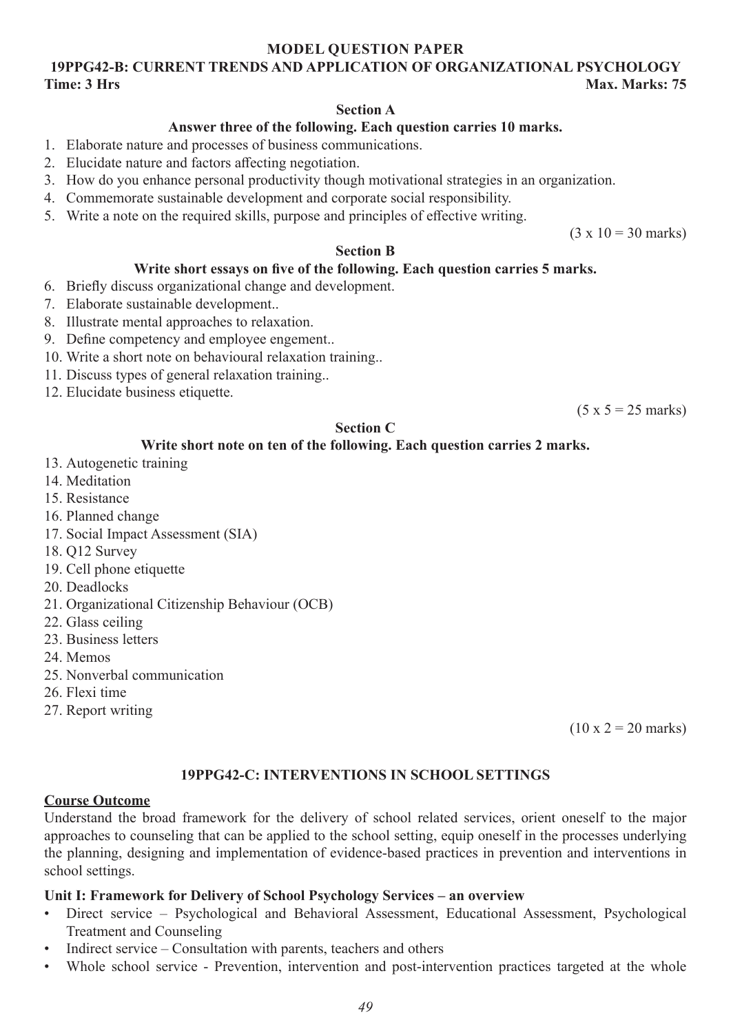**MODEL QUESTION PAPER**

**19PPG42-B: CURRENT TRENDS AND APPLICATION OF ORGANIZATIONAL PSYCHOLOGY**

**Time: 3 Hrs** **Max. Marks: 75**

**Section A**

**Answer three of the following. Each question carries 10 marks.**

1. Elaborate nature and processes of business communications.
2. Elucidate nature and factors affecting negotiation.
3. How do you enhance personal productivity though motivational strategies in an organization.
4. Commemorate sustainable development and corporate social responsibility.
5. Write a note on the required skills, purpose and principles of effective writing.

(3 x 10 = 30 marks)

**Section B**

**Write short essays on five of the following. Each question carries 5 marks.**

6. Briefly discuss organizational change and development.
7. Elaborate sustainable development..
8. Illustrate mental approaches to relaxation.
9. Define competency and employee engement..
10. Write a short note on behavioural relaxation training..
11. Discuss types of general relaxation training..
12. Elucidate business etiquette.

(5 x 5 = 25 marks)

**Section C**

**Write short note on ten of the following. Each question carries 2 marks.**

13. Autogenetic training
14. Meditation
15. Resistance
16. Planned change
17. Social Impact Assessment (SIA)
18. Q12 Survey
19. Cell phone etiquette
20. Deadlocks
21. Organizational Citizenship Behaviour (OCB)
22. Glass ceiling
23. Business letters
24. Memos
25. Nonverbal communication
26. Flexi time
27. Report writing

(10 x 2 = 20 marks)

## 19PPG42-C: INTERVENTIONS IN SCHOOL SETTINGS

**Course Outcome**

Understand the broad framework for the delivery of school related services, orient oneself to the major approaches to counseling that can be applied to the school setting, equip oneself in the processes underlying the planning, designing and implementation of evidence-based practices in prevention and interventions in school settings.

**Unit I: Framework for Delivery of School Psychology Services – an overview**

- Direct service – Psychological and Behavioral Assessment, Educational Assessment, Psychological Treatment and Counseling
- Indirect service – Consultation with parents, teachers and others
- Whole school service - Prevention, intervention and post-intervention practices targeted at the whole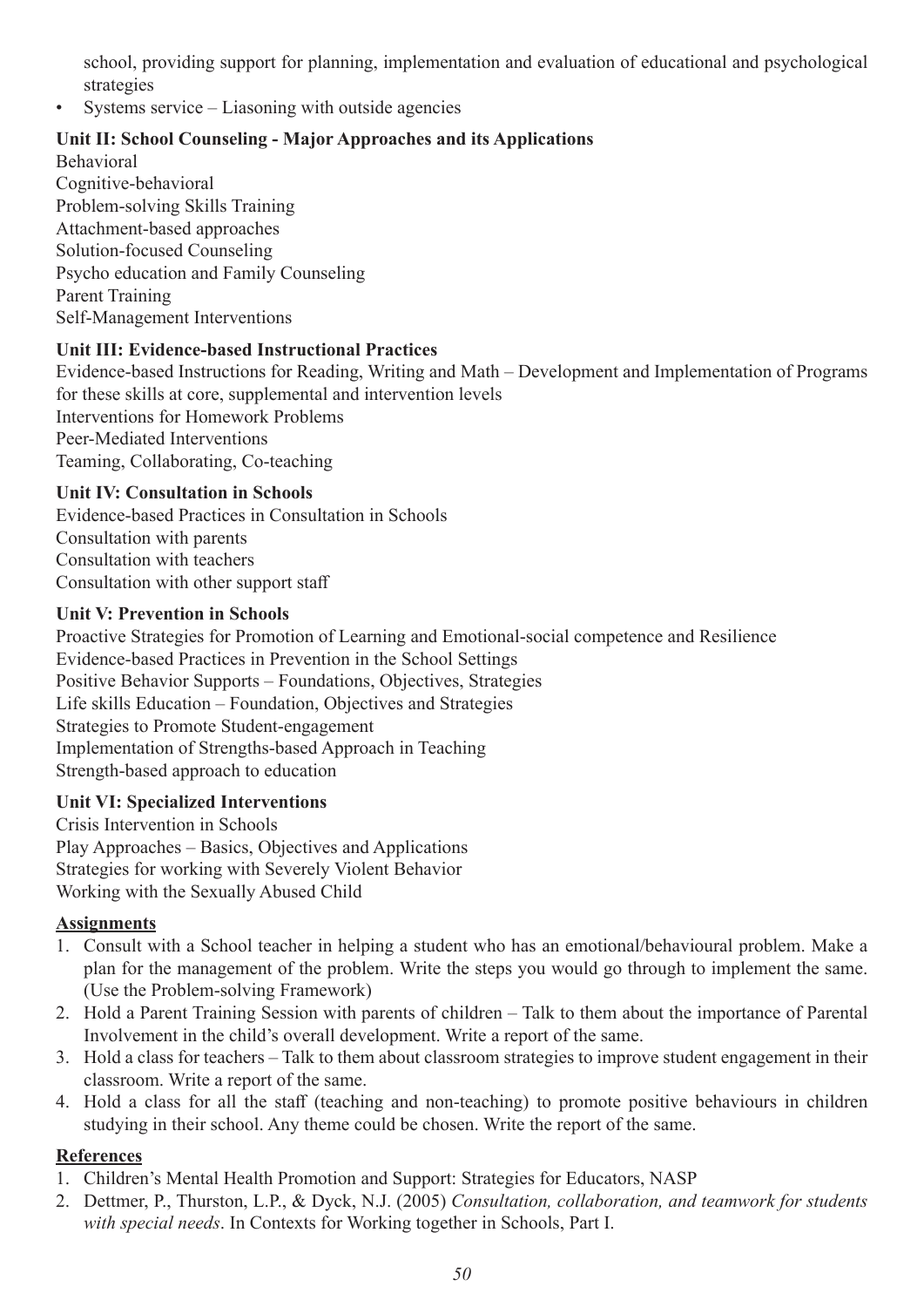school, providing support for planning, implementation and evaluation of educational and psychological strategies

- Systems service – Liasoning with outside agencies

**Unit II: School Counseling - Major Approaches and its Applications**

Behavioral
Cognitive-behavioral
Problem-solving Skills Training
Attachment-based approaches
Solution-focused Counseling
Psycho education and Family Counseling
Parent Training
Self-Management Interventions

**Unit III: Evidence-based Instructional Practices**

Evidence-based Instructions for Reading, Writing and Math – Development and Implementation of Programs for these skills at core, supplemental and intervention levels
Interventions for Homework Problems
Peer-Mediated Interventions
Teaming, Collaborating, Co-teaching

**Unit IV: Consultation in Schools**

Evidence-based Practices in Consultation in Schools
Consultation with parents
Consultation with teachers
Consultation with other support staff

**Unit V: Prevention in Schools**

Proactive Strategies for Promotion of Learning and Emotional-social competence and Resilience
Evidence-based Practices in Prevention in the School Settings
Positive Behavior Supports – Foundations, Objectives, Strategies
Life skills Education – Foundation, Objectives and Strategies
Strategies to Promote Student-engagement
Implementation of Strengths-based Approach in Teaching
Strength-based approach to education

**Unit VI: Specialized Interventions**

Crisis Intervention in Schools
Play Approaches – Basics, Objectives and Applications
Strategies for working with Severely Violent Behavior
Working with the Sexually Abused Child

**Assignments**

1. Consult with a School teacher in helping a student who has an emotional/behavioural problem. Make a plan for the management of the problem. Write the steps you would go through to implement the same. (Use the Problem-solving Framework)
2. Hold a Parent Training Session with parents of children – Talk to them about the importance of Parental Involvement in the child's overall development. Write a report of the same.
3. Hold a class for teachers – Talk to them about classroom strategies to improve student engagement in their classroom. Write a report of the same.
4. Hold a class for all the staff (teaching and non-teaching) to promote positive behaviours in children studying in their school. Any theme could be chosen. Write the report of the same.

**References**

1. Children's Mental Health Promotion and Support: Strategies for Educators, NASP
2. Dettmer, P., Thurston, L.P., & Dyck, N.J. (2005) *Consultation, collaboration, and teamwork for students with special needs*. In Contexts for Working together in Schools, Part I.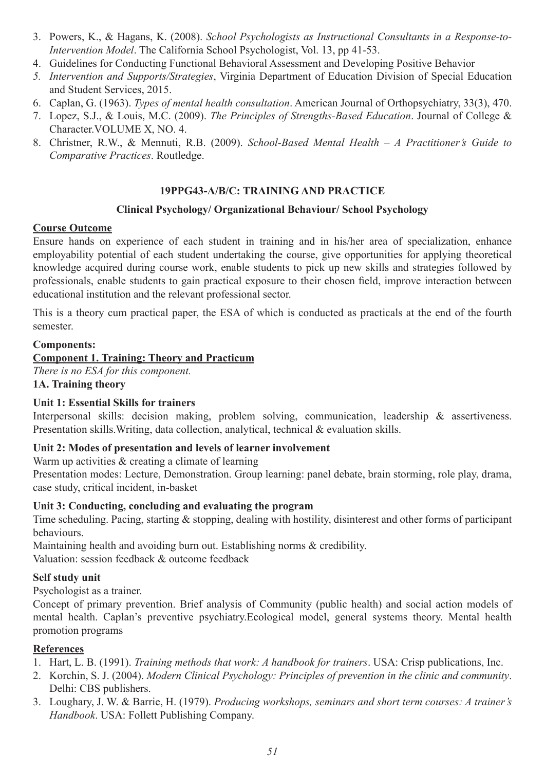3. Powers, K., & Hagans, K. (2008). *School Psychologists as Instructional Consultants in a Response-to-Intervention Model*. The California School Psychologist, Vol. 13, pp 41-53.
4. Guidelines for Conducting Functional Behavioral Assessment and Developing Positive Behavior
5. *Intervention and Supports/Strategies*, Virginia Department of Education Division of Special Education and Student Services, 2015.
6. Caplan, G. (1963). *Types of mental health consultation*. American Journal of Orthopsychiatry, 33(3), 470.
7. Lopez, S.J., & Louis, M.C. (2009). *The Principles of Strengths-Based Education*. Journal of College & Character.VOLUME X, NO. 4.
8. Christner, R.W., & Mennuti, R.B. (2009). *School-Based Mental Health – A Practitioner's Guide to Comparative Practices*. Routledge.

## 19PPG43-A/B/C: TRAINING AND PRACTICE

### Clinical Psychology/ Organizational Behaviour/ School Psychology

**Course Outcome**

Ensure hands on experience of each student in training and in his/her area of specialization, enhance employability potential of each student undertaking the course, give opportunities for applying theoretical knowledge acquired during course work, enable students to pick up new skills and strategies followed by professionals, enable students to gain practical exposure to their chosen field, improve interaction between educational institution and the relevant professional sector.

This is a theory cum practical paper, the ESA of which is conducted as practicals at the end of the fourth semester.

**Components:**

**Component 1. Training: Theory and Practicum**

*There is no ESA for this component.*

**1A. Training theory**

**Unit 1: Essential Skills for trainers**

Interpersonal skills: decision making, problem solving, communication, leadership & assertiveness. Presentation skills.Writing, data collection, analytical, technical & evaluation skills.

**Unit 2: Modes of presentation and levels of learner involvement**

Warm up activities & creating a climate of learning

Presentation modes: Lecture, Demonstration. Group learning: panel debate, brain storming, role play, drama, case study, critical incident, in-basket

**Unit 3: Conducting, concluding and evaluating the program**

Time scheduling. Pacing, starting & stopping, dealing with hostility, disinterest and other forms of participant behaviours.

Maintaining health and avoiding burn out. Establishing norms & credibility.

Valuation: session feedback & outcome feedback

**Self study unit**

Psychologist as a trainer.

Concept of primary prevention. Brief analysis of Community (public health) and social action models of mental health. Caplan's preventive psychiatry.Ecological model, general systems theory. Mental health promotion programs

**References**

1. Hart, L. B. (1991). *Training methods that work: A handbook for trainers*. USA: Crisp publications, Inc.
2. Korchin, S. J. (2004). *Modern Clinical Psychology: Principles of prevention in the clinic and community*. Delhi: CBS publishers.
3. Loughary, J. W. & Barrie, H. (1979). *Producing workshops, seminars and short term courses: A trainer's Handbook*. USA: Follett Publishing Company.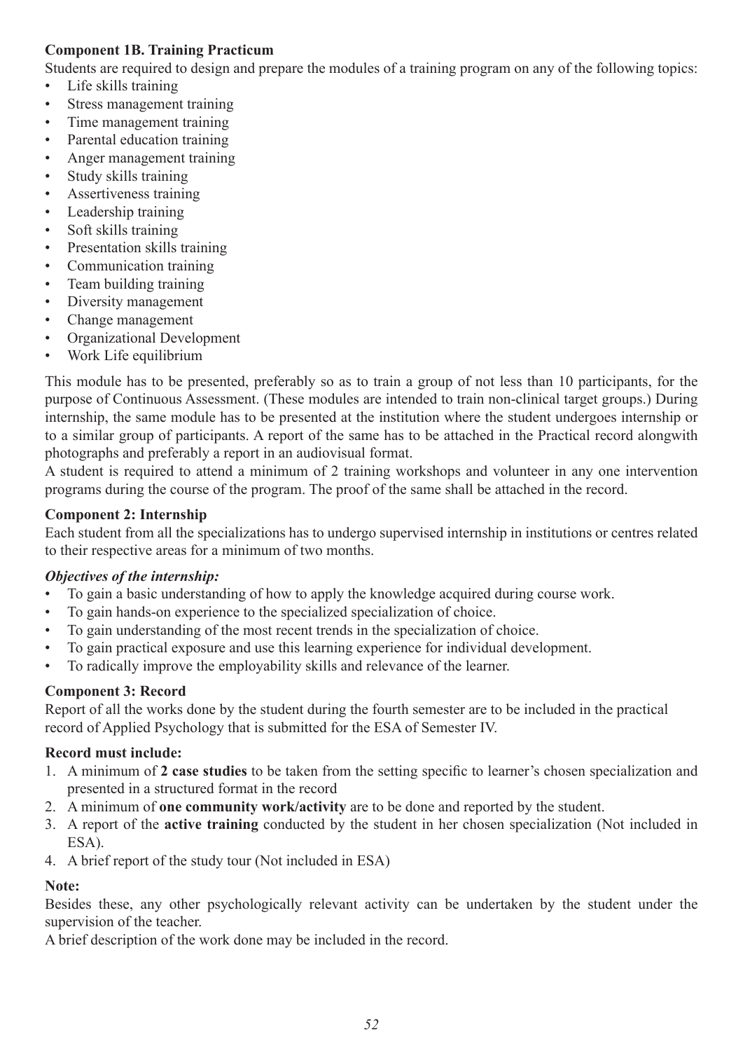**Component 1B. Training Practicum**

Students are required to design and prepare the modules of a training program on any of the following topics:

- Life skills training
- Stress management training
- Time management training
- Parental education training
- Anger management training
- Study skills training
- Assertiveness training
- Leadership training
- Soft skills training
- Presentation skills training
- Communication training
- Team building training
- Diversity management
- Change management
- Organizational Development
- Work Life equilibrium

This module has to be presented, preferably so as to train a group of not less than 10 participants, for the purpose of Continuous Assessment. (These modules are intended to train non-clinical target groups.) During internship, the same module has to be presented at the institution where the student undergoes internship or to a similar group of participants. A report of the same has to be attached in the Practical record alongwith photographs and preferably a report in an audiovisual format.

A student is required to attend a minimum of 2 training workshops and volunteer in any one intervention programs during the course of the program. The proof of the same shall be attached in the record.

**Component 2: Internship**

Each student from all the specializations has to undergo supervised internship in institutions or centres related to their respective areas for a minimum of two months.

***Objectives of the internship:***

- To gain a basic understanding of how to apply the knowledge acquired during course work.
- To gain hands-on experience to the specialized specialization of choice.
- To gain understanding of the most recent trends in the specialization of choice.
- To gain practical exposure and use this learning experience for individual development.
- To radically improve the employability skills and relevance of the learner.

**Component 3: Record**

Report of all the works done by the student during the fourth semester are to be included in the practical record of Applied Psychology that is submitted for the ESA of Semester IV.

**Record must include:**

1. A minimum of **2 case studies** to be taken from the setting specific to learner's chosen specialization and presented in a structured format in the record
2. A minimum of **one community work/activity** are to be done and reported by the student.
3. A report of the **active training** conducted by the student in her chosen specialization (Not included in ESA).
4. A brief report of the study tour (Not included in ESA)

**Note:**

Besides these, any other psychologically relevant activity can be undertaken by the student under the supervision of the teacher.

A brief description of the work done may be included in the record.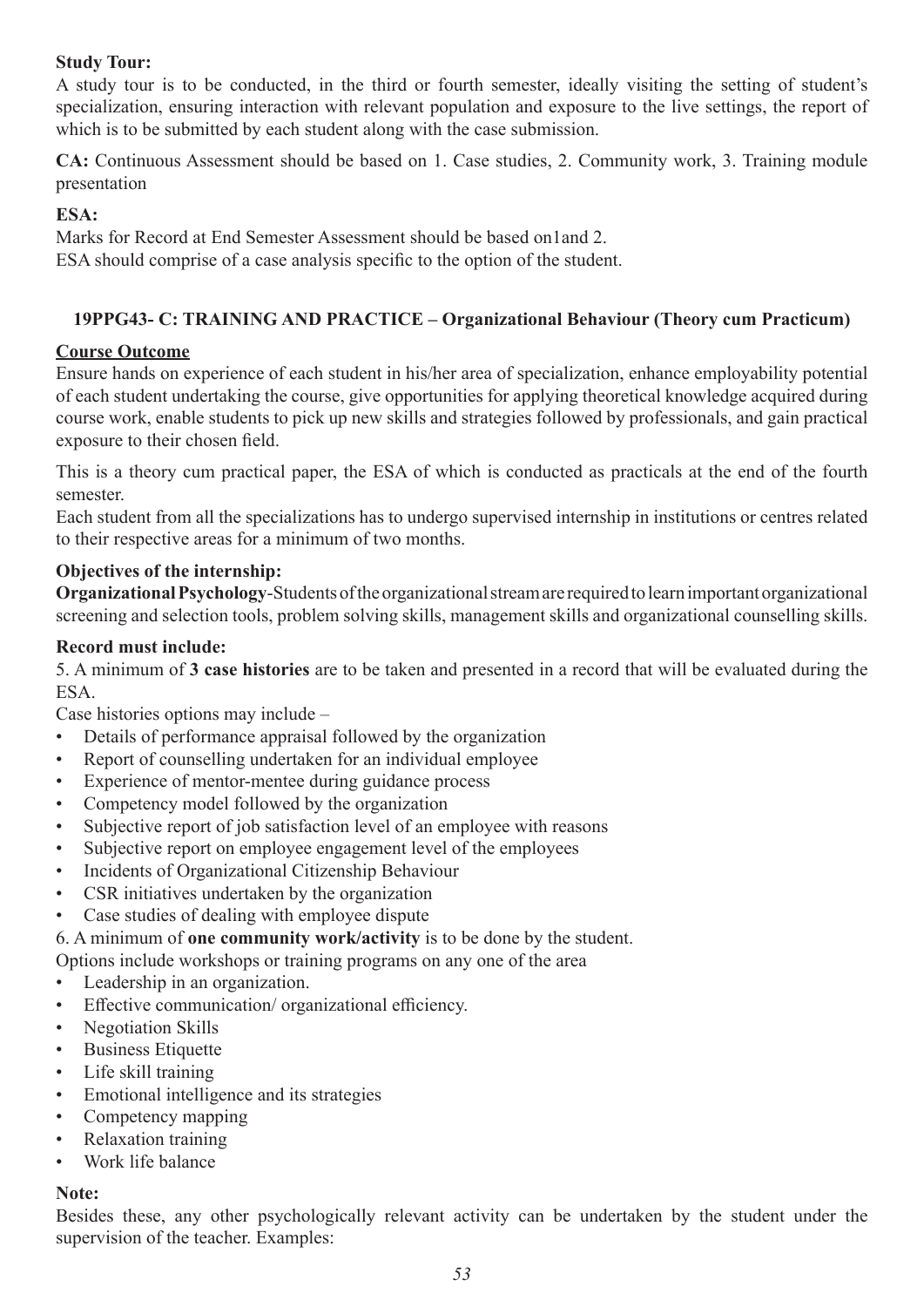**Study Tour:**

A study tour is to be conducted, in the third or fourth semester, ideally visiting the setting of student's specialization, ensuring interaction with relevant population and exposure to the live settings, the report of which is to be submitted by each student along with the case submission.

**CA:** Continuous Assessment should be based on 1. Case studies, 2. Community work, 3. Training module presentation

**ESA:**

Marks for Record at End Semester Assessment should be based on1and 2.
ESA should comprise of a case analysis specific to the option of the student.

### 19PPG43- C: TRAINING AND PRACTICE – Organizational Behaviour (Theory cum Practicum)

**Course Outcome**

Ensure hands on experience of each student in his/her area of specialization, enhance employability potential of each student undertaking the course, give opportunities for applying theoretical knowledge acquired during course work, enable students to pick up new skills and strategies followed by professionals, and gain practical exposure to their chosen field.

This is a theory cum practical paper, the ESA of which is conducted as practicals at the end of the fourth semester.

Each student from all the specializations has to undergo supervised internship in institutions or centres related to their respective areas for a minimum of two months.

**Objectives of the internship:**

**Organizational Psychology**-Students of the organizational stream are required to learn important organizational screening and selection tools, problem solving skills, management skills and organizational counselling skills.

**Record must include:**

5. A minimum of **3 case histories** are to be taken and presented in a record that will be evaluated during the ESA.

Case histories options may include –

- Details of performance appraisal followed by the organization
- Report of counselling undertaken for an individual employee
- Experience of mentor-mentee during guidance process
- Competency model followed by the organization
- Subjective report of job satisfaction level of an employee with reasons
- Subjective report on employee engagement level of the employees
- Incidents of Organizational Citizenship Behaviour
- CSR initiatives undertaken by the organization
- Case studies of dealing with employee dispute

6. A minimum of **one community work/activity** is to be done by the student.

Options include workshops or training programs on any one of the area

- Leadership in an organization.
- Effective communication/ organizational efficiency.
- Negotiation Skills
- Business Etiquette
- Life skill training
- Emotional intelligence and its strategies
- Competency mapping
- Relaxation training
- Work life balance

**Note:**

Besides these, any other psychologically relevant activity can be undertaken by the student under the supervision of the teacher. Examples: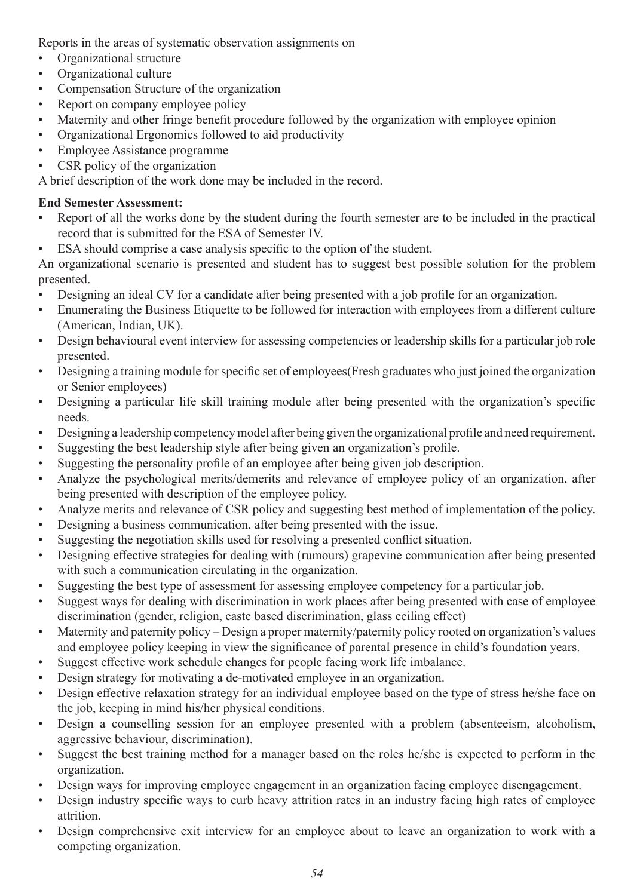Reports in the areas of systematic observation assignments on

- Organizational structure
- Organizational culture
- Compensation Structure of the organization
- Report on company employee policy
- Maternity and other fringe benefit procedure followed by the organization with employee opinion
- Organizational Ergonomics followed to aid productivity
- Employee Assistance programme
- CSR policy of the organization

A brief description of the work done may be included in the record.

**End Semester Assessment:**

- Report of all the works done by the student during the fourth semester are to be included in the practical record that is submitted for the ESA of Semester IV.
- ESA should comprise a case analysis specific to the option of the student.

An organizational scenario is presented and student has to suggest best possible solution for the problem presented.

- Designing an ideal CV for a candidate after being presented with a job profile for an organization.
- Enumerating the Business Etiquette to be followed for interaction with employees from a different culture (American, Indian, UK).
- Design behavioural event interview for assessing competencies or leadership skills for a particular job role presented.
- Designing a training module for specific set of employees(Fresh graduates who just joined the organization or Senior employees)
- Designing a particular life skill training module after being presented with the organization's specific needs.
- Designing a leadership competency model after being given the organizational profile and need requirement.
- Suggesting the best leadership style after being given an organization's profile.
- Suggesting the personality profile of an employee after being given job description.
- Analyze the psychological merits/demerits and relevance of employee policy of an organization, after being presented with description of the employee policy.
- Analyze merits and relevance of CSR policy and suggesting best method of implementation of the policy.
- Designing a business communication, after being presented with the issue.
- Suggesting the negotiation skills used for resolving a presented conflict situation.
- Designing effective strategies for dealing with (rumours) grapevine communication after being presented with such a communication circulating in the organization.
- Suggesting the best type of assessment for assessing employee competency for a particular job.
- Suggest ways for dealing with discrimination in work places after being presented with case of employee discrimination (gender, religion, caste based discrimination, glass ceiling effect)
- Maternity and paternity policy – Design a proper maternity/paternity policy rooted on organization's values and employee policy keeping in view the significance of parental presence in child's foundation years.
- Suggest effective work schedule changes for people facing work life imbalance.
- Design strategy for motivating a de-motivated employee in an organization.
- Design effective relaxation strategy for an individual employee based on the type of stress he/she face on the job, keeping in mind his/her physical conditions.
- Design a counselling session for an employee presented with a problem (absenteeism, alcoholism, aggressive behaviour, discrimination).
- Suggest the best training method for a manager based on the roles he/she is expected to perform in the organization.
- Design ways for improving employee engagement in an organization facing employee disengagement.
- Design industry specific ways to curb heavy attrition rates in an industry facing high rates of employee attrition.
- Design comprehensive exit interview for an employee about to leave an organization to work with a competing organization.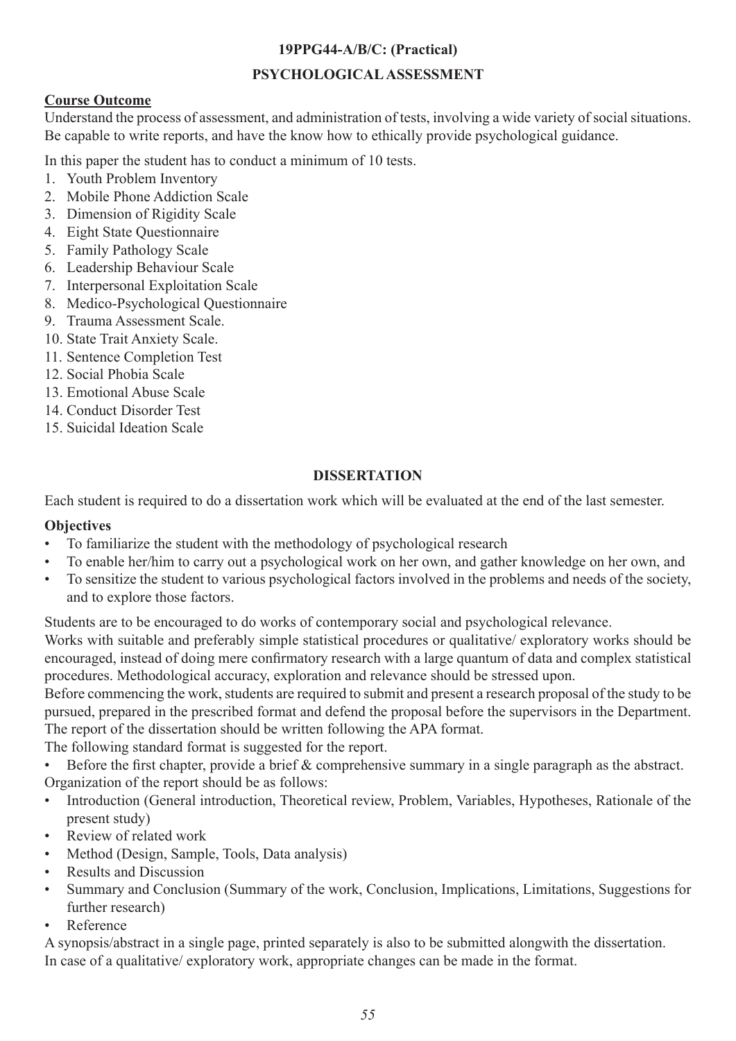**19PPG44-A/B/C: (Practical)**

**PSYCHOLOGICAL ASSESSMENT**

**Course Outcome**

Understand the process of assessment, and administration of tests, involving a wide variety of social situations. Be capable to write reports, and have the know how to ethically provide psychological guidance.

In this paper the student has to conduct a minimum of 10 tests.

1. Youth Problem Inventory
2. Mobile Phone Addiction Scale
3. Dimension of Rigidity Scale
4. Eight State Questionnaire
5. Family Pathology Scale
6. Leadership Behaviour Scale
7. Interpersonal Exploitation Scale
8. Medico-Psychological Questionnaire
9. Trauma Assessment Scale.
10. State Trait Anxiety Scale.
11. Sentence Completion Test
12. Social Phobia Scale
13. Emotional Abuse Scale
14. Conduct Disorder Test
15. Suicidal Ideation Scale

**DISSERTATION**

Each student is required to do a dissertation work which will be evaluated at the end of the last semester.

**Objectives**

- To familiarize the student with the methodology of psychological research
- To enable her/him to carry out a psychological work on her own, and gather knowledge on her own, and
- To sensitize the student to various psychological factors involved in the problems and needs of the society, and to explore those factors.

Students are to be encouraged to do works of contemporary social and psychological relevance.

Works with suitable and preferably simple statistical procedures or qualitative/ exploratory works should be encouraged, instead of doing mere confirmatory research with a large quantum of data and complex statistical procedures. Methodological accuracy, exploration and relevance should be stressed upon.

Before commencing the work, students are required to submit and present a research proposal of the study to be pursued, prepared in the prescribed format and defend the proposal before the supervisors in the Department. The report of the dissertation should be written following the APA format.

The following standard format is suggested for the report.

- Before the first chapter, provide a brief & comprehensive summary in a single paragraph as the abstract.

Organization of the report should be as follows:

- Introduction (General introduction, Theoretical review, Problem, Variables, Hypotheses, Rationale of the present study)
- Review of related work
- Method (Design, Sample, Tools, Data analysis)
- Results and Discussion
- Summary and Conclusion (Summary of the work, Conclusion, Implications, Limitations, Suggestions for further research)
- Reference

A synopsis/abstract in a single page, printed separately is also to be submitted alongwith the dissertation.

In case of a qualitative/ exploratory work, appropriate changes can be made in the format.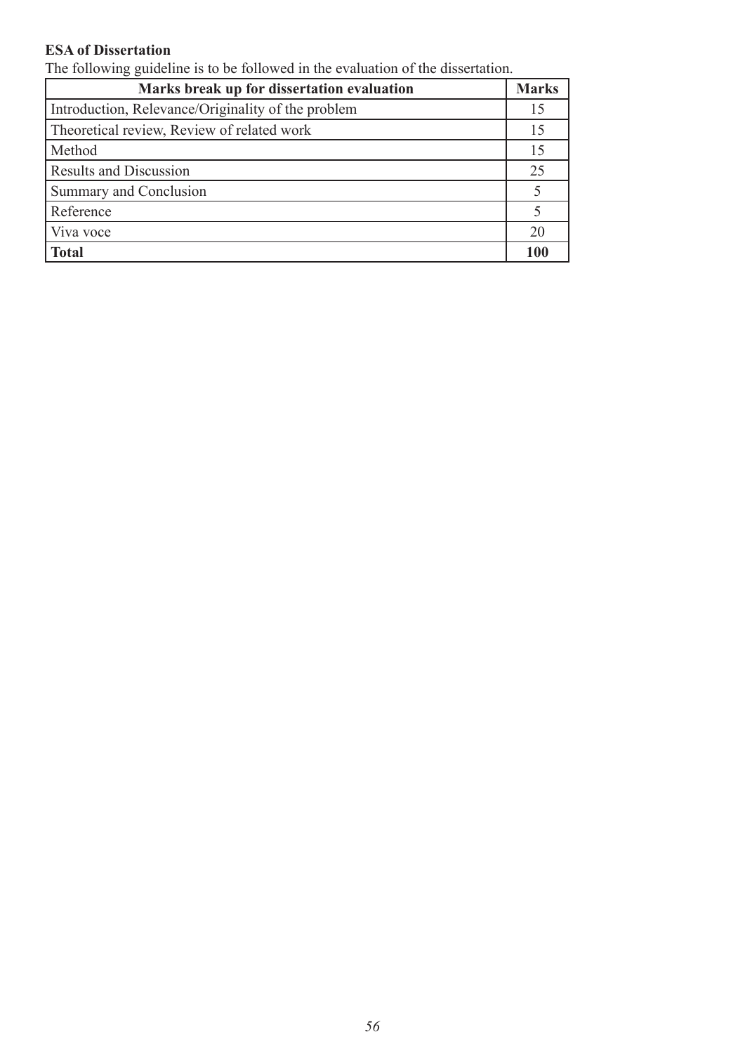**ESA of Dissertation**

The following guideline is to be followed in the evaluation of the dissertation.

| Marks break up for dissertation evaluation | Marks |
|---|---|
| Introduction, Relevance/Originality of the problem | 15 |
| Theoretical review, Review of related work | 15 |
| Method | 15 |
| Results and Discussion | 25 |
| Summary and Conclusion | 5 |
| Reference | 5 |
| Viva voce | 20 |
| **Total** | **100** |